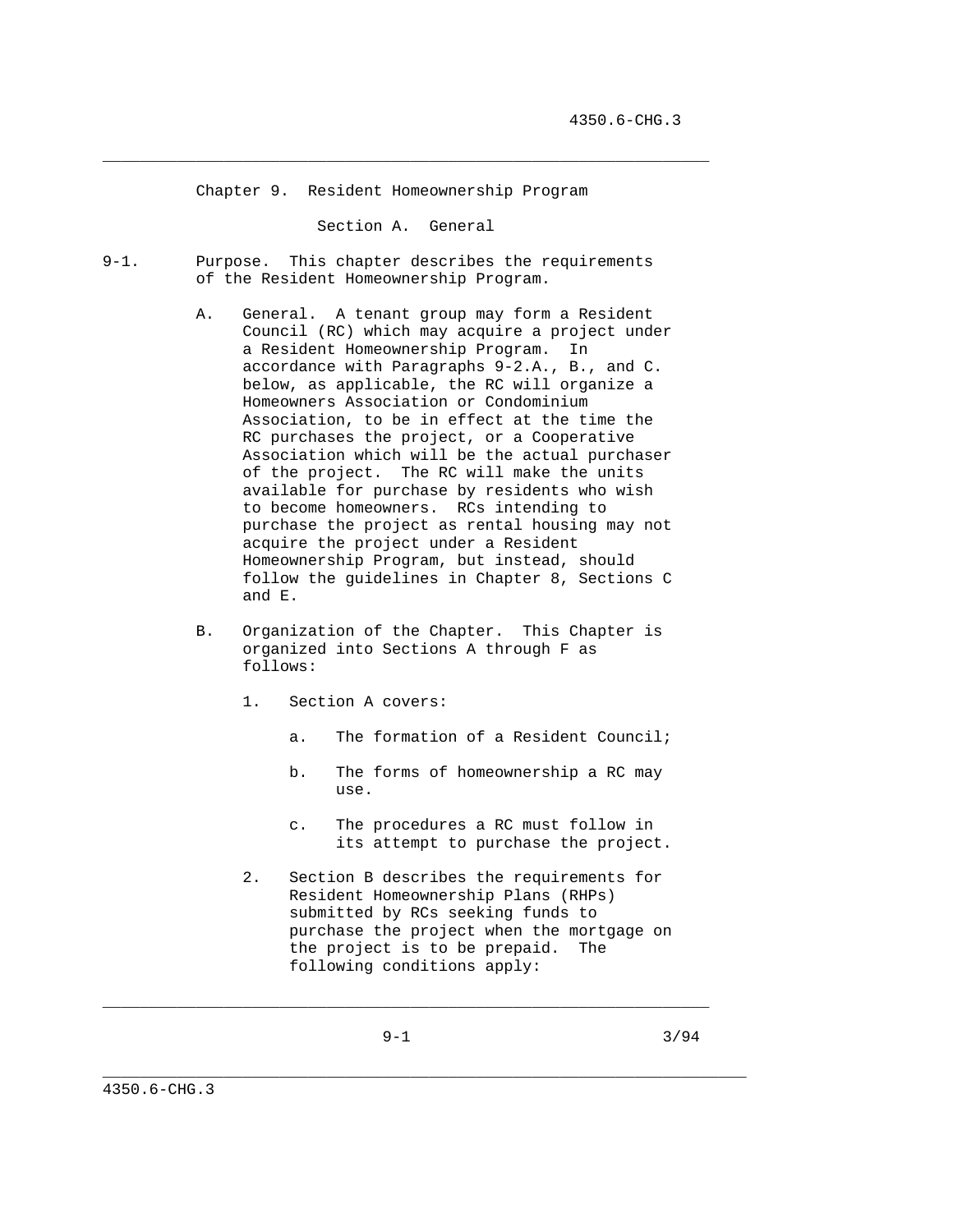# Chapter 9. Resident Homeownership Program

## Section A. General

9-1. Purpose. This chapter describes the requirements of the Resident Homeownership Program.

A. General. A tenant group may form a Resident Council (RC) which may acquire a project under a Resident Homeownership Program. In accordance with Paragraphs 9-2.A., B., and C. below, as applicable, the RC will organize a Homeowners Association or Condominium Association, to be in effect at the time the RC purchases the project, or a Cooperative Association which will be the actual purchaser of the project. The RC will make the units available for purchase by residents who wish to become homeowners. RCs intending to purchase the project as rental housing may not acquire the project under a Resident Homeownership Program, but instead, should follow the guidelines in Chapter 8, Sections C and E.

B. Organization of the Chapter. This Chapter is organized into Sections A through F as follows:

1. Section A covers:

   a. The formation of a Resident Council;

   b. The forms of homeownership a RC may use.

   c. The procedures a RC must follow in its attempt to purchase the project.

2. Section B describes the requirements for Resident Homeownership Plans (RHPs) submitted by RCs seeking funds to purchase the project when the mortgage on the project is to be prepaid. The following conditions apply: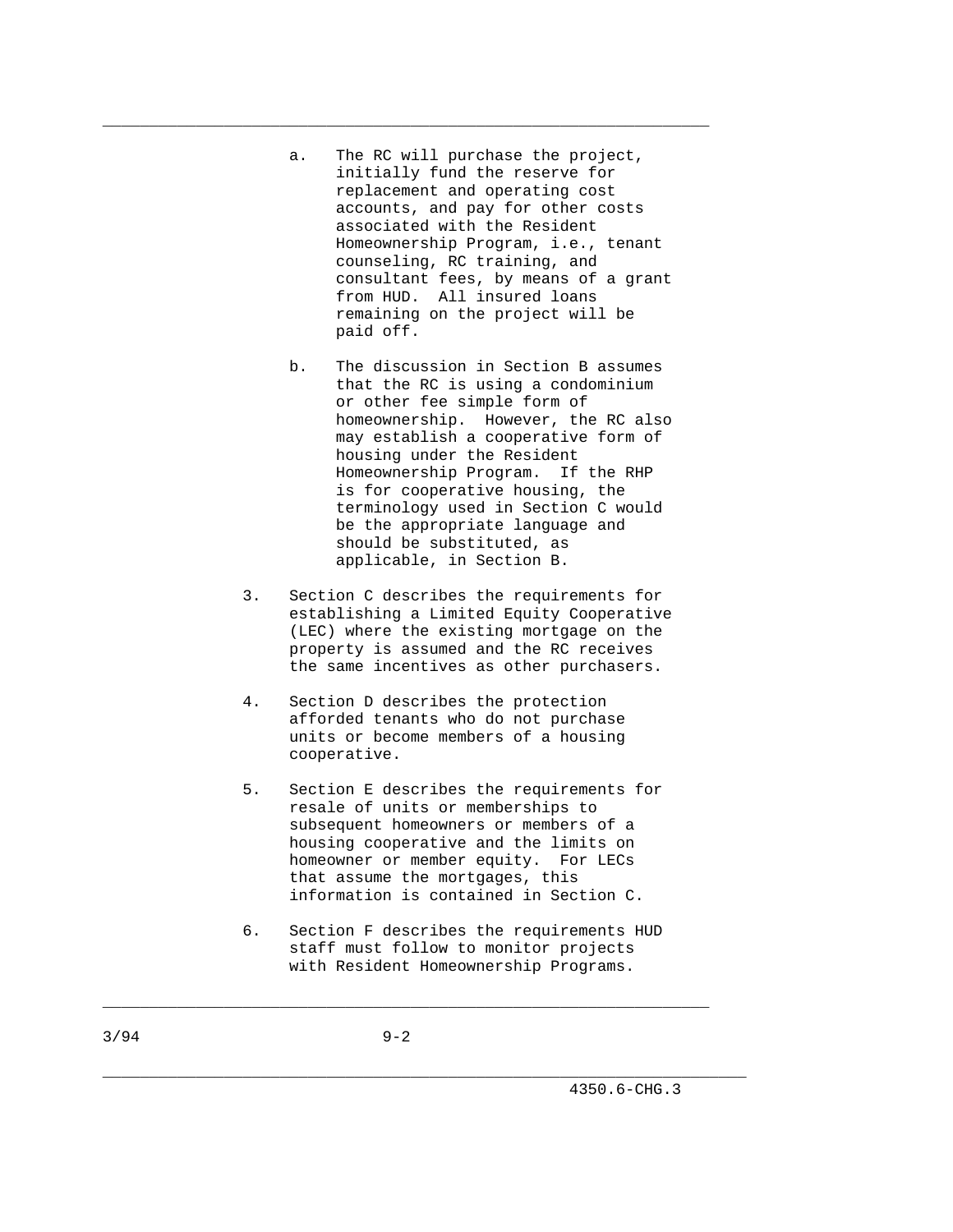a. The RC will purchase the project, initially fund the reserve for replacement and operating cost accounts, and pay for other costs associated with the Resident Homeownership Program, i.e., tenant counseling, RC training, and consultant fees, by means of a grant from HUD. All insured loans remaining on the project will be paid off.

b. The discussion in Section B assumes that the RC is using a condominium or other fee simple form of homeownership. However, the RC also may establish a cooperative form of housing under the Resident Homeownership Program. If the RHP is for cooperative housing, the terminology used in Section C would be the appropriate language and should be substituted, as applicable, in Section B.

3. Section C describes the requirements for establishing a Limited Equity Cooperative (LEC) where the existing mortgage on the property is assumed and the RC receives the same incentives as other purchasers.

4. Section D describes the protection afforded tenants who do not purchase units or become members of a housing cooperative.

5. Section E describes the requirements for resale of units or memberships to subsequent homeowners or members of a housing cooperative and the limits on homeowner or member equity. For LECs that assume the mortgages, this information is contained in Section C.

6. Section F describes the requirements HUD staff must follow to monitor projects with Resident Homeownership Programs.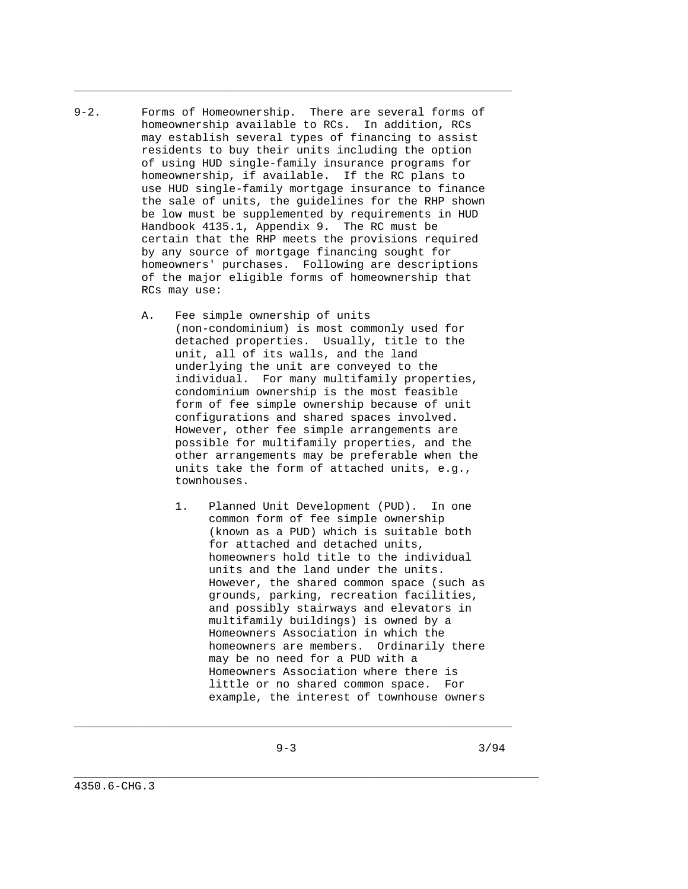9-2. Forms of Homeownership. There are several forms of homeownership available to RCs. In addition, RCs may establish several types of financing to assist residents to buy their units including the option of using HUD single-family insurance programs for homeownership, if available. If the RC plans to use HUD single-family mortgage insurance to finance the sale of units, the guidelines for the RHP shown be low must be supplemented by requirements in HUD Handbook 4135.1, Appendix 9. The RC must be certain that the RHP meets the provisions required by any source of mortgage financing sought for homeowners' purchases. Following are descriptions of the major eligible forms of homeownership that RCs may use:

A. Fee simple ownership of units (non-condominium) is most commonly used for detached properties. Usually, title to the unit, all of its walls, and the land underlying the unit are conveyed to the individual. For many multifamily properties, condominium ownership is the most feasible form of fee simple ownership because of unit configurations and shared spaces involved. However, other fee simple arrangements are possible for multifamily properties, and the other arrangements may be preferable when the units take the form of attached units, e.g., townhouses.

1. Planned Unit Development (PUD). In one common form of fee simple ownership (known as a PUD) which is suitable both for attached and detached units, homeowners hold title to the individual units and the land under the units. However, the shared common space (such as grounds, parking, recreation facilities, and possibly stairways and elevators in multifamily buildings) is owned by a Homeowners Association in which the homeowners are members. Ordinarily there may be no need for a PUD with a Homeowners Association where there is little or no shared common space. For example, the interest of townhouse owners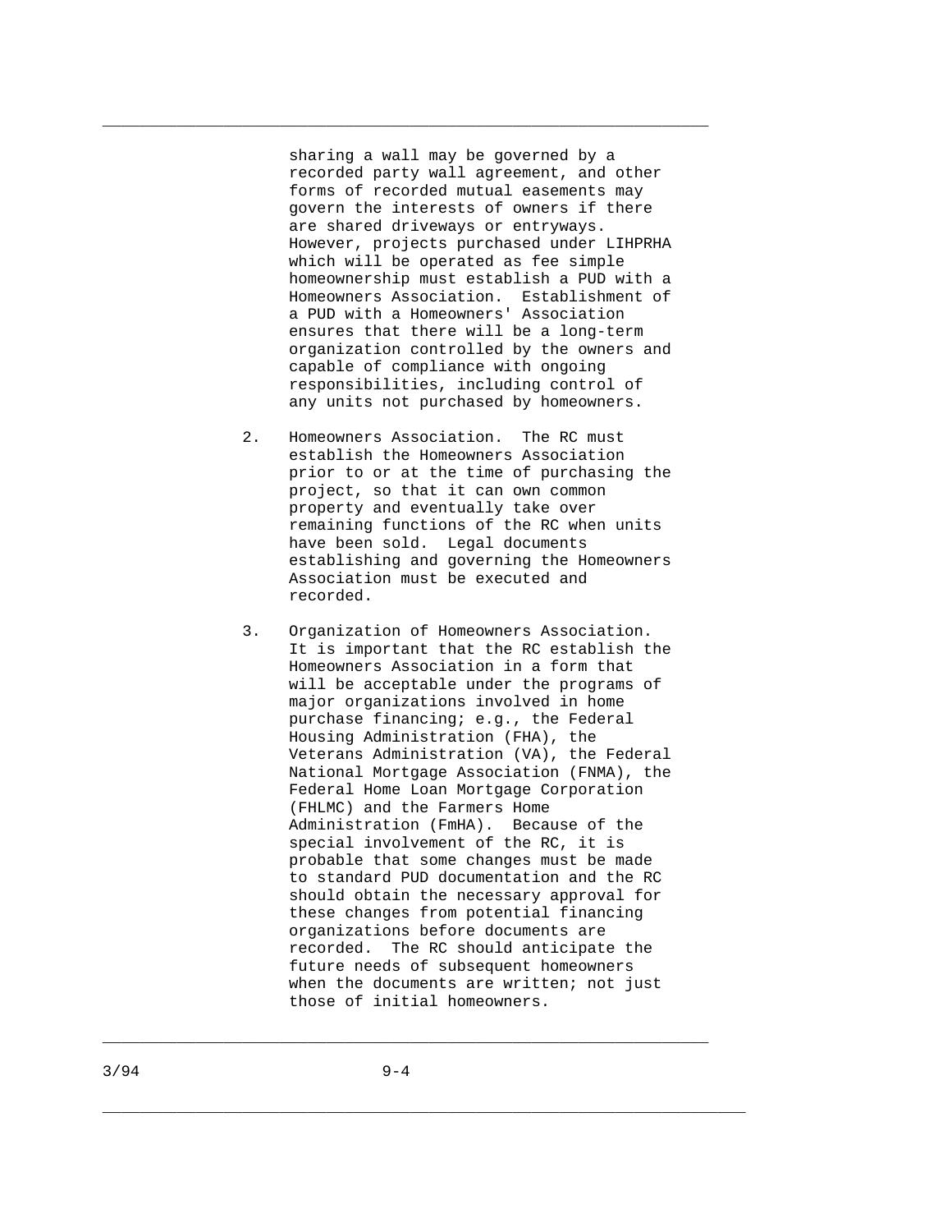sharing a wall may be governed by a recorded party wall agreement, and other forms of recorded mutual easements may govern the interests of owners if there are shared driveways or entryways. However, projects purchased under LIHPRHA which will be operated as fee simple homeownership must establish a PUD with a Homeowners Association. Establishment of a PUD with a Homeowners' Association ensures that there will be a long-term organization controlled by the owners and capable of compliance with ongoing responsibilities, including control of any units not purchased by homeowners.

2. Homeowners Association. The RC must establish the Homeowners Association prior to or at the time of purchasing the project, so that it can own common property and eventually take over remaining functions of the RC when units have been sold. Legal documents establishing and governing the Homeowners Association must be executed and recorded.

3. Organization of Homeowners Association. It is important that the RC establish the Homeowners Association in a form that will be acceptable under the programs of major organizations involved in home purchase financing; e.g., the Federal Housing Administration (FHA), the Veterans Administration (VA), the Federal National Mortgage Association (FNMA), the Federal Home Loan Mortgage Corporation (FHLMC) and the Farmers Home Administration (FmHA). Because of the special involvement of the RC, it is probable that some changes must be made to standard PUD documentation and the RC should obtain the necessary approval for these changes from potential financing organizations before documents are recorded. The RC should anticipate the future needs of subsequent homeowners when the documents are written; not just those of initial homeowners.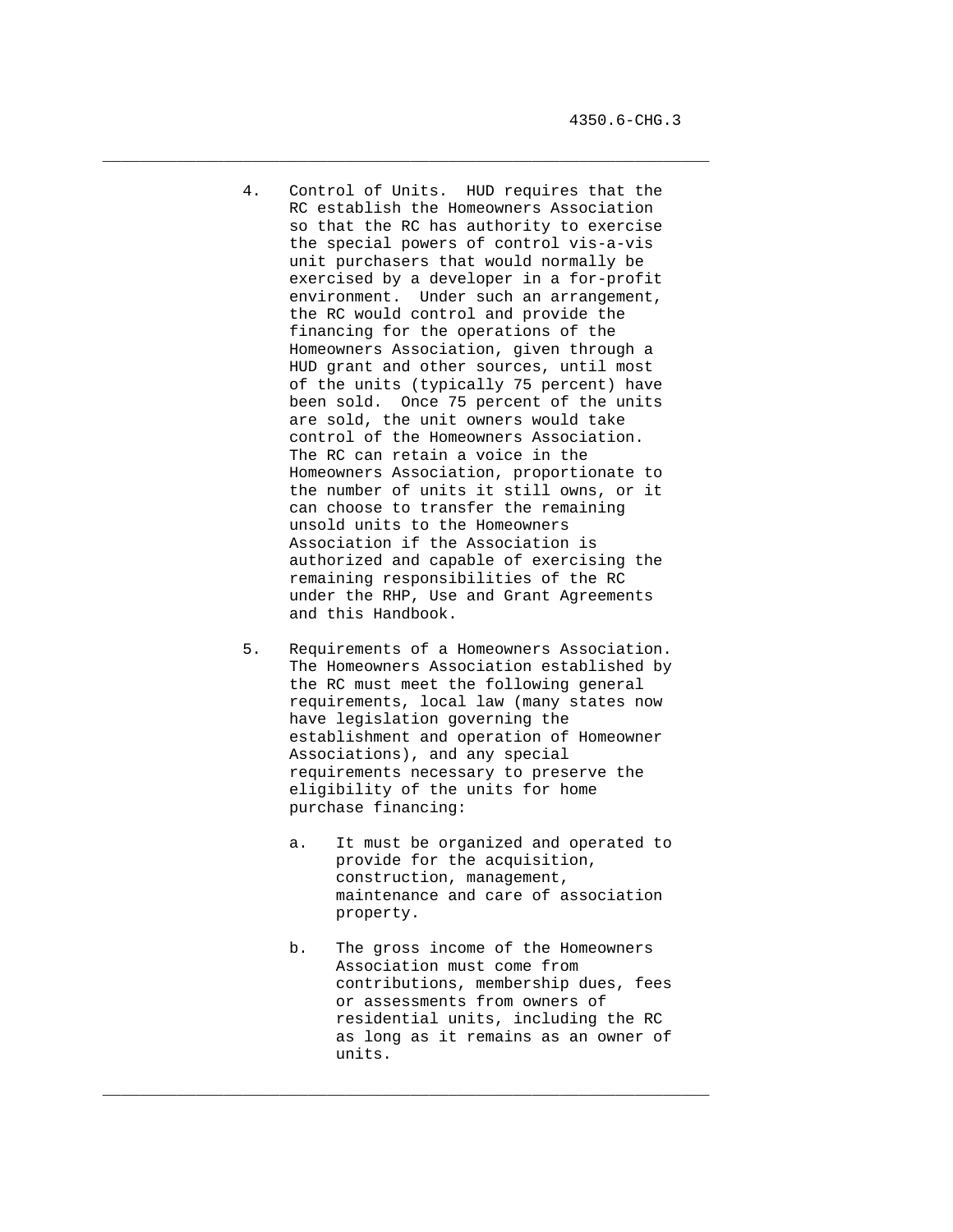4. Control of Units. HUD requires that the RC establish the Homeowners Association so that the RC has authority to exercise the special powers of control vis-a-vis unit purchasers that would normally be exercised by a developer in a for-profit environment. Under such an arrangement, the RC would control and provide the financing for the operations of the Homeowners Association, given through a HUD grant and other sources, until most of the units (typically 75 percent) have been sold. Once 75 percent of the units are sold, the unit owners would take control of the Homeowners Association. The RC can retain a voice in the Homeowners Association, proportionate to the number of units it still owns, or it can choose to transfer the remaining unsold units to the Homeowners Association if the Association is authorized and capable of exercising the remaining responsibilities of the RC under the RHP, Use and Grant Agreements and this Handbook.

5. Requirements of a Homeowners Association. The Homeowners Association established by the RC must meet the following general requirements, local law (many states now have legislation governing the establishment and operation of Homeowner Associations), and any special requirements necessary to preserve the eligibility of the units for home purchase financing:

   a. It must be organized and operated to provide for the acquisition, construction, management, maintenance and care of association property.

   b. The gross income of the Homeowners Association must come from contributions, membership dues, fees or assessments from owners of residential units, including the RC as long as it remains as an owner of units.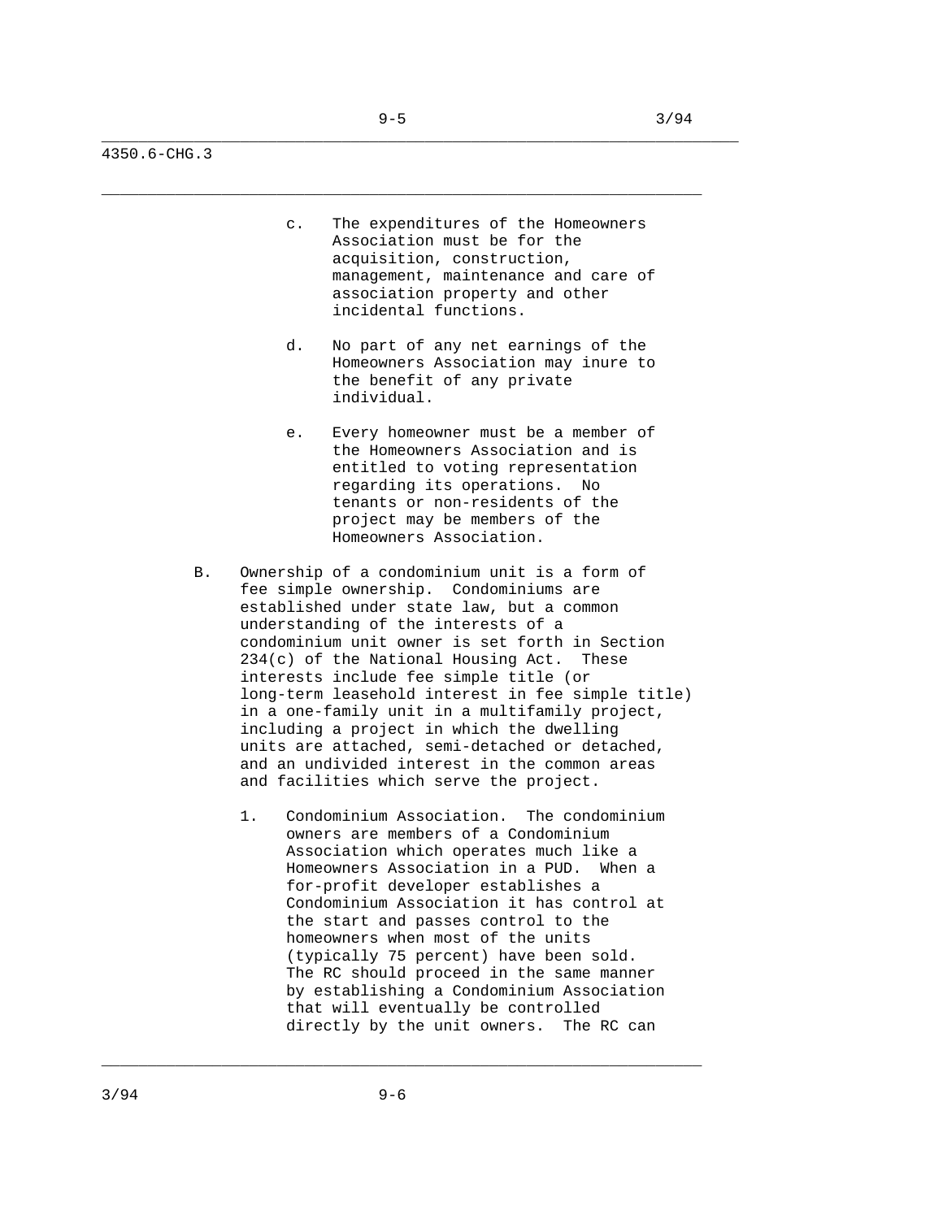c. The expenditures of the Homeowners Association must be for the acquisition, construction, management, maintenance and care of association property and other incidental functions.

d. No part of any net earnings of the Homeowners Association may inure to the benefit of any private individual.

e. Every homeowner must be a member of the Homeowners Association and is entitled to voting representation regarding its operations. No tenants or non-residents of the project may be members of the Homeowners Association.

B. Ownership of a condominium unit is a form of fee simple ownership. Condominiums are established under state law, but a common understanding of the interests of a condominium unit owner is set forth in Section 234(c) of the National Housing Act. These interests include fee simple title (or long-term leasehold interest in fee simple title) in a one-family unit in a multifamily project, including a project in which the dwelling units are attached, semi-detached or detached, and an undivided interest in the common areas and facilities which serve the project.

1. Condominium Association. The condominium owners are members of a Condominium Association which operates much like a Homeowners Association in a PUD. When a for-profit developer establishes a Condominium Association it has control at the start and passes control to the homeowners when most of the units (typically 75 percent) have been sold. The RC should proceed in the same manner by establishing a Condominium Association that will eventually be controlled directly by the unit owners. The RC can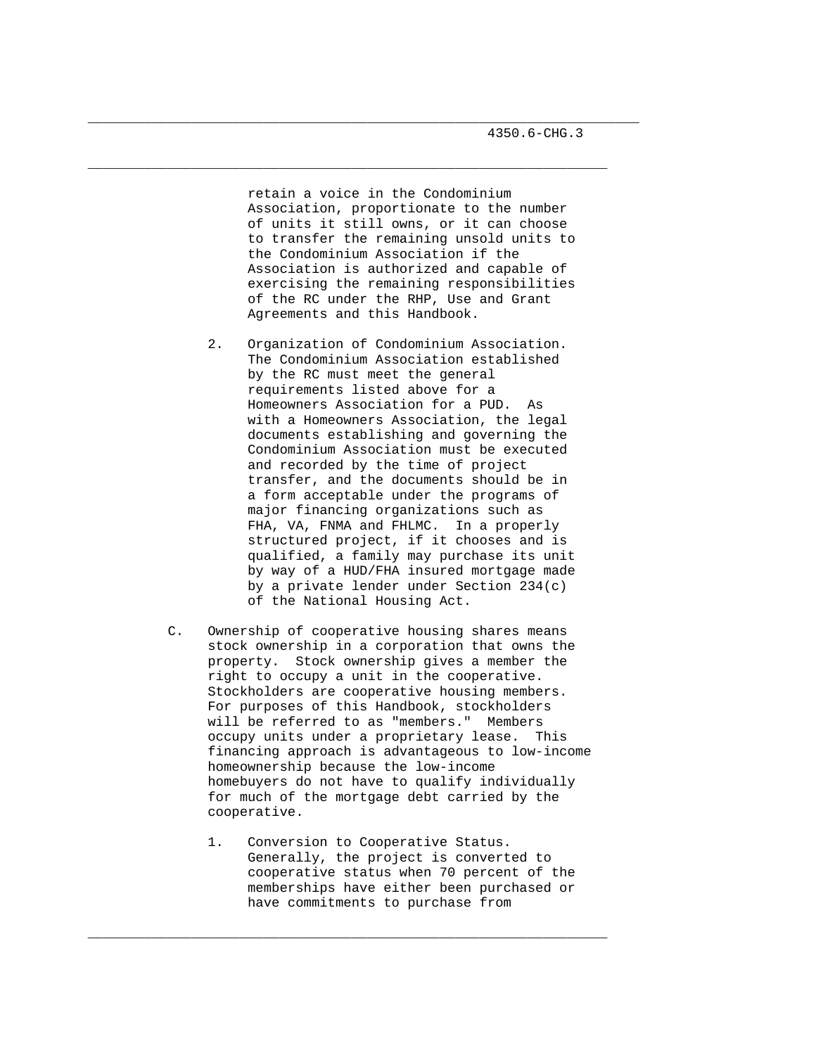retain a voice in the Condominium Association, proportionate to the number of units it still owns, or it can choose to transfer the remaining unsold units to the Condominium Association if the Association is authorized and capable of exercising the remaining responsibilities of the RC under the RHP, Use and Grant Agreements and this Handbook.

2. Organization of Condominium Association. The Condominium Association established by the RC must meet the general requirements listed above for a Homeowners Association for a PUD. As with a Homeowners Association, the legal documents establishing and governing the Condominium Association must be executed and recorded by the time of project transfer, and the documents should be in a form acceptable under the programs of major financing organizations such as FHA, VA, FNMA and FHLMC. In a properly structured project, if it chooses and is qualified, a family may purchase its unit by way of a HUD/FHA insured mortgage made by a private lender under Section 234(c) of the National Housing Act.

C. Ownership of cooperative housing shares means stock ownership in a corporation that owns the property. Stock ownership gives a member the right to occupy a unit in the cooperative. Stockholders are cooperative housing members. For purposes of this Handbook, stockholders will be referred to as "members." Members occupy units under a proprietary lease. This financing approach is advantageous to low-income homeownership because the low-income homebuyers do not have to qualify individually for much of the mortgage debt carried by the cooperative.

1. Conversion to Cooperative Status. Generally, the project is converted to cooperative status when 70 percent of the memberships have either been purchased or have commitments to purchase from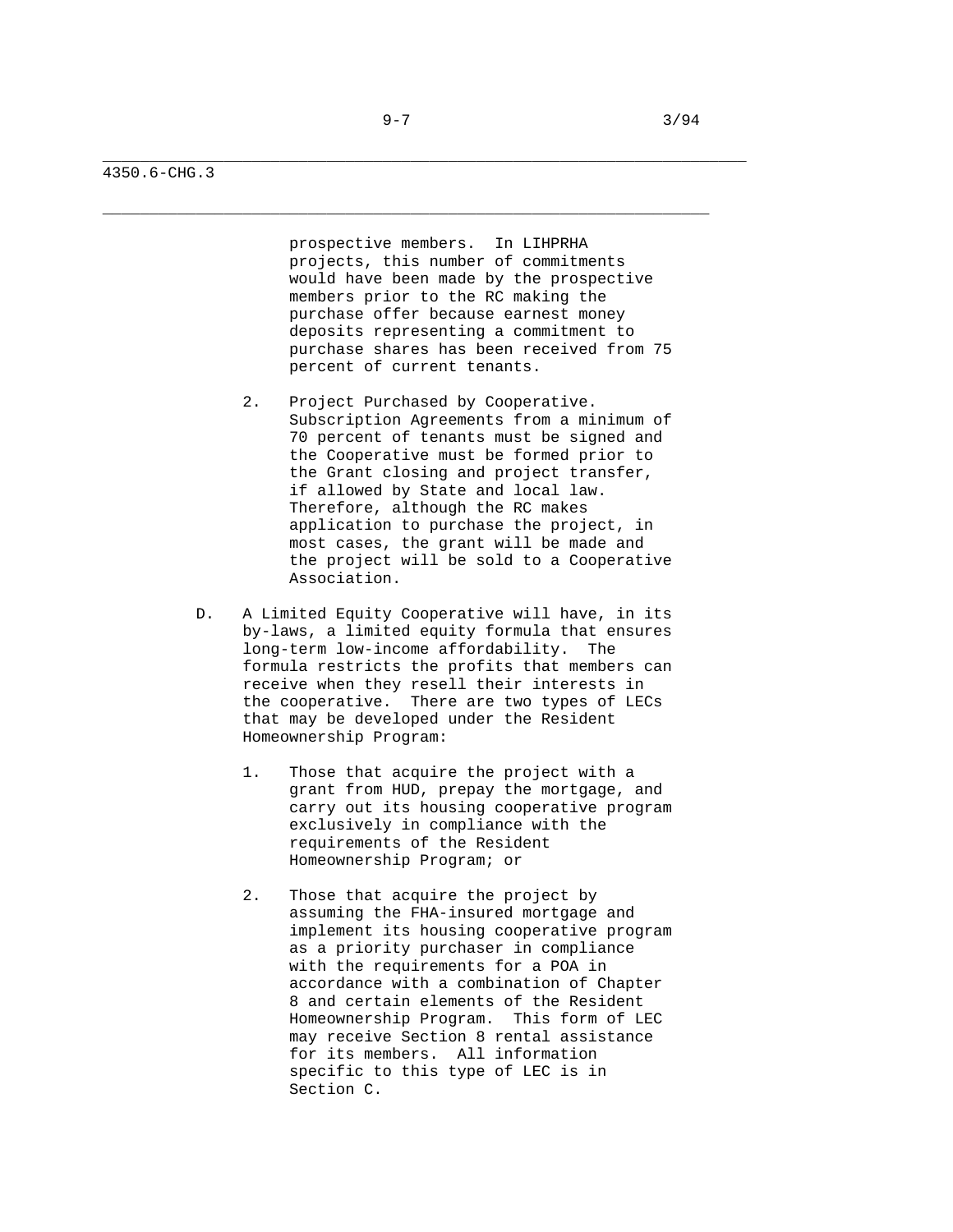prospective members. In LIHPRHA projects, this number of commitments would have been made by the prospective members prior to the RC making the purchase offer because earnest money deposits representing a commitment to purchase shares has been received from 75 percent of current tenants.

2. Project Purchased by Cooperative. Subscription Agreements from a minimum of 70 percent of tenants must be signed and the Cooperative must be formed prior to the Grant closing and project transfer, if allowed by State and local law. Therefore, although the RC makes application to purchase the project, in most cases, the grant will be made and the project will be sold to a Cooperative Association.

D. A Limited Equity Cooperative will have, in its by-laws, a limited equity formula that ensures long-term low-income affordability. The formula restricts the profits that members can receive when they resell their interests in the cooperative. There are two types of LECs that may be developed under the Resident Homeownership Program:

   1. Those that acquire the project with a grant from HUD, prepay the mortgage, and carry out its housing cooperative program exclusively in compliance with the requirements of the Resident Homeownership Program; or

   2. Those that acquire the project by assuming the FHA-insured mortgage and implement its housing cooperative program as a priority purchaser in compliance with the requirements for a POA in accordance with a combination of Chapter 8 and certain elements of the Resident Homeownership Program. This form of LEC may receive Section 8 rental assistance for its members. All information specific to this type of LEC is in Section C.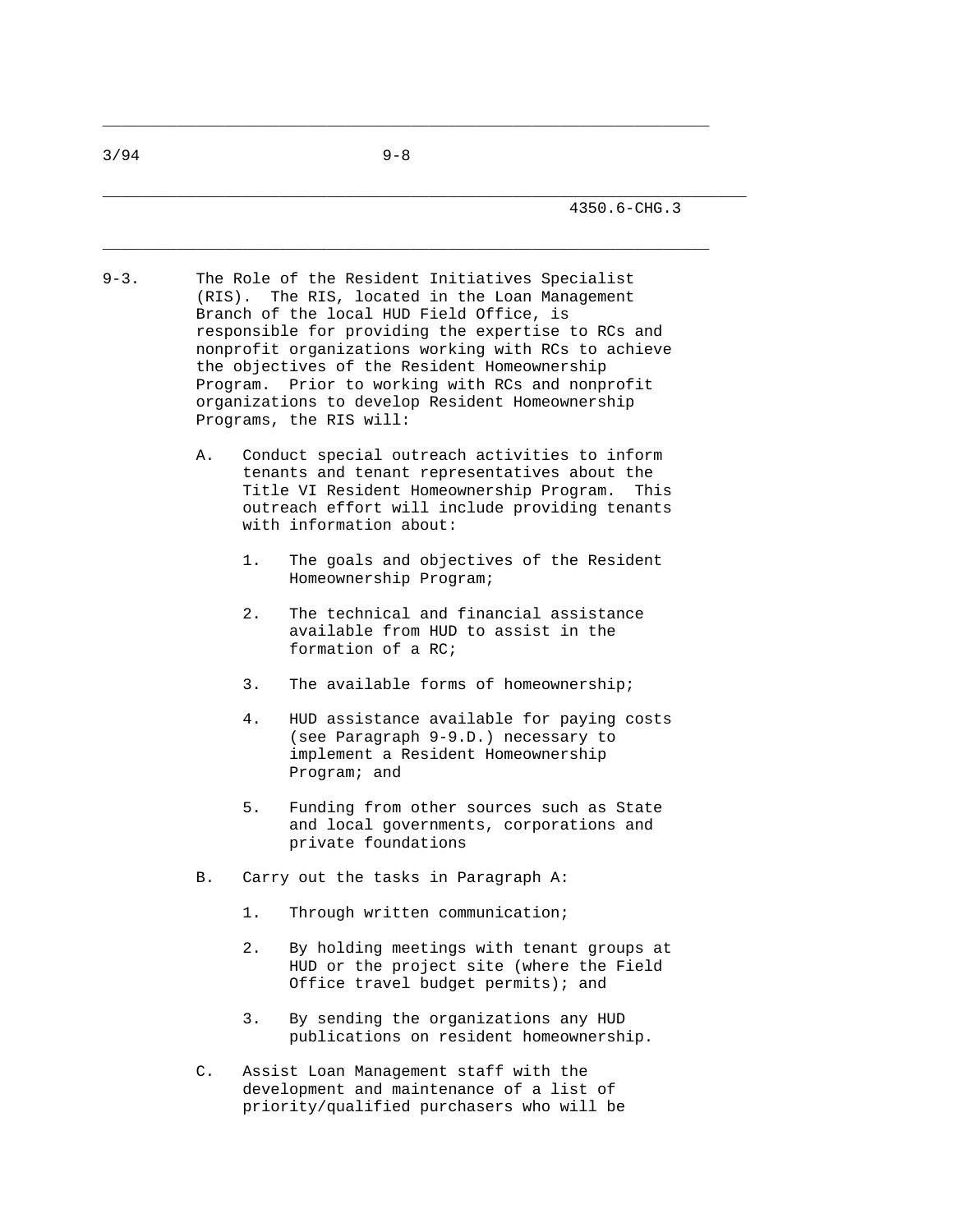9-3. The Role of the Resident Initiatives Specialist (RIS). The RIS, located in the Loan Management Branch of the local HUD Field Office, is responsible for providing the expertise to RCs and nonprofit organizations working with RCs to achieve the objectives of the Resident Homeownership Program. Prior to working with RCs and nonprofit organizations to develop Resident Homeownership Programs, the RIS will:

A. Conduct special outreach activities to inform tenants and tenant representatives about the Title VI Resident Homeownership Program. This outreach effort will include providing tenants with information about:

1. The goals and objectives of the Resident Homeownership Program;

2. The technical and financial assistance available from HUD to assist in the formation of a RC;

3. The available forms of homeownership;

4. HUD assistance available for paying costs (see Paragraph 9-9.D.) necessary to implement a Resident Homeownership Program; and

5. Funding from other sources such as State and local governments, corporations and private foundations

B. Carry out the tasks in Paragraph A:

1. Through written communication;

2. By holding meetings with tenant groups at HUD or the project site (where the Field Office travel budget permits); and

3. By sending the organizations any HUD publications on resident homeownership.

C. Assist Loan Management staff with the development and maintenance of a list of priority/qualified purchasers who will be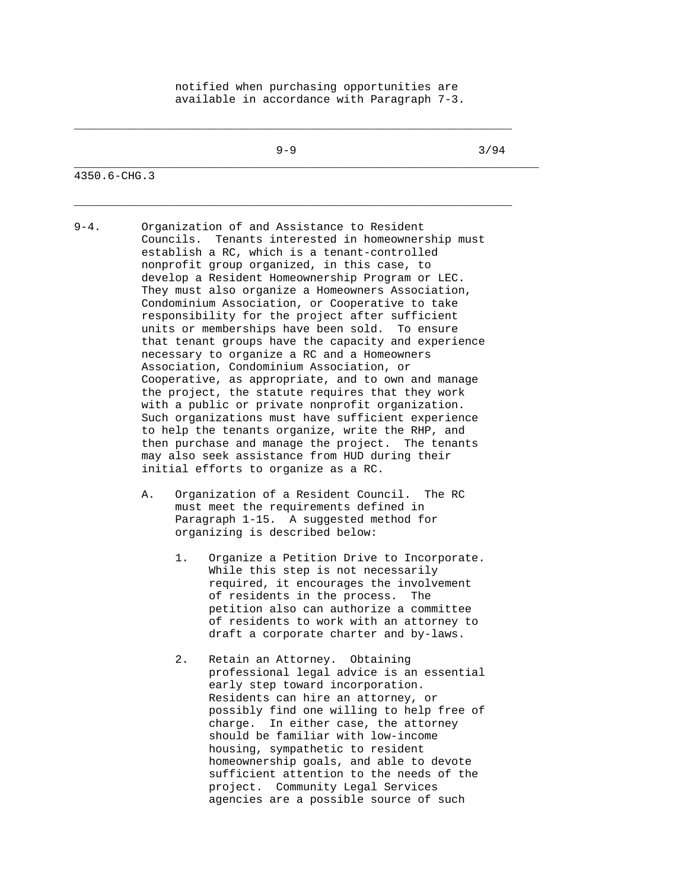notified when purchasing opportunities are available in accordance with Paragraph 7-3.

9-4. Organization of and Assistance to Resident Councils. Tenants interested in homeownership must establish a RC, which is a tenant-controlled nonprofit group organized, in this case, to develop a Resident Homeownership Program or LEC. They must also organize a Homeowners Association, Condominium Association, or Cooperative to take responsibility for the project after sufficient units or memberships have been sold. To ensure that tenant groups have the capacity and experience necessary to organize a RC and a Homeowners Association, Condominium Association, or Cooperative, as appropriate, and to own and manage the project, the statute requires that they work with a public or private nonprofit organization. Such organizations must have sufficient experience to help the tenants organize, write the RHP, and then purchase and manage the project. The tenants may also seek assistance from HUD during their initial efforts to organize as a RC.

A. Organization of a Resident Council. The RC must meet the requirements defined in Paragraph 1-15. A suggested method for organizing is described below:

1. Organize a Petition Drive to Incorporate. While this step is not necessarily required, it encourages the involvement of residents in the process. The petition also can authorize a committee of residents to work with an attorney to draft a corporate charter and by-laws.

2. Retain an Attorney. Obtaining professional legal advice is an essential early step toward incorporation. Residents can hire an attorney, or possibly find one willing to help free of charge. In either case, the attorney should be familiar with low-income housing, sympathetic to resident homeownership goals, and able to devote sufficient attention to the needs of the project. Community Legal Services agencies are a possible source of such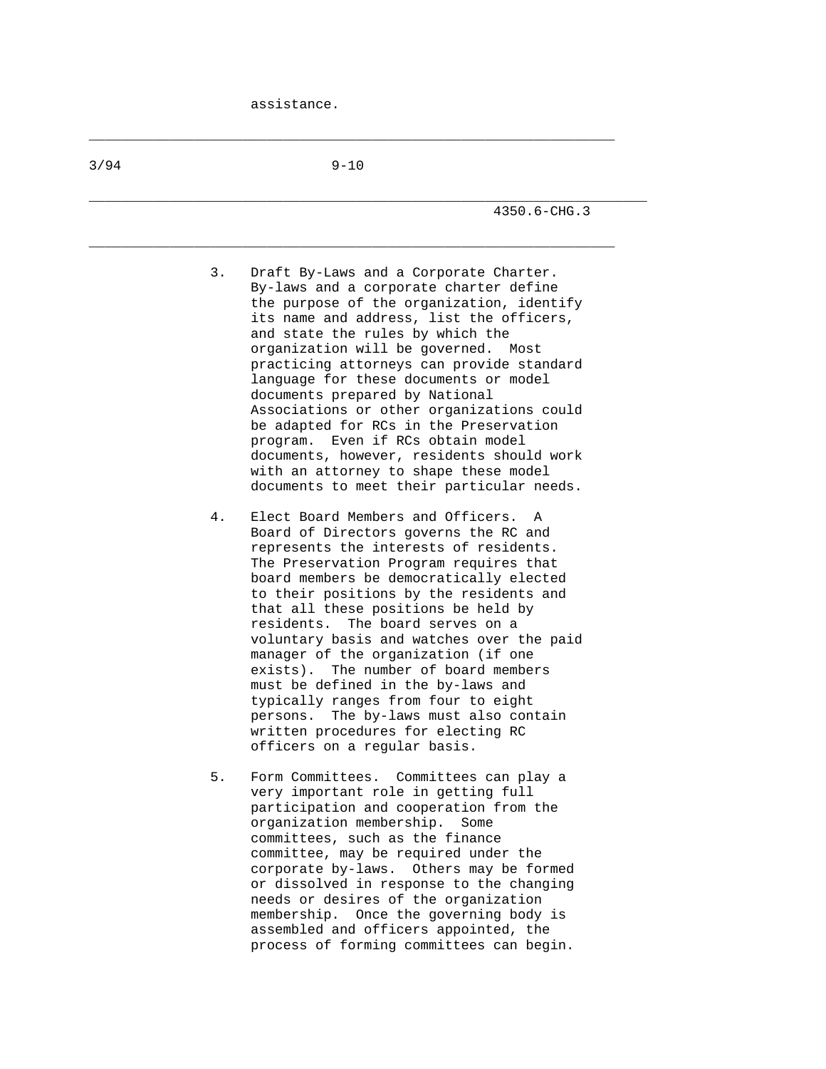assistance.

3. Draft By-Laws and a Corporate Charter. By-laws and a corporate charter define the purpose of the organization, identify its name and address, list the officers, and state the rules by which the organization will be governed. Most practicing attorneys can provide standard language for these documents or model documents prepared by National Associations or other organizations could be adapted for RCs in the Preservation program. Even if RCs obtain model documents, however, residents should work with an attorney to shape these model documents to meet their particular needs.

4. Elect Board Members and Officers. A Board of Directors governs the RC and represents the interests of residents. The Preservation Program requires that board members be democratically elected to their positions by the residents and that all these positions be held by residents. The board serves on a voluntary basis and watches over the paid manager of the organization (if one exists). The number of board members must be defined in the by-laws and typically ranges from four to eight persons. The by-laws must also contain written procedures for electing RC officers on a regular basis.

5. Form Committees. Committees can play a very important role in getting full participation and cooperation from the organization membership. Some committees, such as the finance committee, may be required under the corporate by-laws. Others may be formed or dissolved in response to the changing needs or desires of the organization membership. Once the governing body is assembled and officers appointed, the process of forming committees can begin.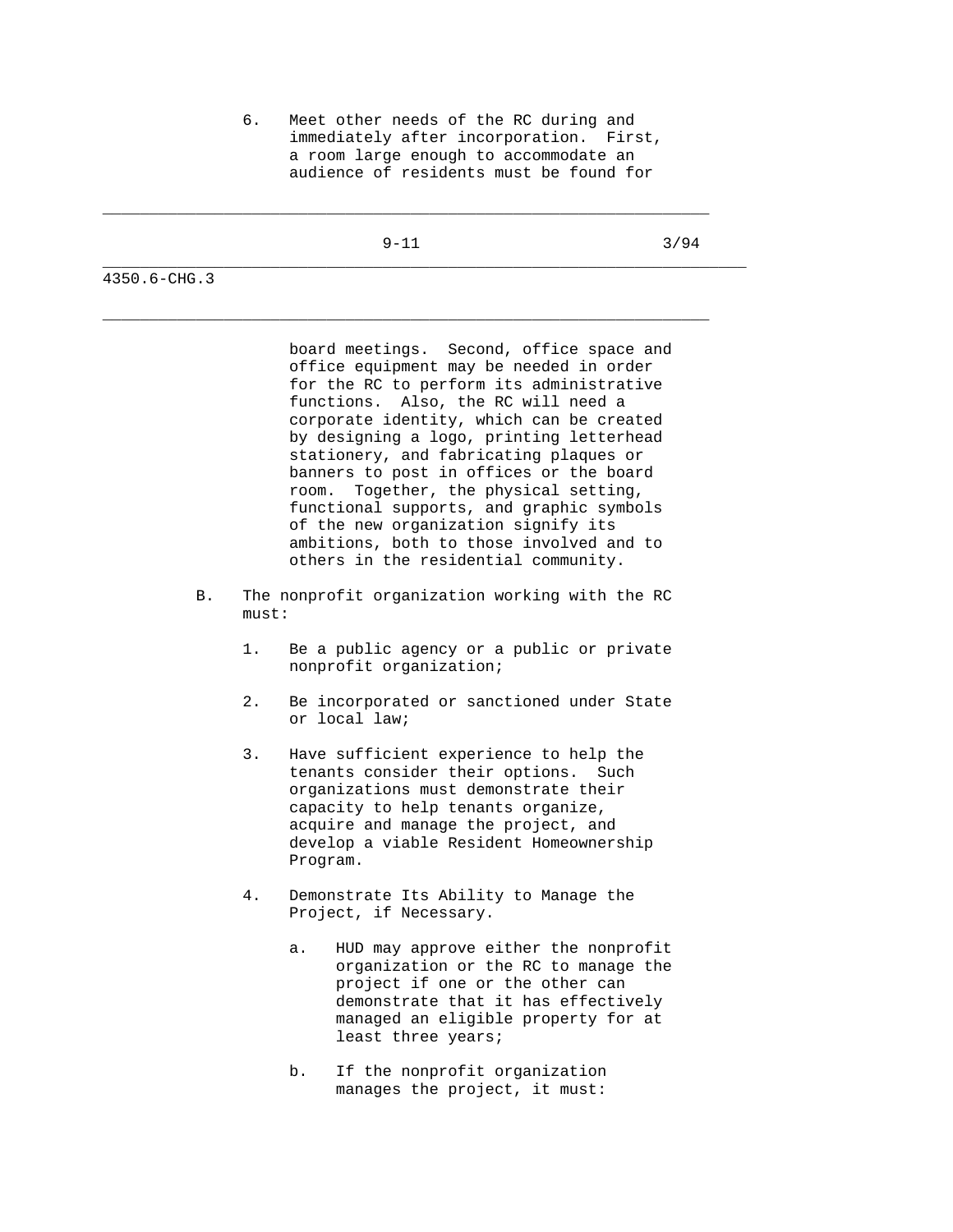6. Meet other needs of the RC during and immediately after incorporation. First, a room large enough to accommodate an audience of residents must be found for board meetings. Second, office space and office equipment may be needed in order for the RC to perform its administrative functions. Also, the RC will need a corporate identity, which can be created by designing a logo, printing letterhead stationery, and fabricating plaques or banners to post in offices or the board room. Together, the physical setting, functional supports, and graphic symbols of the new organization signify its ambitions, both to those involved and to others in the residential community.

B. The nonprofit organization working with the RC must:

1. Be a public agency or a public or private nonprofit organization;

2. Be incorporated or sanctioned under State or local law;

3. Have sufficient experience to help the tenants consider their options. Such organizations must demonstrate their capacity to help tenants organize, acquire and manage the project, and develop a viable Resident Homeownership Program.

4. Demonstrate Its Ability to Manage the Project, if Necessary.

   a. HUD may approve either the nonprofit organization or the RC to manage the project if one or the other can demonstrate that it has effectively managed an eligible property for at least three years;

   b. If the nonprofit organization manages the project, it must: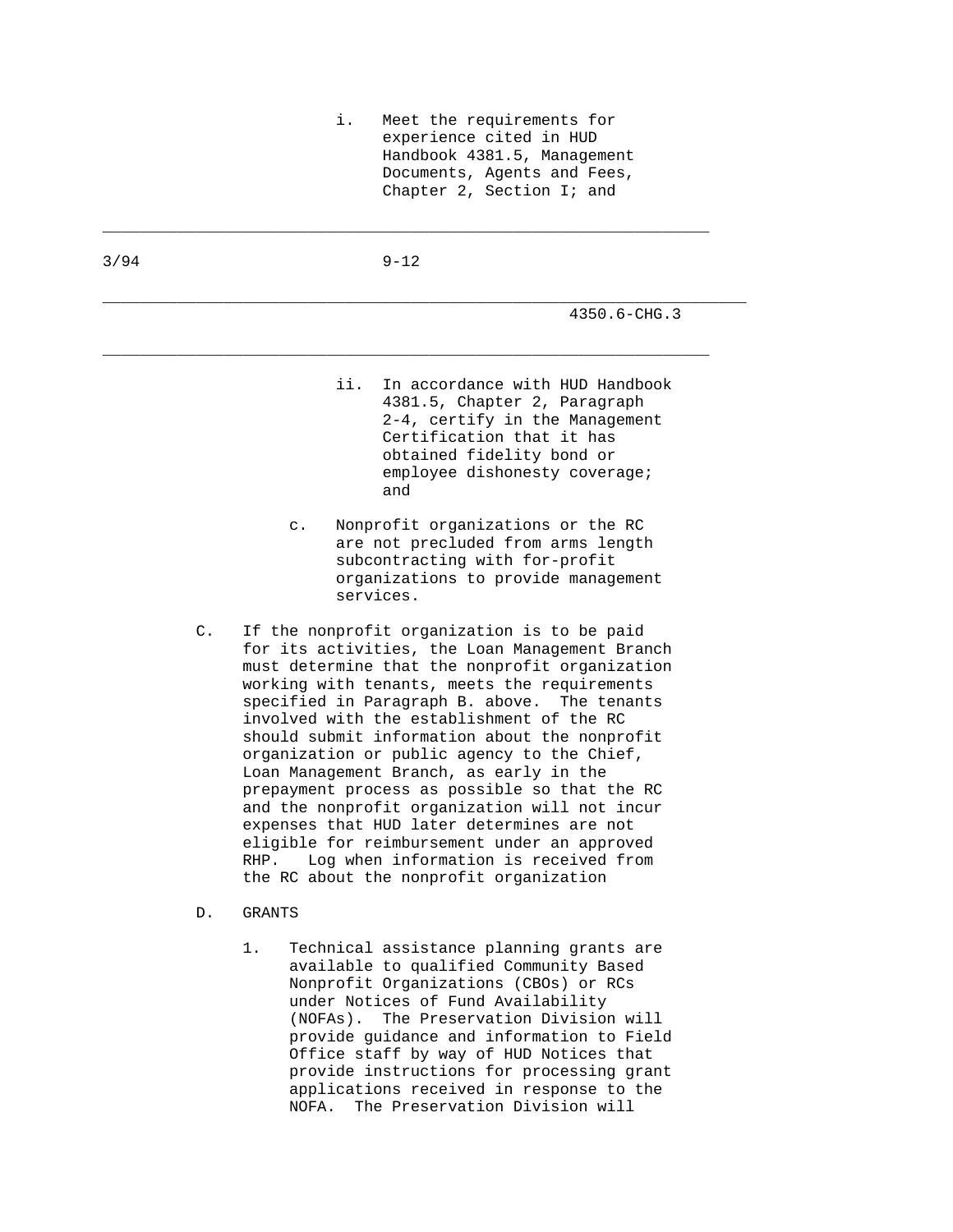i. Meet the requirements for experience cited in HUD Handbook 4381.5, Management Documents, Agents and Fees, Chapter 2, Section I; and

ii. In accordance with HUD Handbook 4381.5, Chapter 2, Paragraph 2-4, certify in the Management Certification that it has obtained fidelity bond or employee dishonesty coverage; and

c. Nonprofit organizations or the RC are not precluded from arms length subcontracting with for-profit organizations to provide management services.

C. If the nonprofit organization is to be paid for its activities, the Loan Management Branch must determine that the nonprofit organization working with tenants, meets the requirements specified in Paragraph B. above. The tenants involved with the establishment of the RC should submit information about the nonprofit organization or public agency to the Chief, Loan Management Branch, as early in the prepayment process as possible so that the RC and the nonprofit organization will not incur expenses that HUD later determines are not eligible for reimbursement under an approved RHP. Log when information is received from the RC about the nonprofit organization

D. GRANTS

1. Technical assistance planning grants are available to qualified Community Based Nonprofit Organizations (CBOs) or RCs under Notices of Fund Availability (NOFAs). The Preservation Division will provide guidance and information to Field Office staff by way of HUD Notices that provide instructions for processing grant applications received in response to the NOFA. The Preservation Division will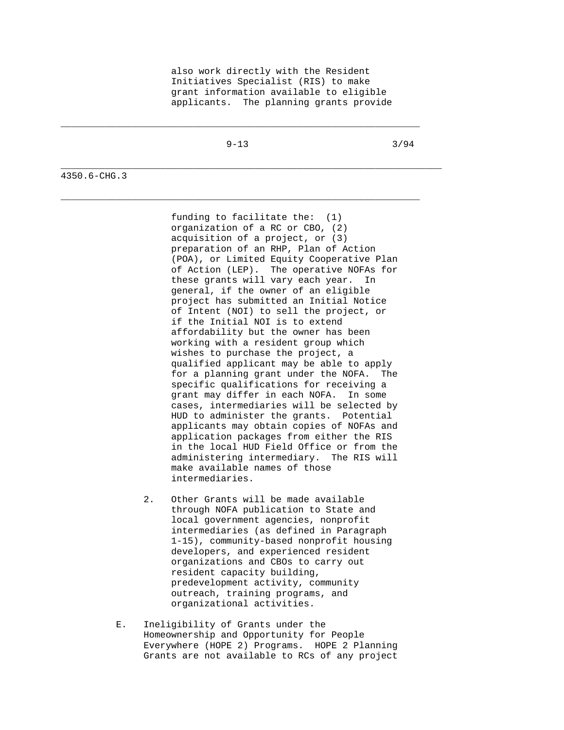also work directly with the Resident Initiatives Specialist (RIS) to make grant information available to eligible applicants. The planning grants provide funding to facilitate the: (1) organization of a RC or CBO, (2) acquisition of a project, or (3) preparation of an RHP, Plan of Action (POA), or Limited Equity Cooperative Plan of Action (LEP). The operative NOFAs for these grants will vary each year. In general, if the owner of an eligible project has submitted an Initial Notice of Intent (NOI) to sell the project, or if the Initial NOI is to extend affordability but the owner has been working with a resident group which wishes to purchase the project, a qualified applicant may be able to apply for a planning grant under the NOFA. The specific qualifications for receiving a grant may differ in each NOFA. In some cases, intermediaries will be selected by HUD to administer the grants. Potential applicants may obtain copies of NOFAs and application packages from either the RIS in the local HUD Field Office or from the administering intermediary. The RIS will make available names of those intermediaries.

2. Other Grants will be made available through NOFA publication to State and local government agencies, nonprofit intermediaries (as defined in Paragraph 1-15), community-based nonprofit housing developers, and experienced resident organizations and CBOs to carry out resident capacity building, predevelopment activity, community outreach, training programs, and organizational activities.

E. Ineligibility of Grants under the Homeownership and Opportunity for People Everywhere (HOPE 2) Programs. HOPE 2 Planning Grants are not available to RCs of any project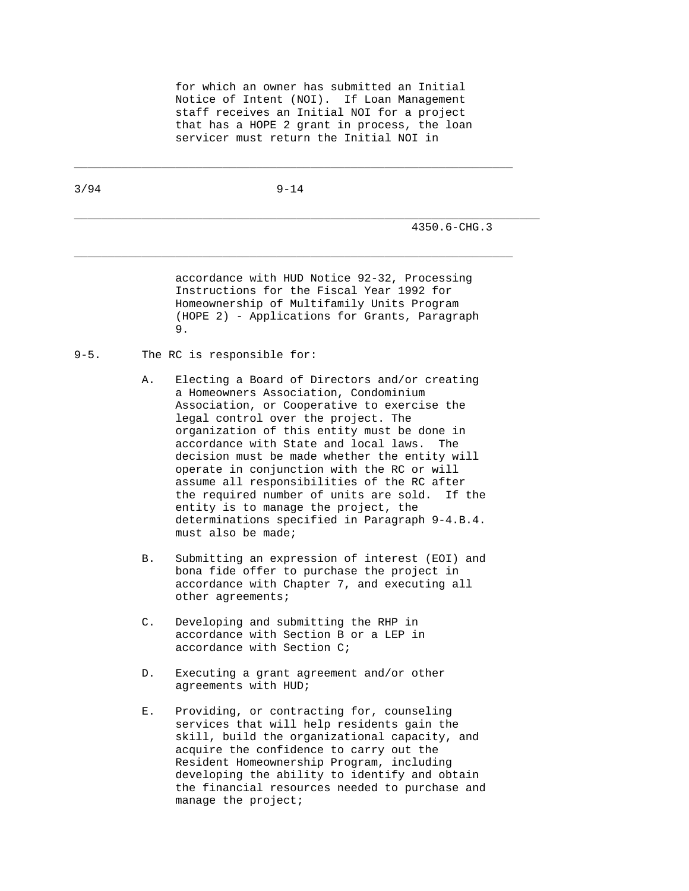for which an owner has submitted an Initial Notice of Intent (NOI). If Loan Management staff receives an Initial NOI for a project that has a HOPE 2 grant in process, the loan servicer must return the Initial NOI in accordance with HUD Notice 92-32, Processing Instructions for the Fiscal Year 1992 for Homeownership of Multifamily Units Program (HOPE 2) - Applications for Grants, Paragraph 9.

9-5. The RC is responsible for:

A. Electing a Board of Directors and/or creating a Homeowners Association, Condominium Association, or Cooperative to exercise the legal control over the project. The organization of this entity must be done in accordance with State and local laws. The decision must be made whether the entity will operate in conjunction with the RC or will assume all responsibilities of the RC after the required number of units are sold. If the entity is to manage the project, the determinations specified in Paragraph 9-4.B.4. must also be made;

B. Submitting an expression of interest (EOI) and bona fide offer to purchase the project in accordance with Chapter 7, and executing all other agreements;

C. Developing and submitting the RHP in accordance with Section B or a LEP in accordance with Section C;

D. Executing a grant agreement and/or other agreements with HUD;

E. Providing, or contracting for, counseling services that will help residents gain the skill, build the organizational capacity, and acquire the confidence to carry out the Resident Homeownership Program, including developing the ability to identify and obtain the financial resources needed to purchase and manage the project;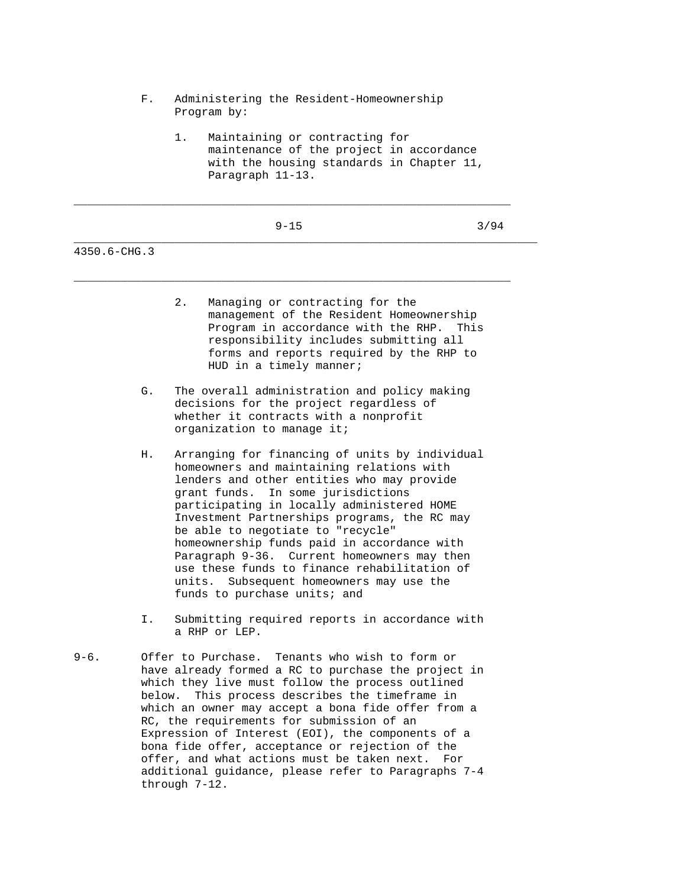F. Administering the Resident-Homeownership Program by:

1. Maintaining or contracting for maintenance of the project in accordance with the housing standards in Chapter 11, Paragraph 11-13.

2. Managing or contracting for the management of the Resident Homeownership Program in accordance with the RHP. This responsibility includes submitting all forms and reports required by the RHP to HUD in a timely manner;

G. The overall administration and policy making decisions for the project regardless of whether it contracts with a nonprofit organization to manage it;

H. Arranging for financing of units by individual homeowners and maintaining relations with lenders and other entities who may provide grant funds. In some jurisdictions participating in locally administered HOME Investment Partnerships programs, the RC may be able to negotiate to "recycle" homeownership funds paid in accordance with Paragraph 9-36. Current homeowners may then use these funds to finance rehabilitation of units. Subsequent homeowners may use the funds to purchase units; and

I. Submitting required reports in accordance with a RHP or LEP.

9-6. Offer to Purchase. Tenants who wish to form or have already formed a RC to purchase the project in which they live must follow the process outlined below. This process describes the timeframe in which an owner may accept a bona fide offer from a RC, the requirements for submission of an Expression of Interest (EOI), the components of a bona fide offer, acceptance or rejection of the offer, and what actions must be taken next. For additional guidance, please refer to Paragraphs 7-4 through 7-12.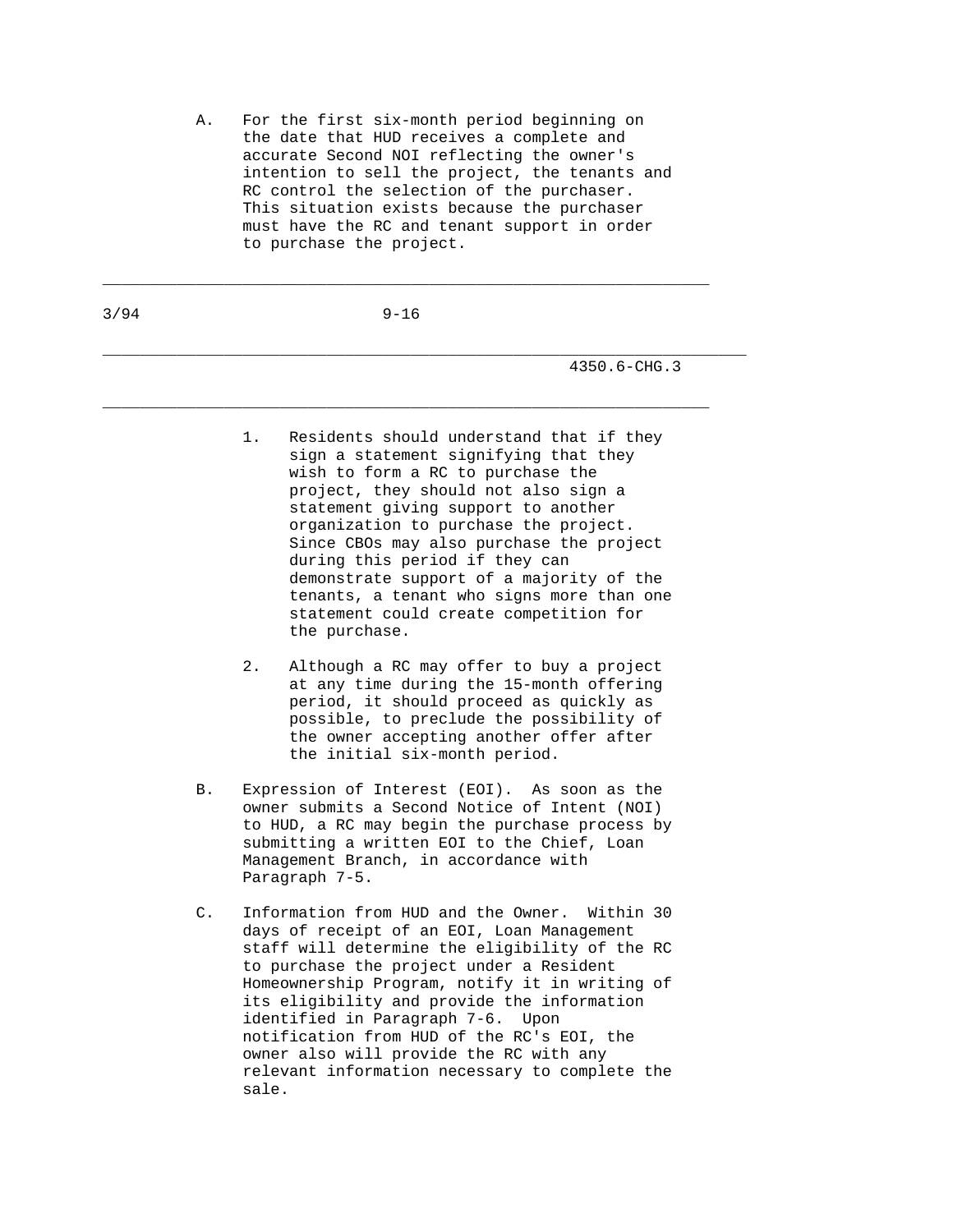A. For the first six-month period beginning on the date that HUD receives a complete and accurate Second NOI reflecting the owner's intention to sell the project, the tenants and RC control the selection of the purchaser. This situation exists because the purchaser must have the RC and tenant support in order to purchase the project.

   1. Residents should understand that if they sign a statement signifying that they wish to form a RC to purchase the project, they should not also sign a statement giving support to another organization to purchase the project. Since CBOs may also purchase the project during this period if they can demonstrate support of a majority of the tenants, a tenant who signs more than one statement could create competition for the purchase.

   2. Although a RC may offer to buy a project at any time during the 15-month offering period, it should proceed as quickly as possible, to preclude the possibility of the owner accepting another offer after the initial six-month period.

B. Expression of Interest (EOI). As soon as the owner submits a Second Notice of Intent (NOI) to HUD, a RC may begin the purchase process by submitting a written EOI to the Chief, Loan Management Branch, in accordance with Paragraph 7-5.

C. Information from HUD and the Owner. Within 30 days of receipt of an EOI, Loan Management staff will determine the eligibility of the RC to purchase the project under a Resident Homeownership Program, notify it in writing of its eligibility and provide the information identified in Paragraph 7-6. Upon notification from HUD of the RC's EOI, the owner also will provide the RC with any relevant information necessary to complete the sale.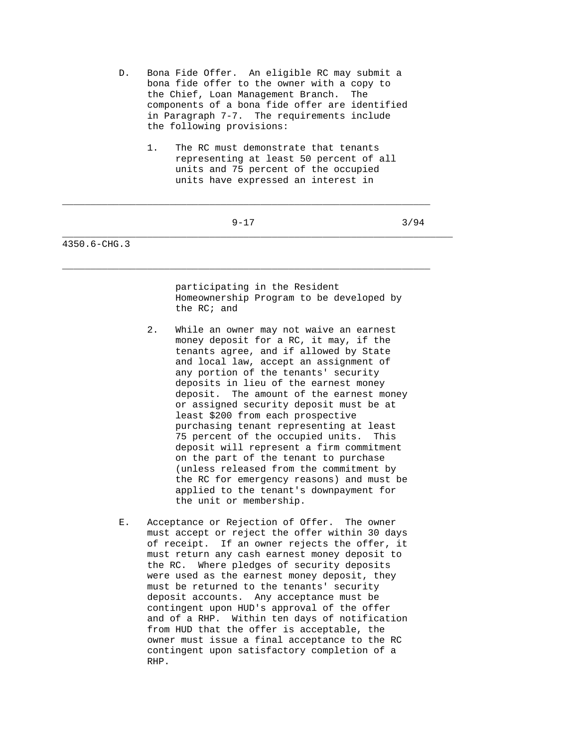D. Bona Fide Offer. An eligible RC may submit a bona fide offer to the owner with a copy to the Chief, Loan Management Branch. The components of a bona fide offer are identified in Paragraph 7-7. The requirements include the following provisions:

   1. The RC must demonstrate that tenants representing at least 50 percent of all units and 75 percent of the occupied units have expressed an interest in participating in the Resident Homeownership Program to be developed by the RC; and

   2. While an owner may not waive an earnest money deposit for a RC, it may, if the tenants agree, and if allowed by State and local law, accept an assignment of any portion of the tenants' security deposits in lieu of the earnest money deposit. The amount of the earnest money or assigned security deposit must be at least $200 from each prospective purchasing tenant representing at least 75 percent of the occupied units. This deposit will represent a firm commitment on the part of the tenant to purchase (unless released from the commitment by the RC for emergency reasons) and must be applied to the tenant's downpayment for the unit or membership.

E. Acceptance or Rejection of Offer. The owner must accept or reject the offer within 30 days of receipt. If an owner rejects the offer, it must return any cash earnest money deposit to the RC. Where pledges of security deposits were used as the earnest money deposit, they must be returned to the tenants' security deposit accounts. Any acceptance must be contingent upon HUD's approval of the offer and of a RHP. Within ten days of notification from HUD that the offer is acceptable, the owner must issue a final acceptance to the RC contingent upon satisfactory completion of a RHP.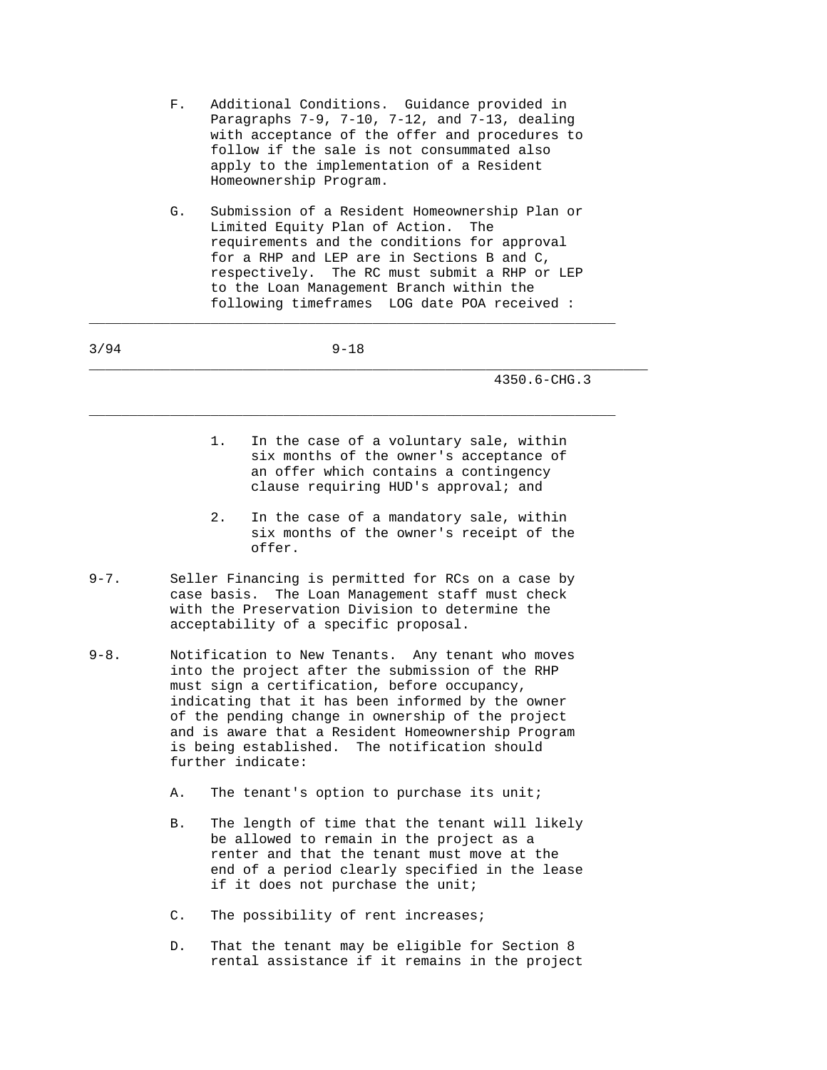F. Additional Conditions. Guidance provided in Paragraphs 7-9, 7-10, 7-12, and 7-13, dealing with acceptance of the offer and procedures to follow if the sale is not consummated also apply to the implementation of a Resident Homeownership Program.

G. Submission of a Resident Homeownership Plan or Limited Equity Plan of Action. The requirements and the conditions for approval for a RHP and LEP are in Sections B and C, respectively. The RC must submit a RHP or LEP to the Loan Management Branch within the following timeframes LOG date POA received :

1. In the case of a voluntary sale, within six months of the owner's acceptance of an offer which contains a contingency clause requiring HUD's approval; and

2. In the case of a mandatory sale, within six months of the owner's receipt of the offer.

9-7. Seller Financing is permitted for RCs on a case by case basis. The Loan Management staff must check with the Preservation Division to determine the acceptability of a specific proposal.

9-8. Notification to New Tenants. Any tenant who moves into the project after the submission of the RHP must sign a certification, before occupancy, indicating that it has been informed by the owner of the pending change in ownership of the project and is aware that a Resident Homeownership Program is being established. The notification should further indicate:

A. The tenant's option to purchase its unit;

B. The length of time that the tenant will likely be allowed to remain in the project as a renter and that the tenant must move at the end of a period clearly specified in the lease if it does not purchase the unit;

C. The possibility of rent increases;

D. That the tenant may be eligible for Section 8 rental assistance if it remains in the project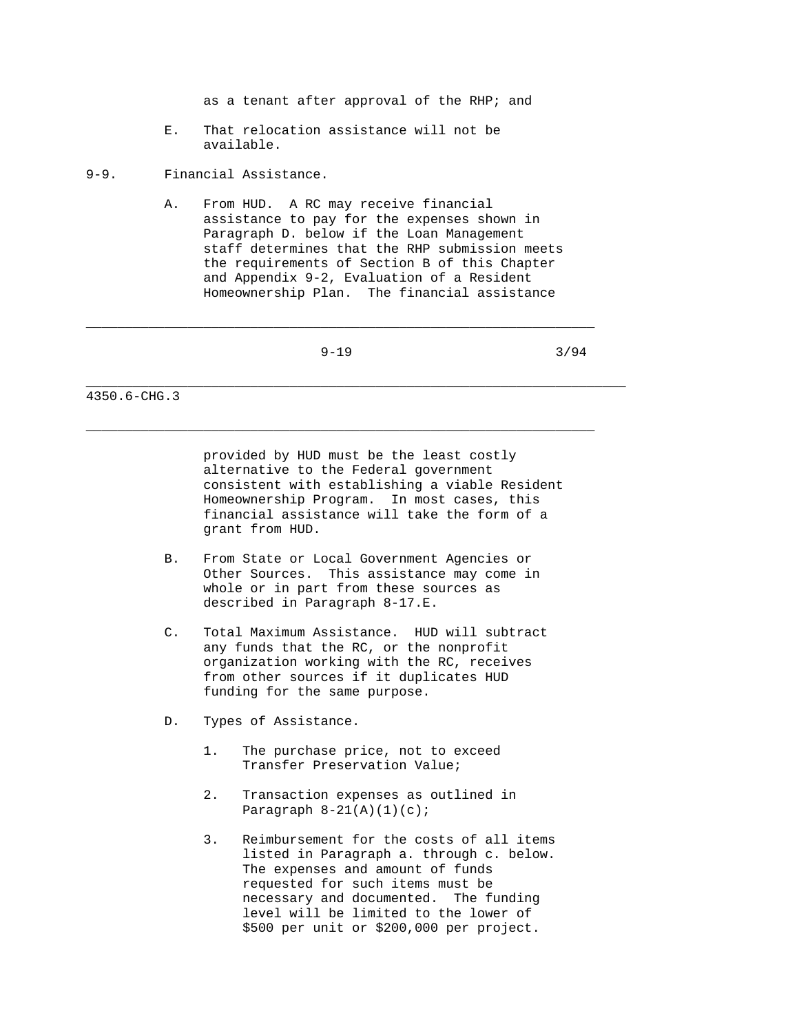as a tenant after approval of the RHP; and

E. That relocation assistance will not be available.

## 9-9. Financial Assistance.

A. From HUD. A RC may receive financial assistance to pay for the expenses shown in Paragraph D. below if the Loan Management staff determines that the RHP submission meets the requirements of Section B of this Chapter and Appendix 9-2, Evaluation of a Resident Homeownership Plan. The financial assistance provided by HUD must be the least costly alternative to the Federal government consistent with establishing a viable Resident Homeownership Program. In most cases, this financial assistance will take the form of a grant from HUD.

B. From State or Local Government Agencies or Other Sources. This assistance may come in whole or in part from these sources as described in Paragraph 8-17.E.

C. Total Maximum Assistance. HUD will subtract any funds that the RC, or the nonprofit organization working with the RC, receives from other sources if it duplicates HUD funding for the same purpose.

D. Types of Assistance.

1. The purchase price, not to exceed Transfer Preservation Value;

2. Transaction expenses as outlined in Paragraph 8-21(A)(1)(c);

3. Reimbursement for the costs of all items listed in Paragraph a. through c. below. The expenses and amount of funds requested for such items must be necessary and documented. The funding level will be limited to the lower of $500 per unit or $200,000 per project.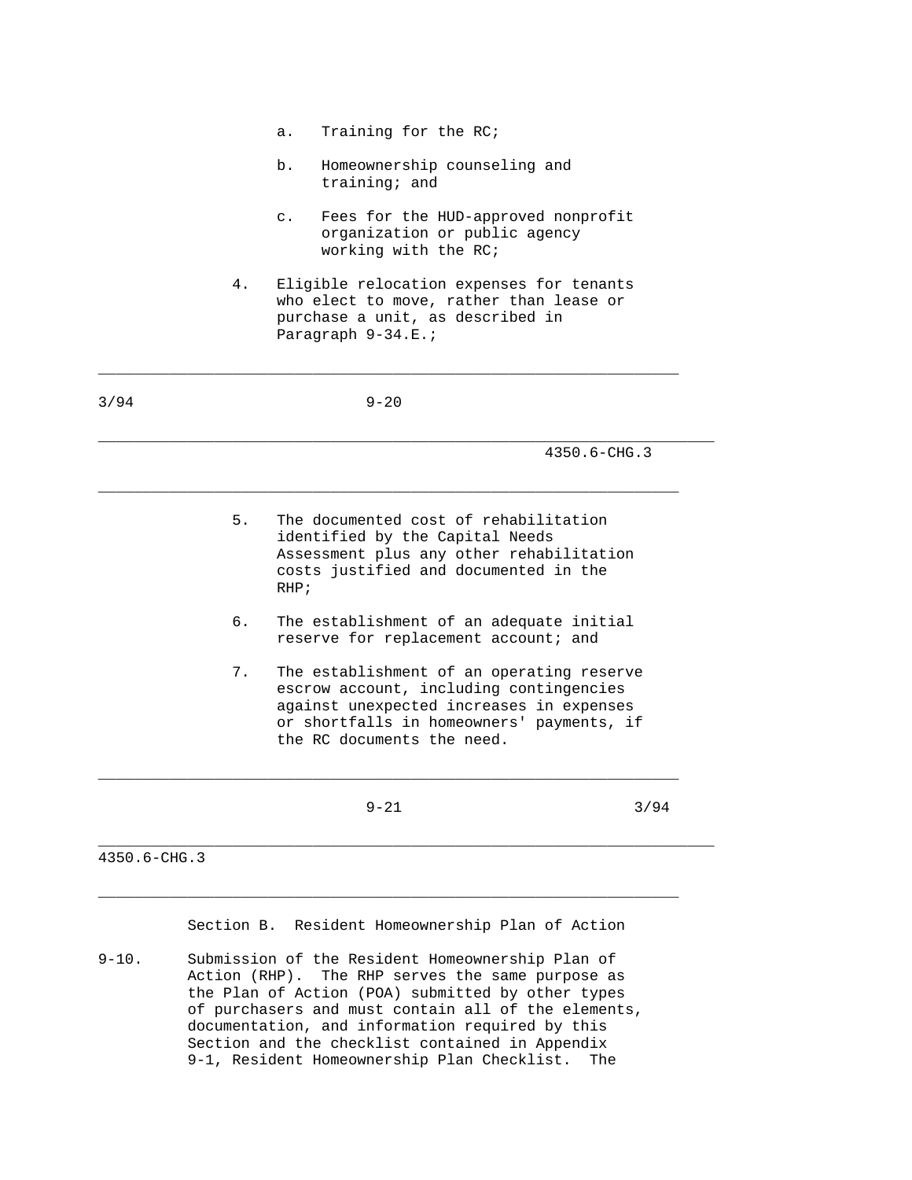a. Training for the RC;

b. Homeownership counseling and training; and

c. Fees for the HUD-approved nonprofit organization or public agency working with the RC;

4. Eligible relocation expenses for tenants who elect to move, rather than lease or purchase a unit, as described in Paragraph 9-34.E.;

5. The documented cost of rehabilitation identified by the Capital Needs Assessment plus any other rehabilitation costs justified and documented in the RHP;

6. The establishment of an adequate initial reserve for replacement account; and

7. The establishment of an operating reserve escrow account, including contingencies against unexpected increases in expenses or shortfalls in homeowners' payments, if the RC documents the need.

## Section B. Resident Homeownership Plan of Action

9-10. Submission of the Resident Homeownership Plan of Action (RHP). The RHP serves the same purpose as the Plan of Action (POA) submitted by other types of purchasers and must contain all of the elements, documentation, and information required by this Section and the checklist contained in Appendix 9-1, Resident Homeownership Plan Checklist. The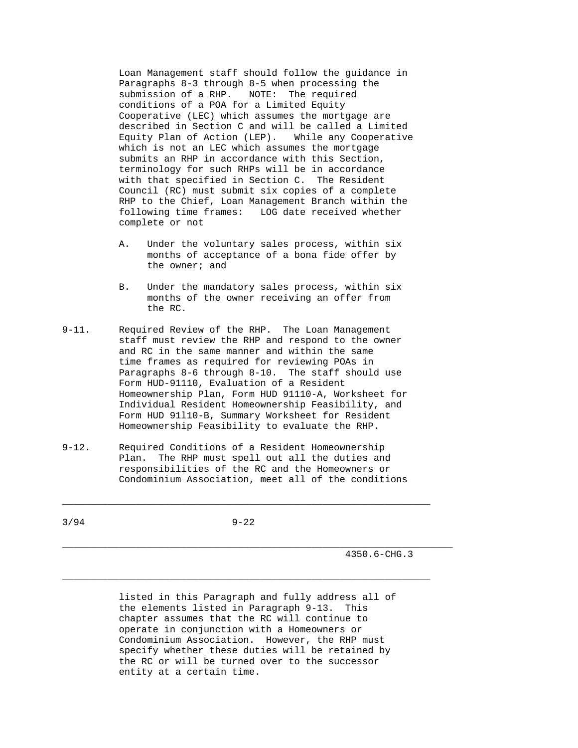Loan Management staff should follow the guidance in Paragraphs 8-3 through 8-5 when processing the submission of a RHP. NOTE: The required conditions of a POA for a Limited Equity Cooperative (LEC) which assumes the mortgage are described in Section C and will be called a Limited Equity Plan of Action (LEP). While any Cooperative which is not an LEC which assumes the mortgage submits an RHP in accordance with this Section, terminology for such RHPs will be in accordance with that specified in Section C. The Resident Council (RC) must submit six copies of a complete RHP to the Chief, Loan Management Branch within the following time frames: LOG date received whether complete or not

A. Under the voluntary sales process, within six months of acceptance of a bona fide offer by the owner; and

B. Under the mandatory sales process, within six months of the owner receiving an offer from the RC.

9-11. Required Review of the RHP. The Loan Management staff must review the RHP and respond to the owner and RC in the same manner and within the same time frames as required for reviewing POAs in Paragraphs 8-6 through 8-10. The staff should use Form HUD-91110, Evaluation of a Resident Homeownership Plan, Form HUD 91110-A, Worksheet for Individual Resident Homeownership Feasibility, and Form HUD 91110-B, Summary Worksheet for Resident Homeownership Feasibility to evaluate the RHP.

9-12. Required Conditions of a Resident Homeownership Plan. The RHP must spell out all the duties and responsibilities of the RC and the Homeowners or Condominium Association, meet all of the conditions listed in this Paragraph and fully address all of the elements listed in Paragraph 9-13. This chapter assumes that the RC will continue to operate in conjunction with a Homeowners or Condominium Association. However, the RHP must specify whether these duties will be retained by the RC or will be turned over to the successor entity at a certain time.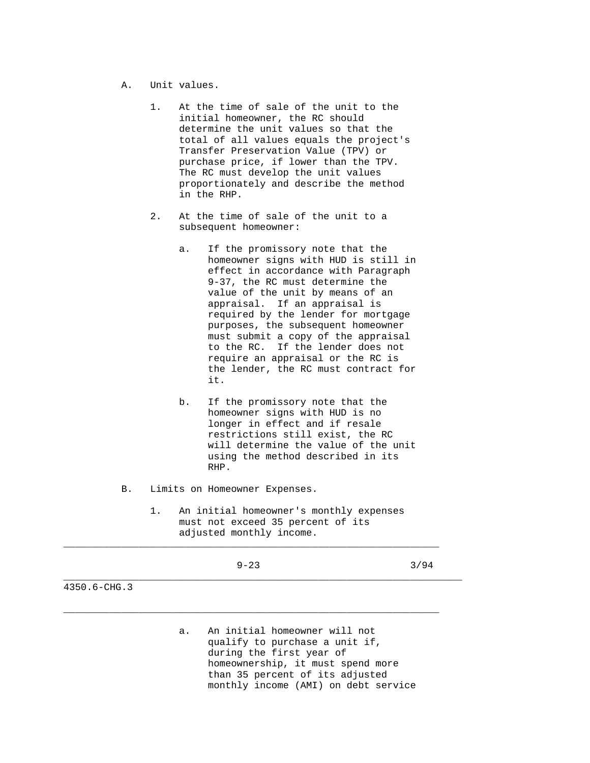A. Unit values.

1. At the time of sale of the unit to the initial homeowner, the RC should determine the unit values so that the total of all values equals the project's Transfer Preservation Value (TPV) or purchase price, if lower than the TPV. The RC must develop the unit values proportionately and describe the method in the RHP.

2. At the time of sale of the unit to a subsequent homeowner:

   a. If the promissory note that the homeowner signs with HUD is still in effect in accordance with Paragraph 9-37, the RC must determine the value of the unit by means of an appraisal. If an appraisal is required by the lender for mortgage purposes, the subsequent homeowner must submit a copy of the appraisal to the RC. If the lender does not require an appraisal or the RC is the lender, the RC must contract for it.

   b. If the promissory note that the homeowner signs with HUD is no longer in effect and if resale restrictions still exist, the RC will determine the value of the unit using the method described in its RHP.

B. Limits on Homeowner Expenses.

1. An initial homeowner's monthly expenses must not exceed 35 percent of its adjusted monthly income.

   a. An initial homeowner will not qualify to purchase a unit if, during the first year of homeownership, it must spend more than 35 percent of its adjusted monthly income (AMI) on debt service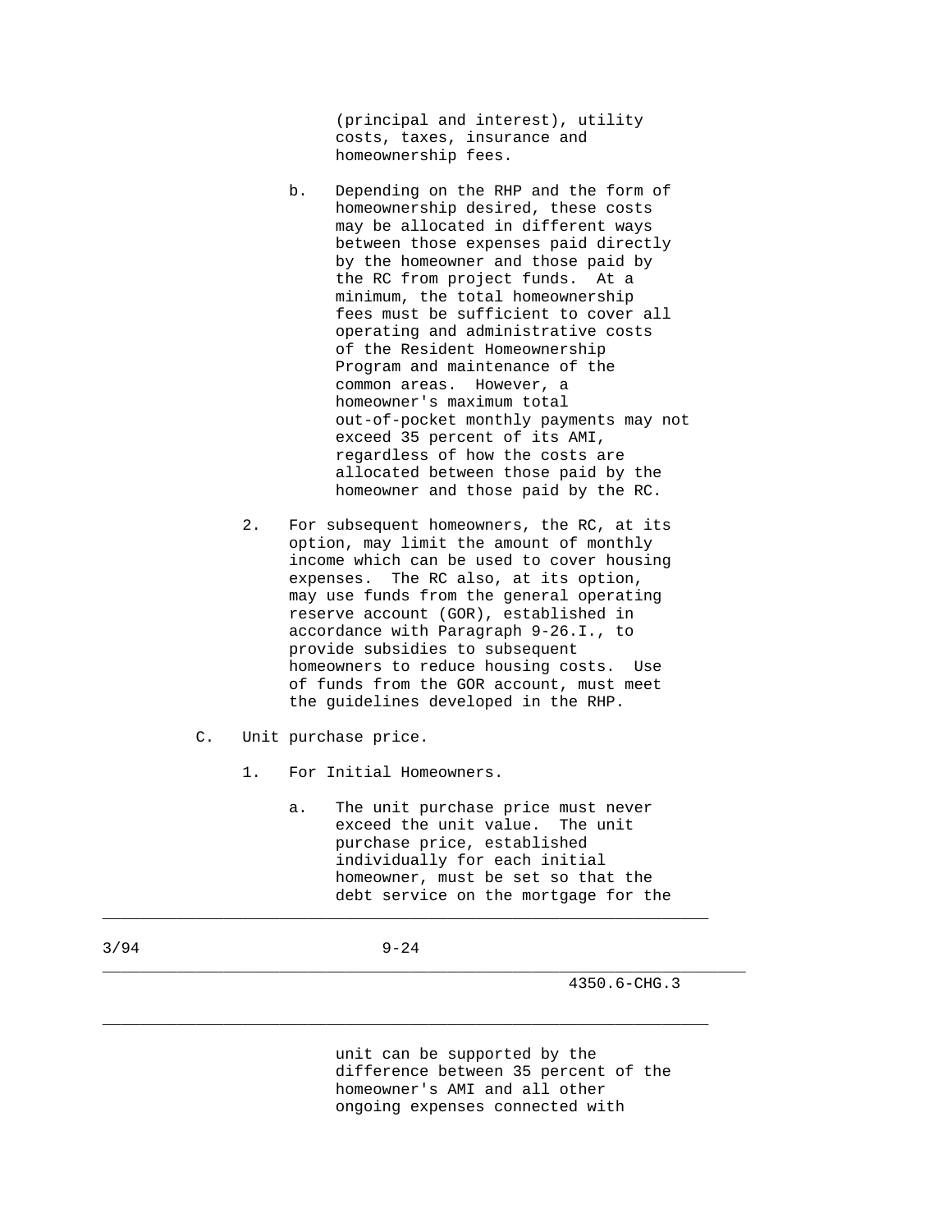(principal and interest), utility costs, taxes, insurance and homeownership fees.

b. Depending on the RHP and the form of homeownership desired, these costs may be allocated in different ways between those expenses paid directly by the homeowner and those paid by the RC from project funds. At a minimum, the total homeownership fees must be sufficient to cover all operating and administrative costs of the Resident Homeownership Program and maintenance of the common areas. However, a homeowner's maximum total out-of-pocket monthly payments may not exceed 35 percent of its AMI, regardless of how the costs are allocated between those paid by the homeowner and those paid by the RC.

2. For subsequent homeowners, the RC, at its option, may limit the amount of monthly income which can be used to cover housing expenses. The RC also, at its option, may use funds from the general operating reserve account (GOR), established in accordance with Paragraph 9-26.I., to provide subsidies to subsequent homeowners to reduce housing costs. Use of funds from the GOR account, must meet the guidelines developed in the RHP.

C. Unit purchase price.

1. For Initial Homeowners.

a. The unit purchase price must never exceed the unit value. The unit purchase price, established individually for each initial homeowner, must be set so that the debt service on the mortgage for the unit can be supported by the difference between 35 percent of the homeowner's AMI and all other ongoing expenses connected with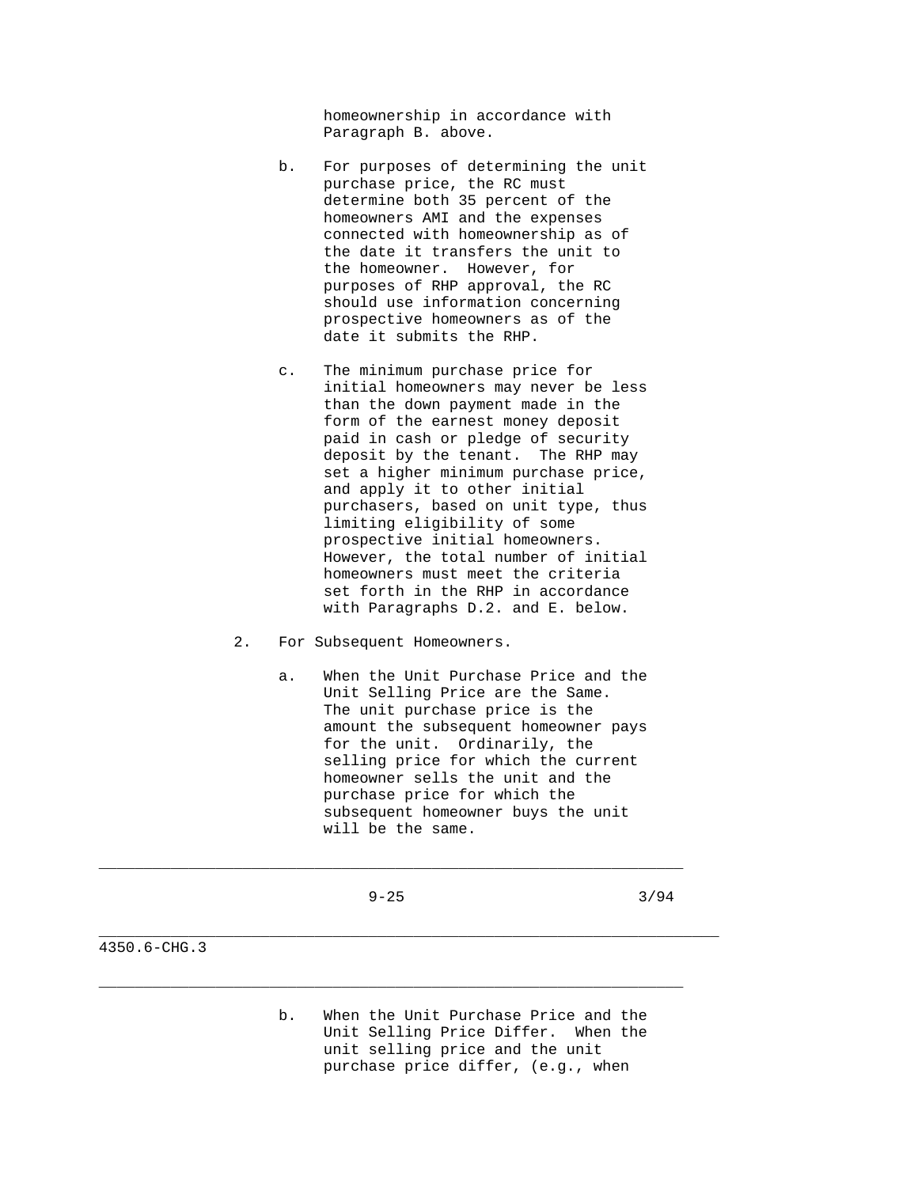homeownership in accordance with Paragraph B. above.

b. For purposes of determining the unit purchase price, the RC must determine both 35 percent of the homeowners AMI and the expenses connected with homeownership as of the date it transfers the unit to the homeowner. However, for purposes of RHP approval, the RC should use information concerning prospective homeowners as of the date it submits the RHP.

c. The minimum purchase price for initial homeowners may never be less than the down payment made in the form of the earnest money deposit paid in cash or pledge of security deposit by the tenant. The RHP may set a higher minimum purchase price, and apply it to other initial purchasers, based on unit type, thus limiting eligibility of some prospective initial homeowners. However, the total number of initial homeowners must meet the criteria set forth in the RHP in accordance with Paragraphs D.2. and E. below.

2. For Subsequent Homeowners.

a. When the Unit Purchase Price and the Unit Selling Price are the Same. The unit purchase price is the amount the subsequent homeowner pays for the unit. Ordinarily, the selling price for which the current homeowner sells the unit and the purchase price for which the subsequent homeowner buys the unit will be the same.

b. When the Unit Purchase Price and the Unit Selling Price Differ. When the unit selling price and the unit purchase price differ, (e.g., when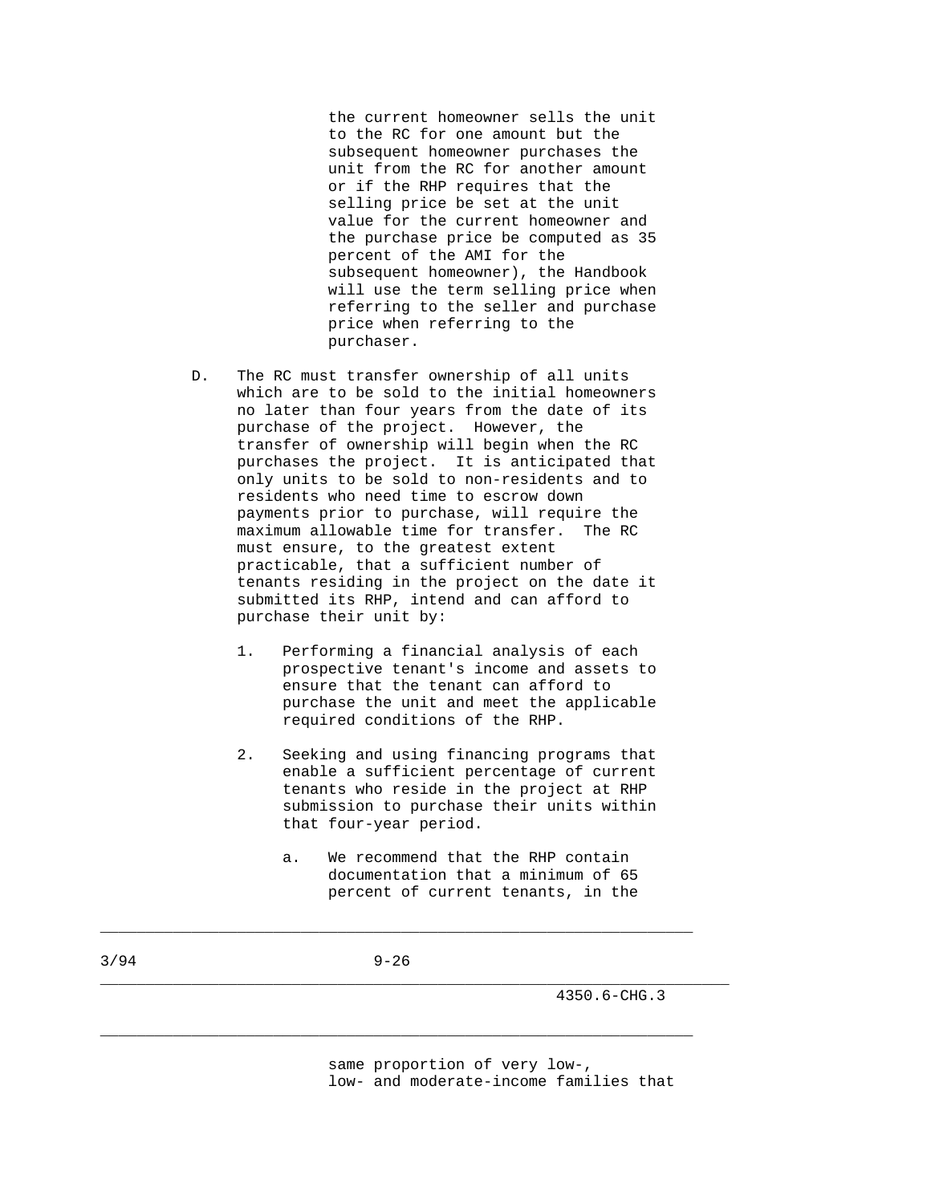the current homeowner sells the unit to the RC for one amount but the subsequent homeowner purchases the unit from the RC for another amount or if the RHP requires that the selling price be set at the unit value for the current homeowner and the purchase price be computed as 35 percent of the AMI for the subsequent homeowner), the Handbook will use the term selling price when referring to the seller and purchase price when referring to the purchaser.

D. The RC must transfer ownership of all units which are to be sold to the initial homeowners no later than four years from the date of its purchase of the project. However, the transfer of ownership will begin when the RC purchases the project. It is anticipated that only units to be sold to non-residents and to residents who need time to escrow down payments prior to purchase, will require the maximum allowable time for transfer. The RC must ensure, to the greatest extent practicable, that a sufficient number of tenants residing in the project on the date it submitted its RHP, intend and can afford to purchase their unit by:

   1. Performing a financial analysis of each prospective tenant's income and assets to ensure that the tenant can afford to purchase the unit and meet the applicable required conditions of the RHP.

   2. Seeking and using financing programs that enable a sufficient percentage of current tenants who reside in the project at RHP submission to purchase their units within that four-year period.

      a. We recommend that the RHP contain documentation that a minimum of 65 percent of current tenants, in the same proportion of very low-, low- and moderate-income families that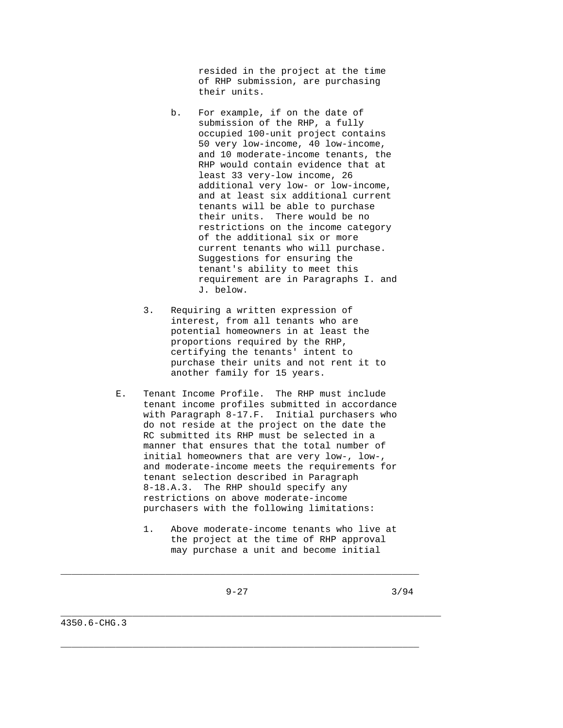resided in the project at the time of RHP submission, are purchasing their units.

b. For example, if on the date of submission of the RHP, a fully occupied 100-unit project contains 50 very low-income, 40 low-income, and 10 moderate-income tenants, the RHP would contain evidence that at least 33 very-low income, 26 additional very low- or low-income, and at least six additional current tenants will be able to purchase their units. There would be no restrictions on the income category of the additional six or more current tenants who will purchase. Suggestions for ensuring the tenant's ability to meet this requirement are in Paragraphs I. and J. below.

3. Requiring a written expression of interest, from all tenants who are potential homeowners in at least the proportions required by the RHP, certifying the tenants' intent to purchase their units and not rent it to another family for 15 years.

E. Tenant Income Profile. The RHP must include tenant income profiles submitted in accordance with Paragraph 8-17.F. Initial purchasers who do not reside at the project on the date the RC submitted its RHP must be selected in a manner that ensures that the total number of initial homeowners that are very low-, low-, and moderate-income meets the requirements for tenant selection described in Paragraph 8-18.A.3. The RHP should specify any restrictions on above moderate-income purchasers with the following limitations:

1. Above moderate-income tenants who live at the project at the time of RHP approval may purchase a unit and become initial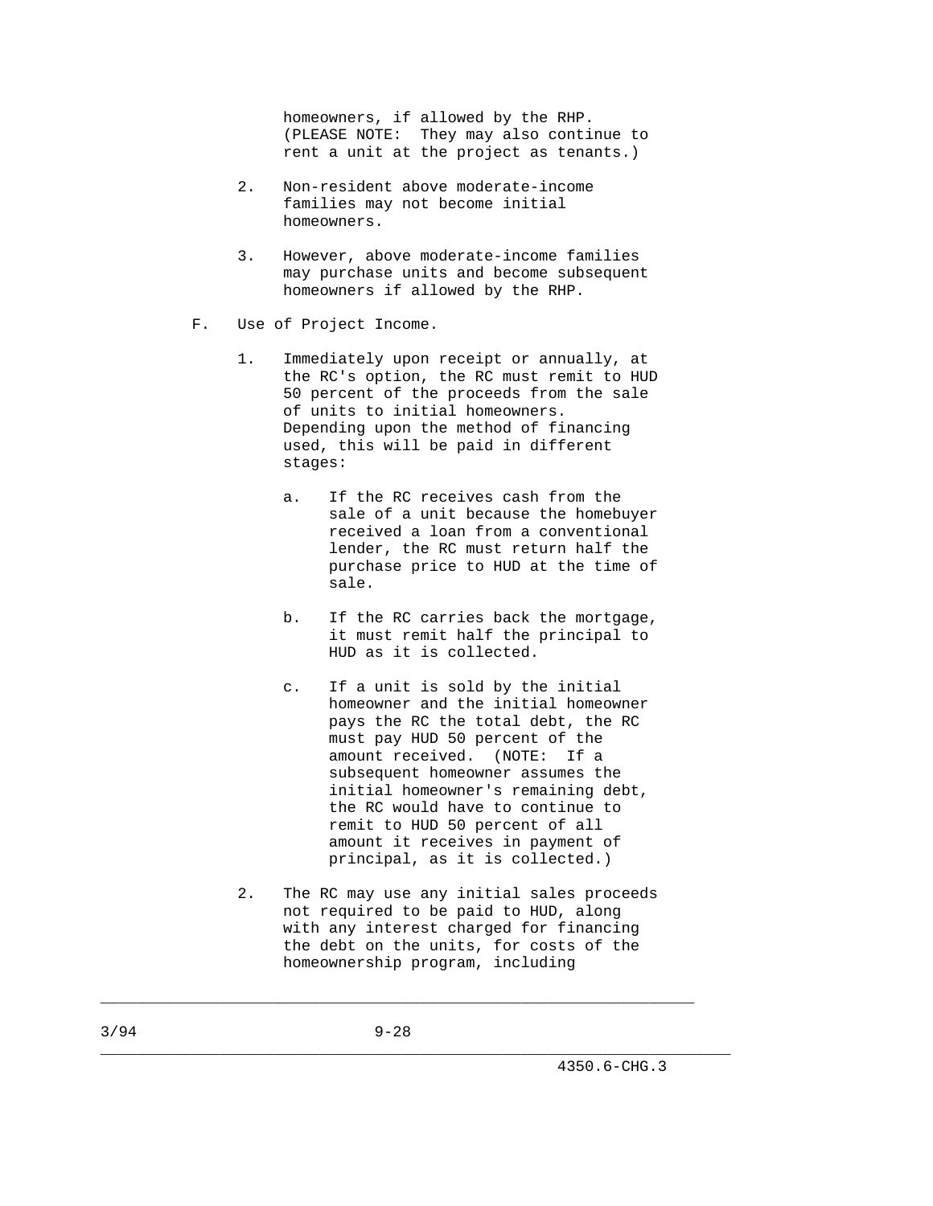homeowners, if allowed by the RHP. (PLEASE NOTE: They may also continue to rent a unit at the project as tenants.)

2. Non-resident above moderate-income families may not become initial homeowners.

3. However, above moderate-income families may purchase units and become subsequent homeowners if allowed by the RHP.

F. Use of Project Income.

1. Immediately upon receipt or annually, at the RC's option, the RC must remit to HUD 50 percent of the proceeds from the sale of units to initial homeowners. Depending upon the method of financing used, this will be paid in different stages:

   a. If the RC receives cash from the sale of a unit because the homebuyer received a loan from a conventional lender, the RC must return half the purchase price to HUD at the time of sale.

   b. If the RC carries back the mortgage, it must remit half the principal to HUD as it is collected.

   c. If a unit is sold by the initial homeowner and the initial homeowner pays the RC the total debt, the RC must pay HUD 50 percent of the amount received. (NOTE: If a subsequent homeowner assumes the initial homeowner's remaining debt, the RC would have to continue to remit to HUD 50 percent of all amount it receives in payment of principal, as it is collected.)

2. The RC may use any initial sales proceeds not required to be paid to HUD, along with any interest charged for financing the debt on the units, for costs of the homeownership program, including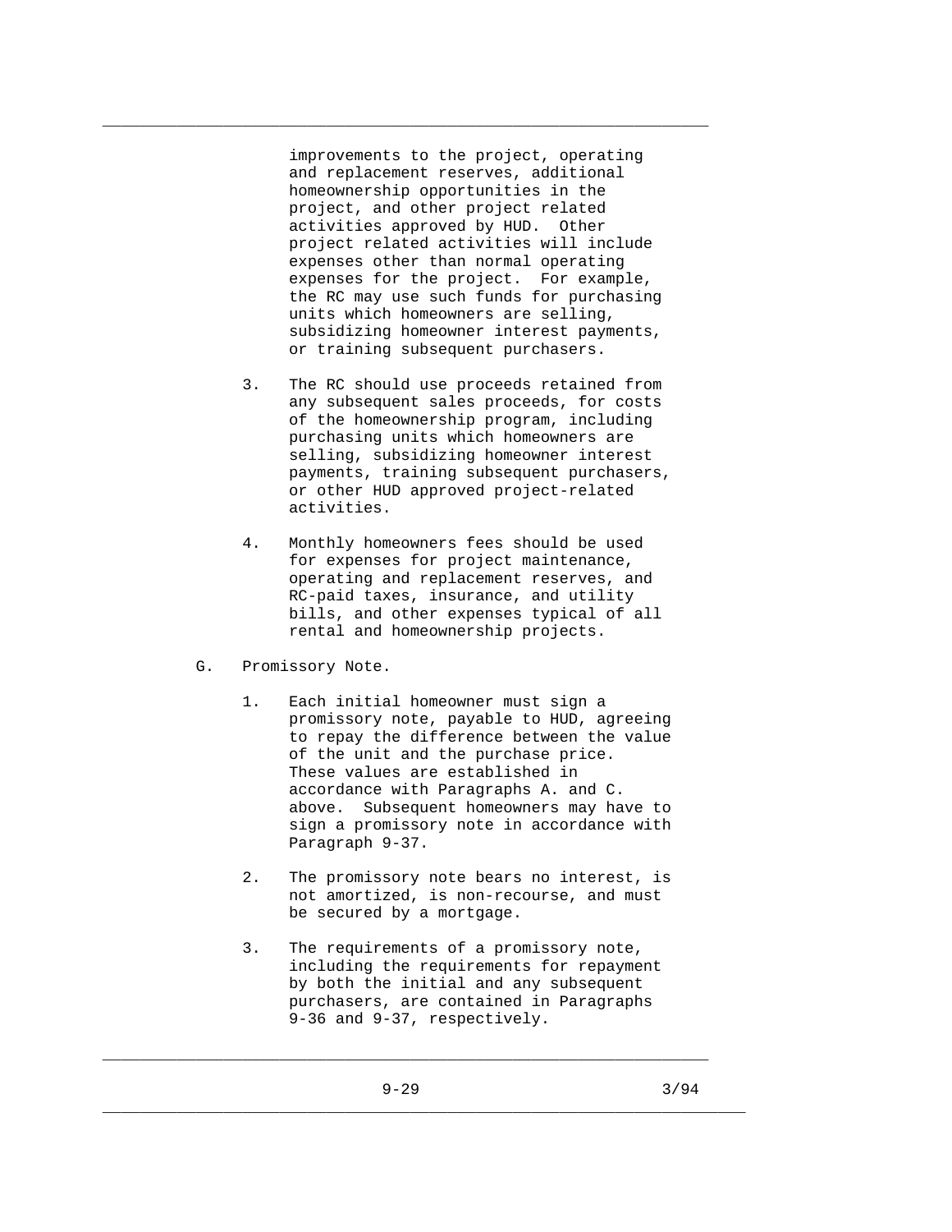improvements to the project, operating and replacement reserves, additional homeownership opportunities in the project, and other project related activities approved by HUD. Other project related activities will include expenses other than normal operating expenses for the project. For example, the RC may use such funds for purchasing units which homeowners are selling, subsidizing homeowner interest payments, or training subsequent purchasers.

3. The RC should use proceeds retained from any subsequent sales proceeds, for costs of the homeownership program, including purchasing units which homeowners are selling, subsidizing homeowner interest payments, training subsequent purchasers, or other HUD approved project-related activities.

4. Monthly homeowners fees should be used for expenses for project maintenance, operating and replacement reserves, and RC-paid taxes, insurance, and utility bills, and other expenses typical of all rental and homeownership projects.

G. Promissory Note.

1. Each initial homeowner must sign a promissory note, payable to HUD, agreeing to repay the difference between the value of the unit and the purchase price. These values are established in accordance with Paragraphs A. and C. above. Subsequent homeowners may have to sign a promissory note in accordance with Paragraph 9-37.

2. The promissory note bears no interest, is not amortized, is non-recourse, and must be secured by a mortgage.

3. The requirements of a promissory note, including the requirements for repayment by both the initial and any subsequent purchasers, are contained in Paragraphs 9-36 and 9-37, respectively.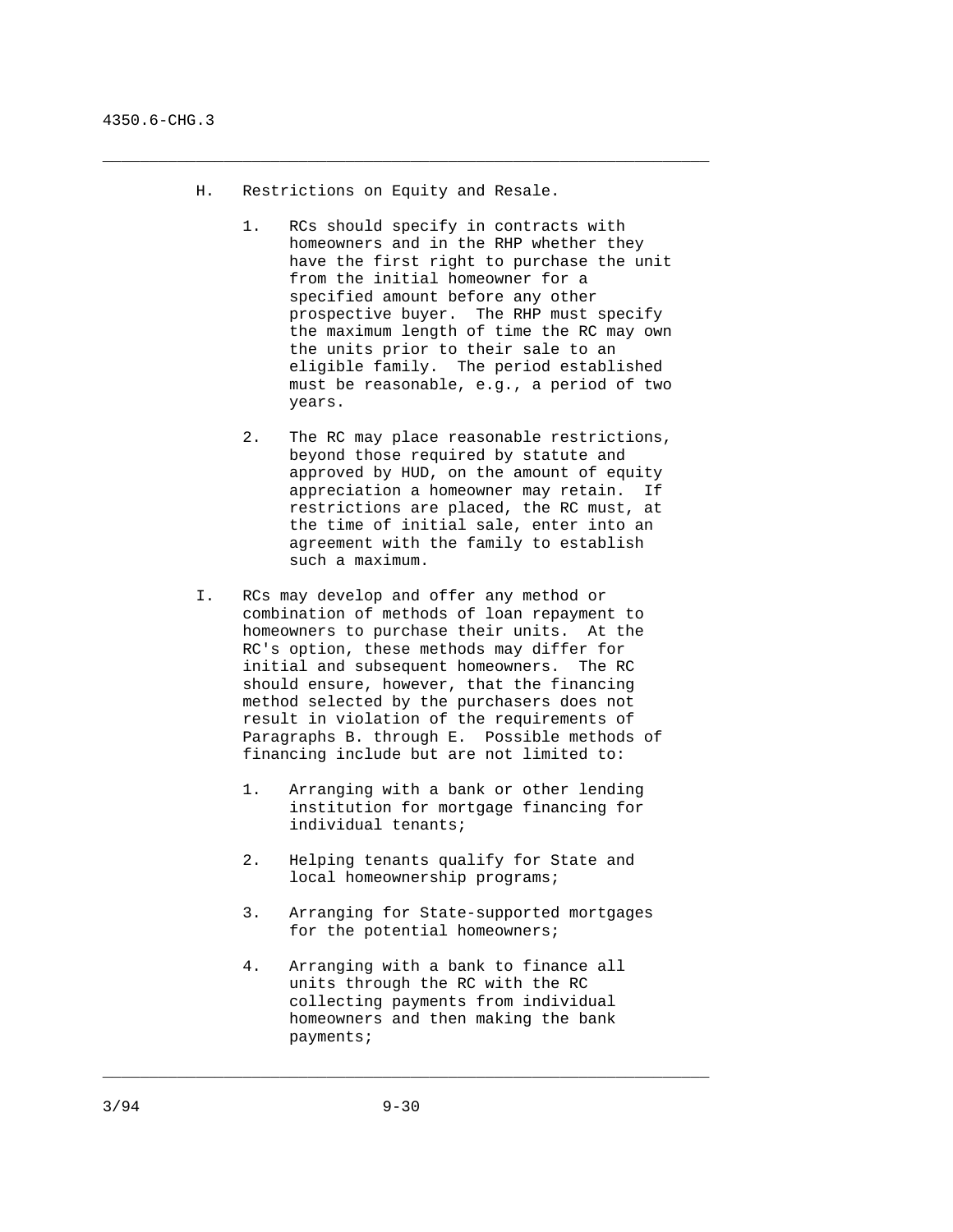H. Restrictions on Equity and Resale.

1. RCs should specify in contracts with homeowners and in the RHP whether they have the first right to purchase the unit from the initial homeowner for a specified amount before any other prospective buyer. The RHP must specify the maximum length of time the RC may own the units prior to their sale to an eligible family. The period established must be reasonable, e.g., a period of two years.

2. The RC may place reasonable restrictions, beyond those required by statute and approved by HUD, on the amount of equity appreciation a homeowner may retain. If restrictions are placed, the RC must, at the time of initial sale, enter into an agreement with the family to establish such a maximum.

I. RCs may develop and offer any method or combination of methods of loan repayment to homeowners to purchase their units. At the RC's option, these methods may differ for initial and subsequent homeowners. The RC should ensure, however, that the financing method selected by the purchasers does not result in violation of the requirements of Paragraphs B. through E. Possible methods of financing include but are not limited to:

1. Arranging with a bank or other lending institution for mortgage financing for individual tenants;

2. Helping tenants qualify for State and local homeownership programs;

3. Arranging for State-supported mortgages for the potential homeowners;

4. Arranging with a bank to finance all units through the RC with the RC collecting payments from individual homeowners and then making the bank payments;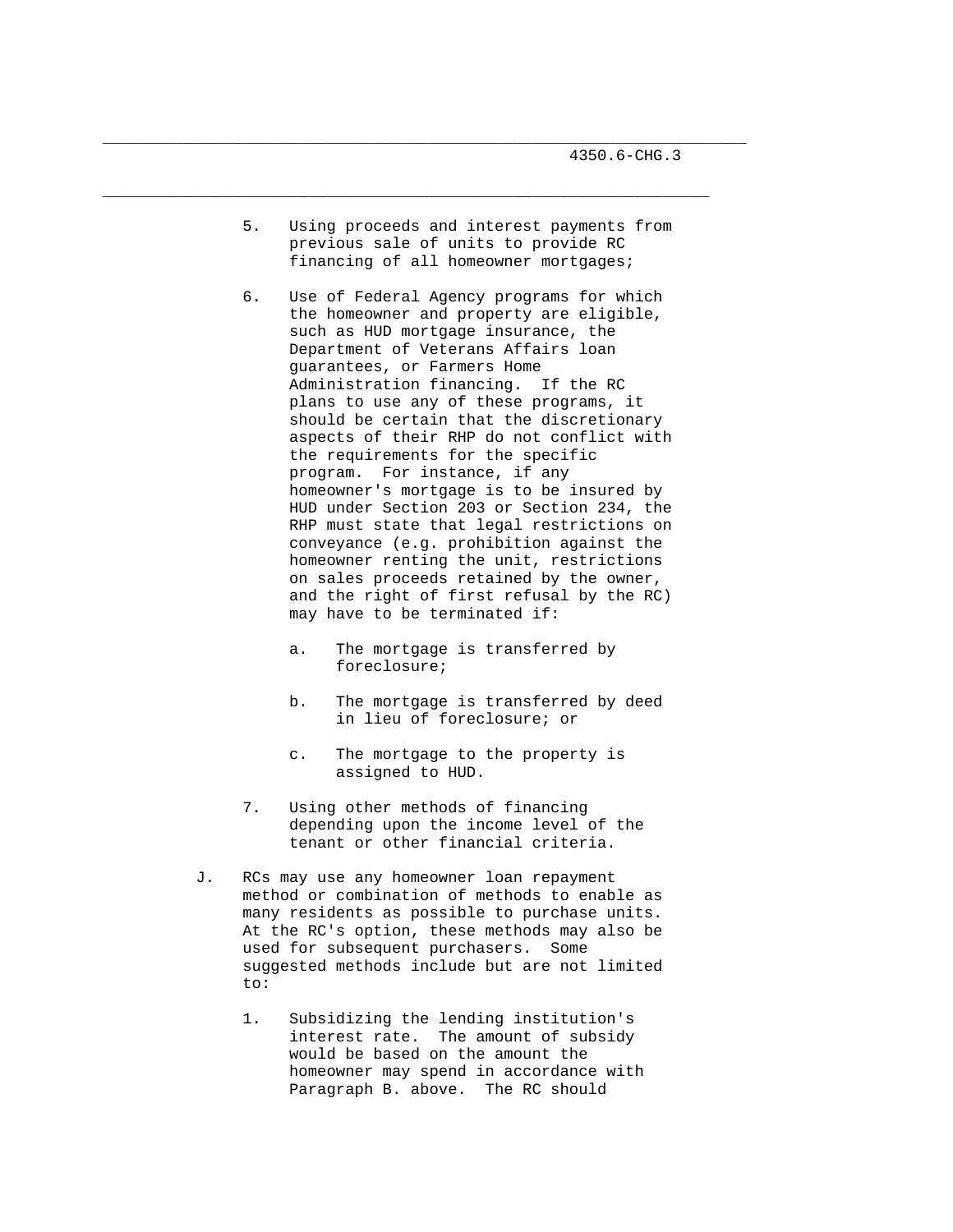5. Using proceeds and interest payments from previous sale of units to provide RC financing of all homeowner mortgages;

6. Use of Federal Agency programs for which the homeowner and property are eligible, such as HUD mortgage insurance, the Department of Veterans Affairs loan guarantees, or Farmers Home Administration financing. If the RC plans to use any of these programs, it should be certain that the discretionary aspects of their RHP do not conflict with the requirements for the specific program. For instance, if any homeowner's mortgage is to be insured by HUD under Section 203 or Section 234, the RHP must state that legal restrictions on conveyance (e.g. prohibition against the homeowner renting the unit, restrictions on sales proceeds retained by the owner, and the right of first refusal by the RC) may have to be terminated if:

   a. The mortgage is transferred by foreclosure;

   b. The mortgage is transferred by deed in lieu of foreclosure; or

   c. The mortgage to the property is assigned to HUD.

7. Using other methods of financing depending upon the income level of the tenant or other financial criteria.

J. RCs may use any homeowner loan repayment method or combination of methods to enable as many residents as possible to purchase units. At the RC's option, these methods may also be used for subsequent purchasers. Some suggested methods include but are not limited to:

   1. Subsidizing the lending institution's interest rate. The amount of subsidy would be based on the amount the homeowner may spend in accordance with Paragraph B. above. The RC should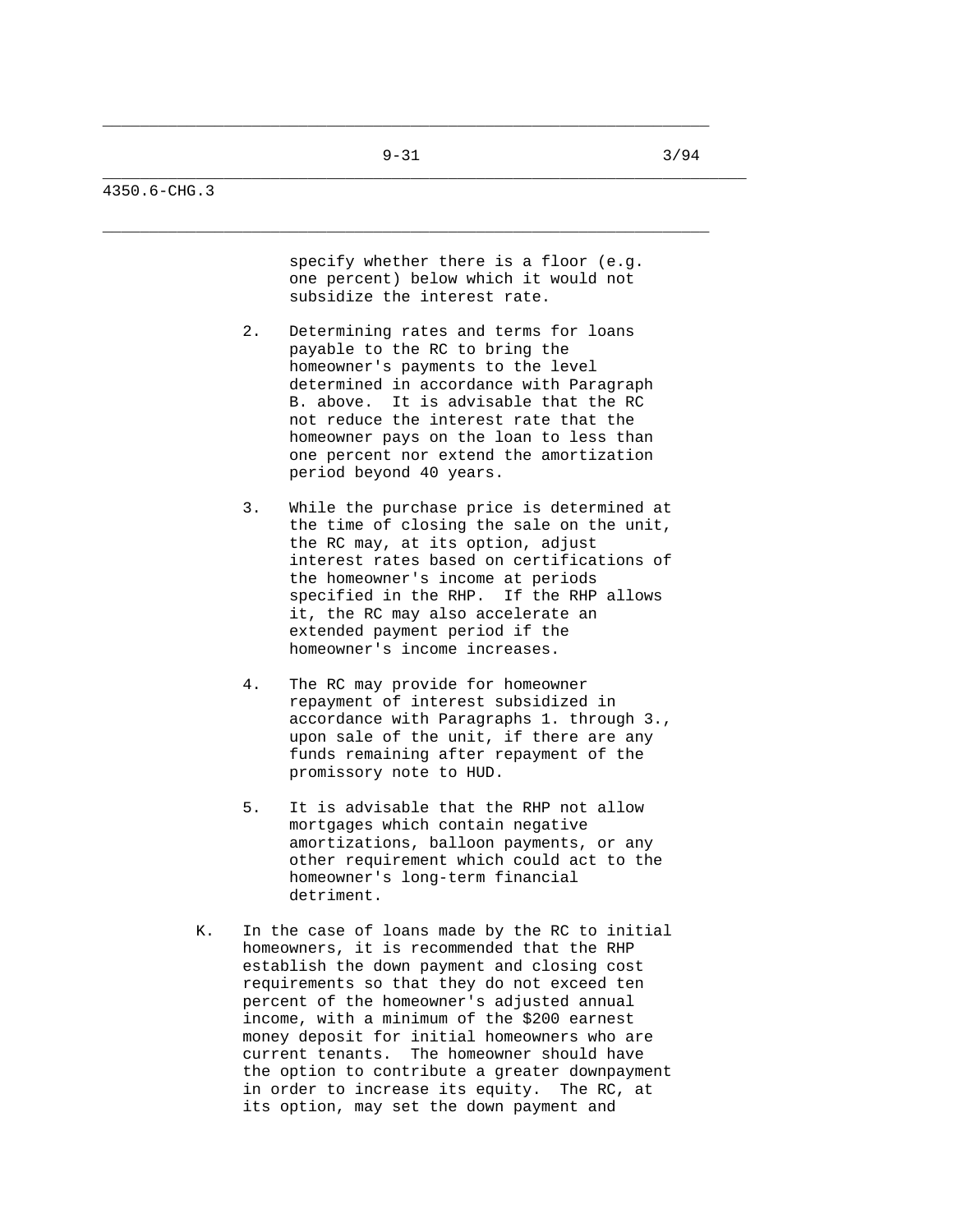specify whether there is a floor (e.g. one percent) below which it would not subsidize the interest rate.

2. Determining rates and terms for loans payable to the RC to bring the homeowner's payments to the level determined in accordance with Paragraph B. above. It is advisable that the RC not reduce the interest rate that the homeowner pays on the loan to less than one percent nor extend the amortization period beyond 40 years.

3. While the purchase price is determined at the time of closing the sale on the unit, the RC may, at its option, adjust interest rates based on certifications of the homeowner's income at periods specified in the RHP. If the RHP allows it, the RC may also accelerate an extended payment period if the homeowner's income increases.

4. The RC may provide for homeowner repayment of interest subsidized in accordance with Paragraphs 1. through 3., upon sale of the unit, if there are any funds remaining after repayment of the promissory note to HUD.

5. It is advisable that the RHP not allow mortgages which contain negative amortizations, balloon payments, or any other requirement which could act to the homeowner's long-term financial detriment.

K. In the case of loans made by the RC to initial homeowners, it is recommended that the RHP establish the down payment and closing cost requirements so that they do not exceed ten percent of the homeowner's adjusted annual income, with a minimum of the $200 earnest money deposit for initial homeowners who are current tenants. The homeowner should have the option to contribute a greater downpayment in order to increase its equity. The RC, at its option, may set the down payment and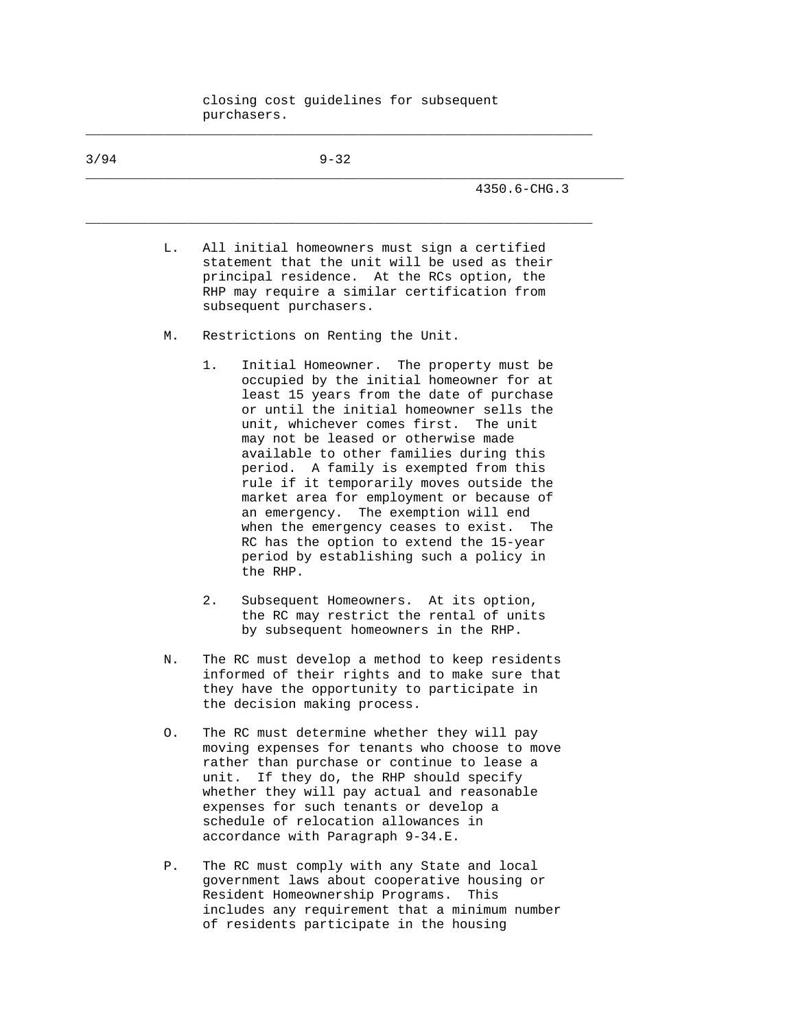closing cost guidelines for subsequent purchasers.

L. All initial homeowners must sign a certified statement that the unit will be used as their principal residence. At the RCs option, the RHP may require a similar certification from subsequent purchasers.

M. Restrictions on Renting the Unit.

1. Initial Homeowner. The property must be occupied by the initial homeowner for at least 15 years from the date of purchase or until the initial homeowner sells the unit, whichever comes first. The unit may not be leased or otherwise made available to other families during this period. A family is exempted from this rule if it temporarily moves outside the market area for employment or because of an emergency. The exemption will end when the emergency ceases to exist. The RC has the option to extend the 15-year period by establishing such a policy in the RHP.

2. Subsequent Homeowners. At its option, the RC may restrict the rental of units by subsequent homeowners in the RHP.

N. The RC must develop a method to keep residents informed of their rights and to make sure that they have the opportunity to participate in the decision making process.

O. The RC must determine whether they will pay moving expenses for tenants who choose to move rather than purchase or continue to lease a unit. If they do, the RHP should specify whether they will pay actual and reasonable expenses for such tenants or develop a schedule of relocation allowances in accordance with Paragraph 9-34.E.

P. The RC must comply with any State and local government laws about cooperative housing or Resident Homeownership Programs. This includes any requirement that a minimum number of residents participate in the housing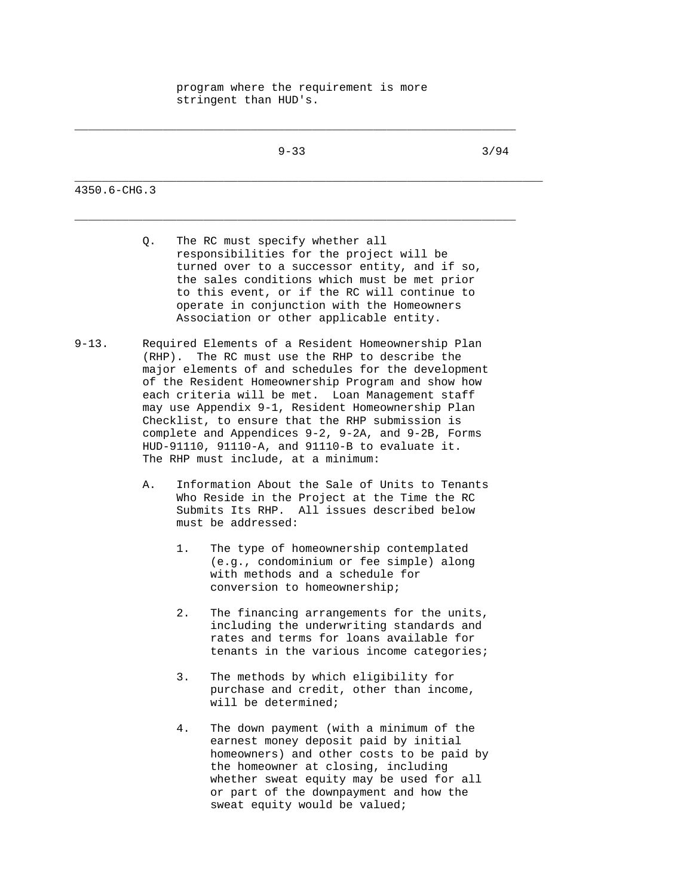program where the requirement is more stringent than HUD's.

Q. The RC must specify whether all responsibilities for the project will be turned over to a successor entity, and if so, the sales conditions which must be met prior to this event, or if the RC will continue to operate in conjunction with the Homeowners Association or other applicable entity.

9-13. Required Elements of a Resident Homeownership Plan (RHP). The RC must use the RHP to describe the major elements of and schedules for the development of the Resident Homeownership Program and show how each criteria will be met. Loan Management staff may use Appendix 9-1, Resident Homeownership Plan Checklist, to ensure that the RHP submission is complete and Appendices 9-2, 9-2A, and 9-2B, Forms HUD-91110, 91110-A, and 91110-B to evaluate it. The RHP must include, at a minimum:

A. Information About the Sale of Units to Tenants Who Reside in the Project at the Time the RC Submits Its RHP. All issues described below must be addressed:

1. The type of homeownership contemplated (e.g., condominium or fee simple) along with methods and a schedule for conversion to homeownership;

2. The financing arrangements for the units, including the underwriting standards and rates and terms for loans available for tenants in the various income categories;

3. The methods by which eligibility for purchase and credit, other than income, will be determined;

4. The down payment (with a minimum of the earnest money deposit paid by initial homeowners) and other costs to be paid by the homeowner at closing, including whether sweat equity may be used for all or part of the downpayment and how the sweat equity would be valued;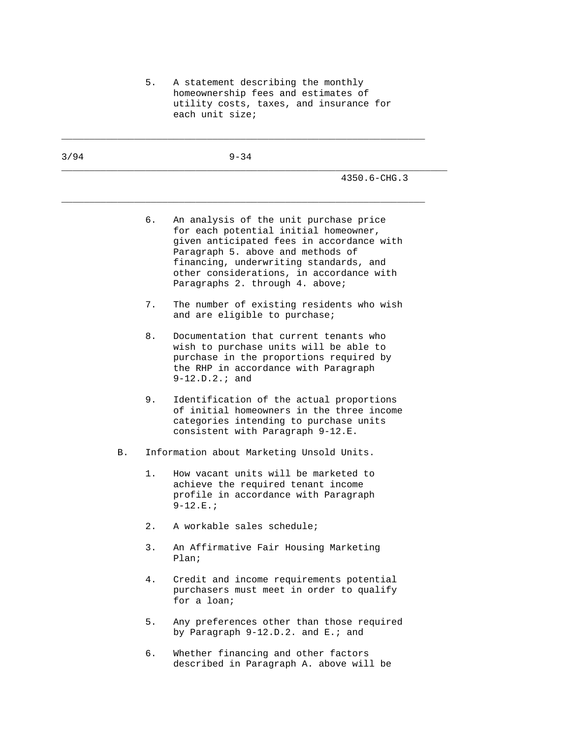5. A statement describing the monthly homeownership fees and estimates of utility costs, taxes, and insurance for each unit size;

6. An analysis of the unit purchase price for each potential initial homeowner, given anticipated fees in accordance with Paragraph 5. above and methods of financing, underwriting standards, and other considerations, in accordance with Paragraphs 2. through 4. above;

7. The number of existing residents who wish and are eligible to purchase;

8. Documentation that current tenants who wish to purchase units will be able to purchase in the proportions required by the RHP in accordance with Paragraph 9-12.D.2.; and

9. Identification of the actual proportions of initial homeowners in the three income categories intending to purchase units consistent with Paragraph 9-12.E.

B. Information about Marketing Unsold Units.

1. How vacant units will be marketed to achieve the required tenant income profile in accordance with Paragraph 9-12.E.;

2. A workable sales schedule;

3. An Affirmative Fair Housing Marketing Plan;

4. Credit and income requirements potential purchasers must meet in order to qualify for a loan;

5. Any preferences other than those required by Paragraph 9-12.D.2. and E.; and

6. Whether financing and other factors described in Paragraph A. above will be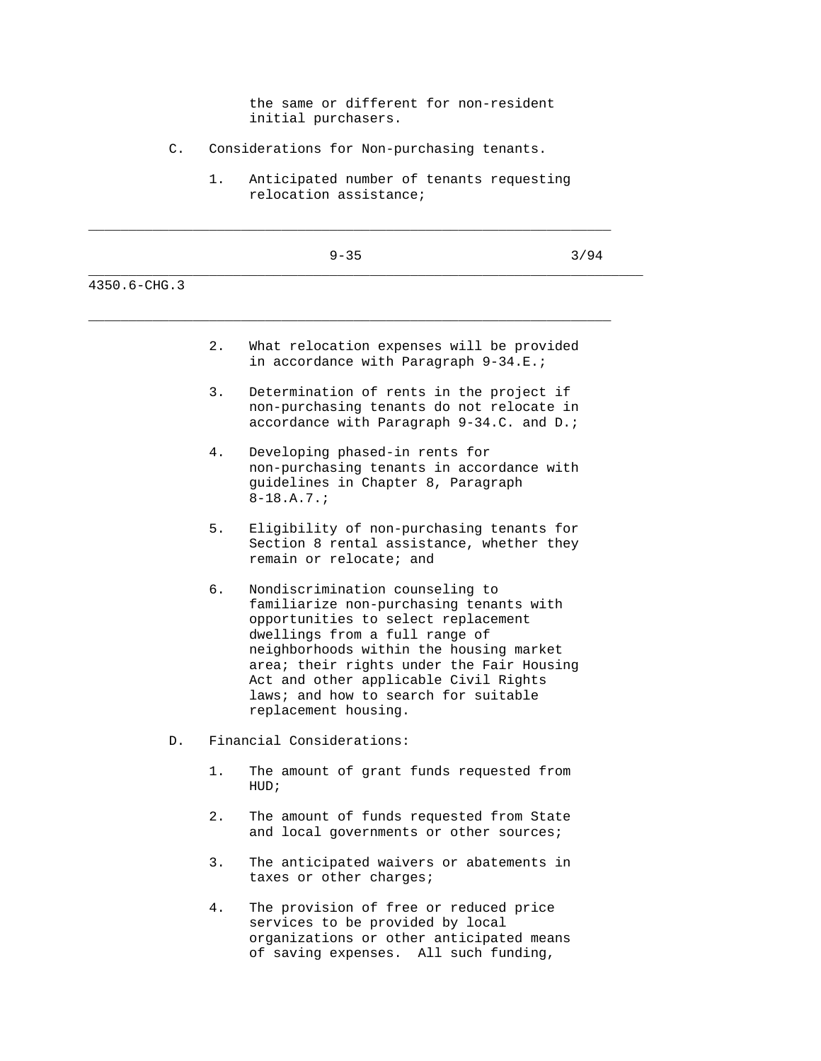the same or different for non-resident initial purchasers.

C. Considerations for Non-purchasing tenants.

1. Anticipated number of tenants requesting relocation assistance;

2. What relocation expenses will be provided in accordance with Paragraph 9-34.E.;

3. Determination of rents in the project if non-purchasing tenants do not relocate in accordance with Paragraph 9-34.C. and D.;

4. Developing phased-in rents for non-purchasing tenants in accordance with guidelines in Chapter 8, Paragraph 8-18.A.7.;

5. Eligibility of non-purchasing tenants for Section 8 rental assistance, whether they remain or relocate; and

6. Nondiscrimination counseling to familiarize non-purchasing tenants with opportunities to select replacement dwellings from a full range of neighborhoods within the housing market area; their rights under the Fair Housing Act and other applicable Civil Rights laws; and how to search for suitable replacement housing.

D. Financial Considerations:

1. The amount of grant funds requested from HUD;

2. The amount of funds requested from State and local governments or other sources;

3. The anticipated waivers or abatements in taxes or other charges;

4. The provision of free or reduced price services to be provided by local organizations or other anticipated means of saving expenses. All such funding,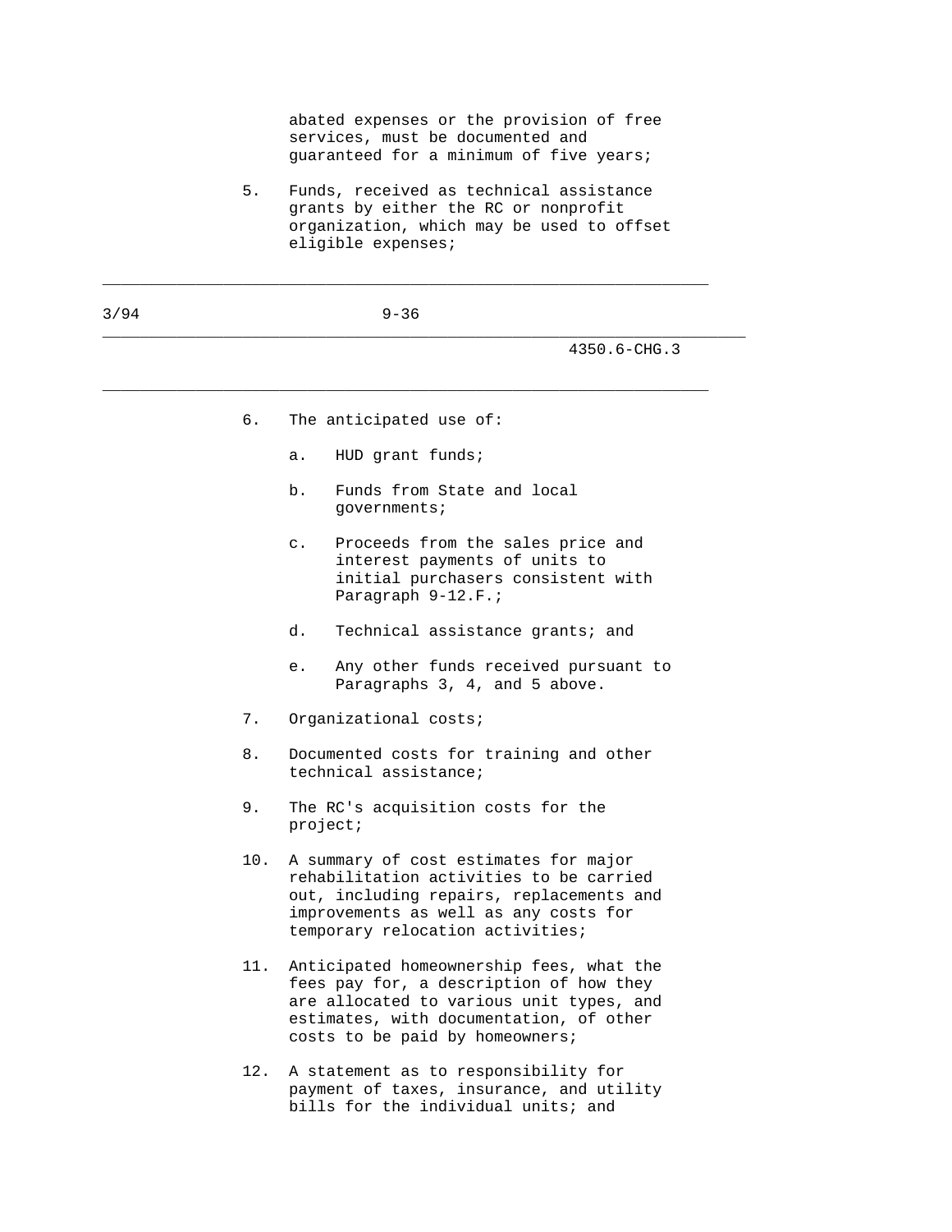abated expenses or the provision of free services, must be documented and guaranteed for a minimum of five years;

5. Funds, received as technical assistance grants by either the RC or nonprofit organization, which may be used to offset eligible expenses;

6. The anticipated use of:

   a. HUD grant funds;

   b. Funds from State and local governments;

   c. Proceeds from the sales price and interest payments of units to initial purchasers consistent with Paragraph 9-12.F.;

   d. Technical assistance grants; and

   e. Any other funds received pursuant to Paragraphs 3, 4, and 5 above.

7. Organizational costs;

8. Documented costs for training and other technical assistance;

9. The RC's acquisition costs for the project;

10. A summary of cost estimates for major rehabilitation activities to be carried out, including repairs, replacements and improvements as well as any costs for temporary relocation activities;

11. Anticipated homeownership fees, what the fees pay for, a description of how they are allocated to various unit types, and estimates, with documentation, of other costs to be paid by homeowners;

12. A statement as to responsibility for payment of taxes, insurance, and utility bills for the individual units; and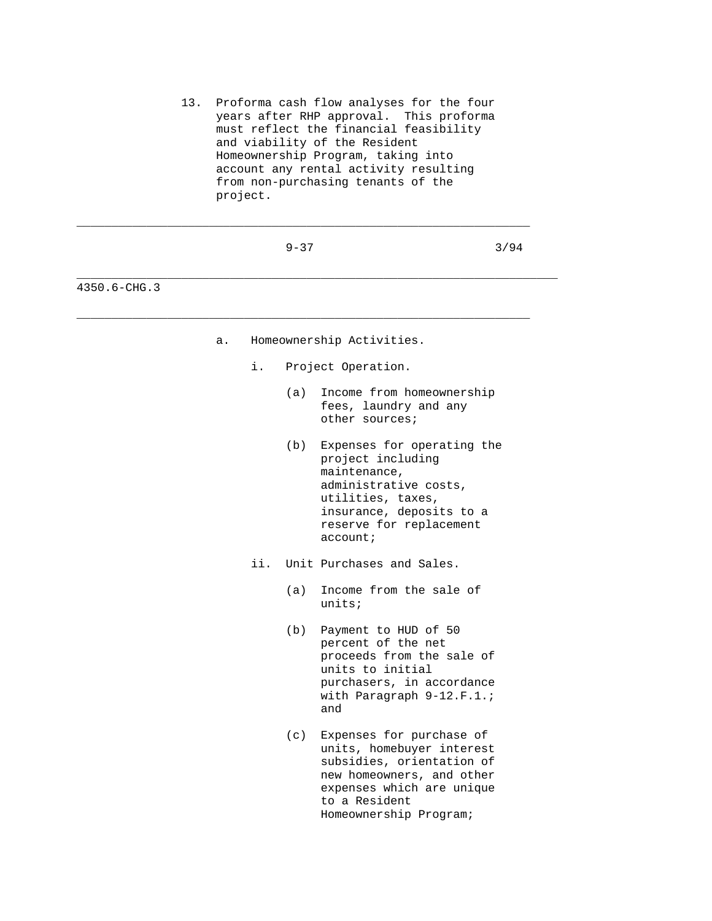13. Proforma cash flow analyses for the four years after RHP approval. This proforma must reflect the financial feasibility and viability of the Resident Homeownership Program, taking into account any rental activity resulting from non-purchasing tenants of the project.

a. Homeownership Activities.

i. Project Operation.

(a) Income from homeownership fees, laundry and any other sources;

(b) Expenses for operating the project including maintenance, administrative costs, utilities, taxes, insurance, deposits to a reserve for replacement account;

ii. Unit Purchases and Sales.

(a) Income from the sale of units;

(b) Payment to HUD of 50 percent of the net proceeds from the sale of units to initial purchasers, in accordance with Paragraph 9-12.F.1.; and

(c) Expenses for purchase of units, homebuyer interest subsidies, orientation of new homeowners, and other expenses which are unique to a Resident Homeownership Program;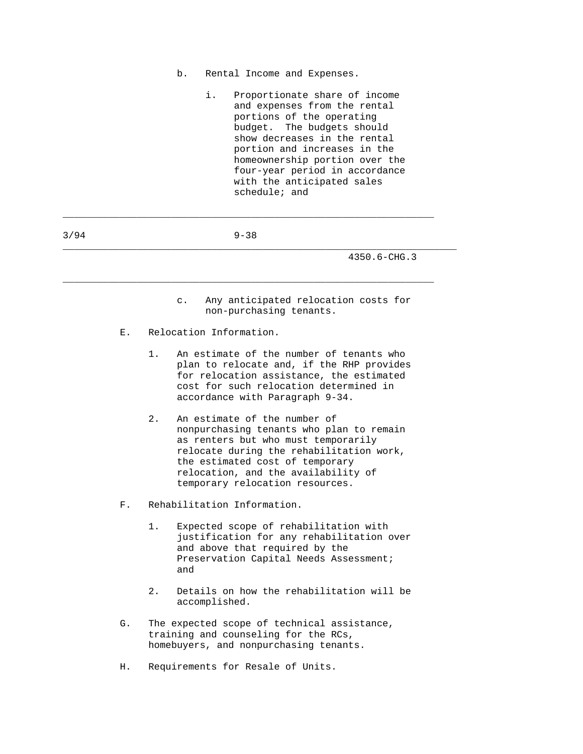b. Rental Income and Expenses.

i. Proportionate share of income and expenses from the rental portions of the operating budget. The budgets should show decreases in the rental portion and increases in the homeownership portion over the four-year period in accordance with the anticipated sales schedule; and

c. Any anticipated relocation costs for non-purchasing tenants.

E. Relocation Information.

1. An estimate of the number of tenants who plan to relocate and, if the RHP provides for relocation assistance, the estimated cost for such relocation determined in accordance with Paragraph 9-34.

2. An estimate of the number of nonpurchasing tenants who plan to remain as renters but who must temporarily relocate during the rehabilitation work, the estimated cost of temporary relocation, and the availability of temporary relocation resources.

F. Rehabilitation Information.

1. Expected scope of rehabilitation with justification for any rehabilitation over and above that required by the Preservation Capital Needs Assessment; and

2. Details on how the rehabilitation will be accomplished.

G. The expected scope of technical assistance, training and counseling for the RCs, homebuyers, and nonpurchasing tenants.

H. Requirements for Resale of Units.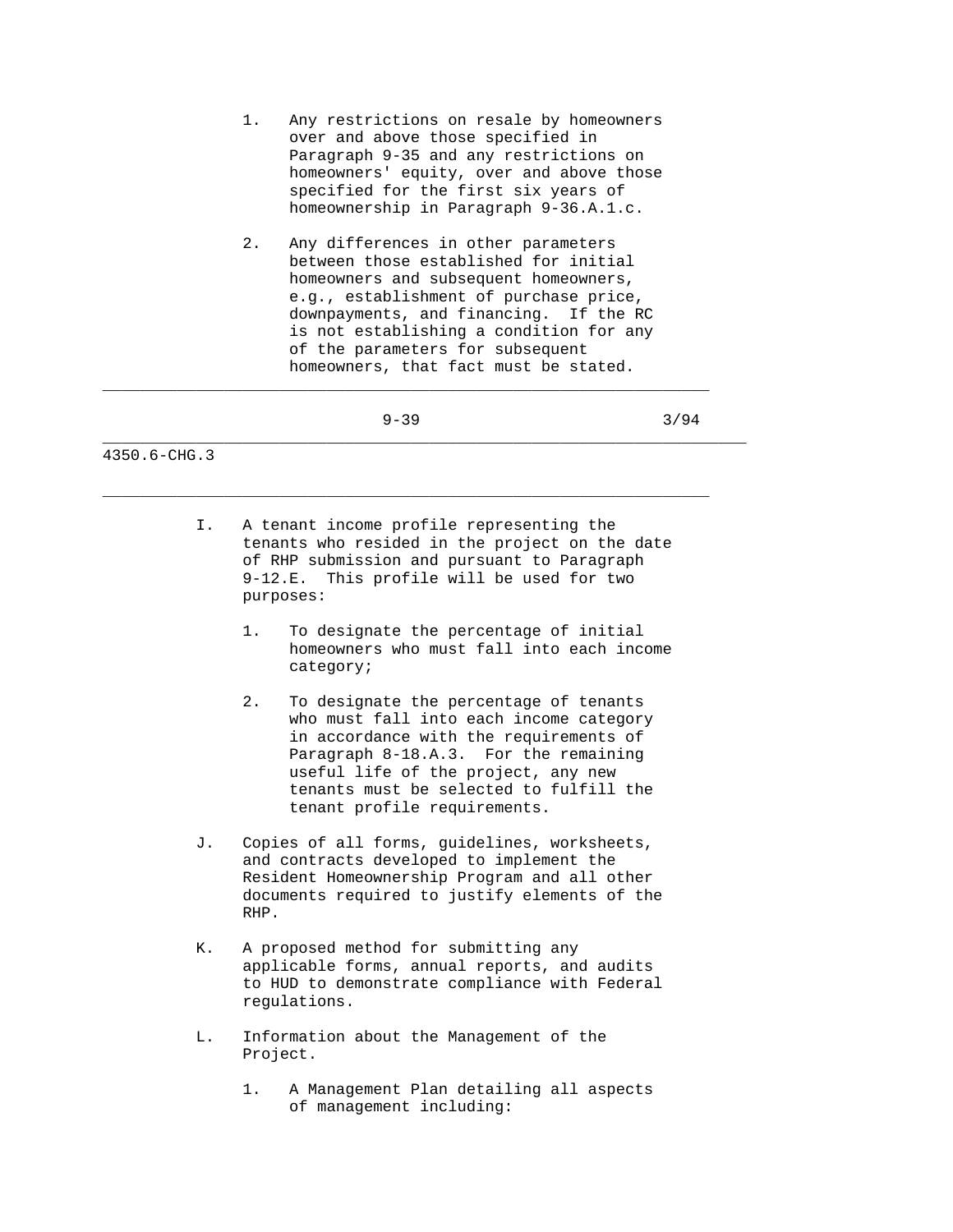1. Any restrictions on resale by homeowners over and above those specified in Paragraph 9-35 and any restrictions on homeowners' equity, over and above those specified for the first six years of homeownership in Paragraph 9-36.A.1.c.

2. Any differences in other parameters between those established for initial homeowners and subsequent homeowners, e.g., establishment of purchase price, downpayments, and financing. If the RC is not establishing a condition for any of the parameters for subsequent homeowners, that fact must be stated.

I. A tenant income profile representing the tenants who resided in the project on the date of RHP submission and pursuant to Paragraph 9-12.E. This profile will be used for two purposes:

   1. To designate the percentage of initial homeowners who must fall into each income category;

   2. To designate the percentage of tenants who must fall into each income category in accordance with the requirements of Paragraph 8-18.A.3. For the remaining useful life of the project, any new tenants must be selected to fulfill the tenant profile requirements.

J. Copies of all forms, guidelines, worksheets, and contracts developed to implement the Resident Homeownership Program and all other documents required to justify elements of the RHP.

K. A proposed method for submitting any applicable forms, annual reports, and audits to HUD to demonstrate compliance with Federal regulations.

L. Information about the Management of the Project.

   1. A Management Plan detailing all aspects of management including: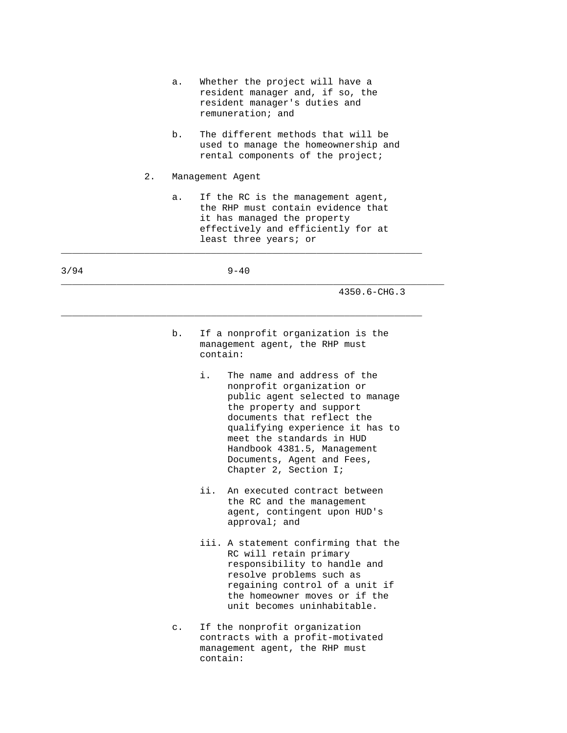a. Whether the project will have a resident manager and, if so, the resident manager's duties and remuneration; and

b. The different methods that will be used to manage the homeownership and rental components of the project;

2. Management Agent

   a. If the RC is the management agent, the RHP must contain evidence that it has managed the property effectively and efficiently for at least three years; or

   b. If a nonprofit organization is the management agent, the RHP must contain:

      i. The name and address of the nonprofit organization or public agent selected to manage the property and support documents that reflect the qualifying experience it has to meet the standards in HUD Handbook 4381.5, Management Documents, Agent and Fees, Chapter 2, Section I;

      ii. An executed contract between the RC and the management agent, contingent upon HUD's approval; and

      iii. A statement confirming that the RC will retain primary responsibility to handle and resolve problems such as regaining control of a unit if the homeowner moves or if the unit becomes uninhabitable.

   c. If the nonprofit organization contracts with a profit-motivated management agent, the RHP must contain: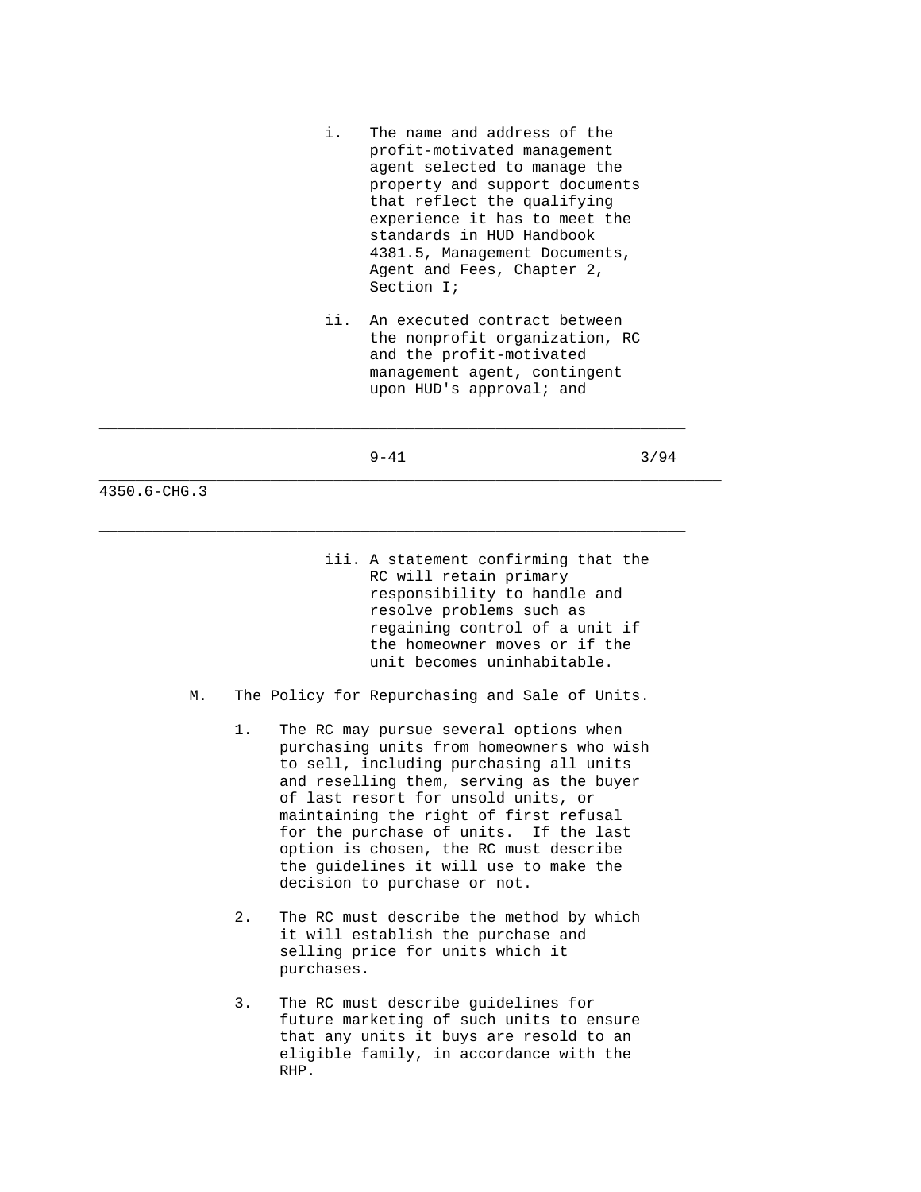i. The name and address of the profit-motivated management agent selected to manage the property and support documents that reflect the qualifying experience it has to meet the standards in HUD Handbook 4381.5, Management Documents, Agent and Fees, Chapter 2, Section I;

ii. An executed contract between the nonprofit organization, RC and the profit-motivated management agent, contingent upon HUD's approval; and

iii. A statement confirming that the RC will retain primary responsibility to handle and resolve problems such as regaining control of a unit if the homeowner moves or if the unit becomes uninhabitable.

M. The Policy for Repurchasing and Sale of Units.

1. The RC may pursue several options when purchasing units from homeowners who wish to sell, including purchasing all units and reselling them, serving as the buyer of last resort for unsold units, or maintaining the right of first refusal for the purchase of units. If the last option is chosen, the RC must describe the guidelines it will use to make the decision to purchase or not.

2. The RC must describe the method by which it will establish the purchase and selling price for units which it purchases.

3. The RC must describe guidelines for future marketing of such units to ensure that any units it buys are resold to an eligible family, in accordance with the RHP.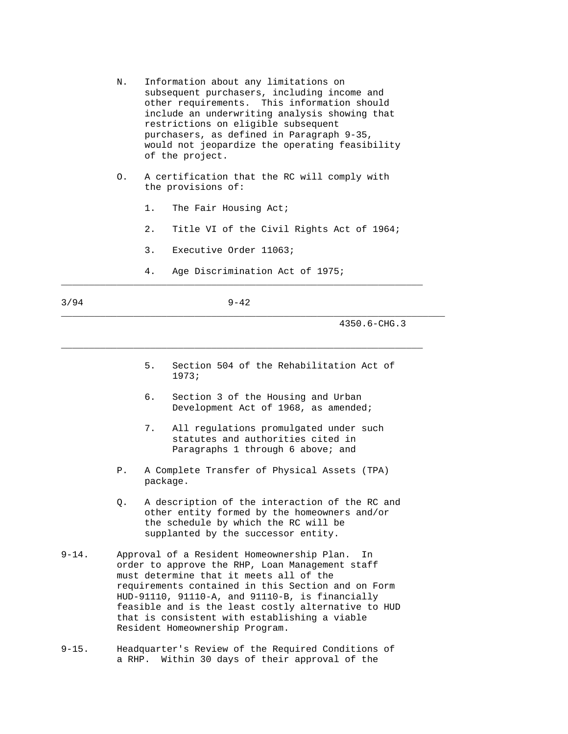N. Information about any limitations on subsequent purchasers, including income and other requirements. This information should include an underwriting analysis showing that restrictions on eligible subsequent purchasers, as defined in Paragraph 9-35, would not jeopardize the operating feasibility of the project.

O. A certification that the RC will comply with the provisions of:

1. The Fair Housing Act;

2. Title VI of the Civil Rights Act of 1964;

3. Executive Order 11063;

4. Age Discrimination Act of 1975;

5. Section 504 of the Rehabilitation Act of 1973;

6. Section 3 of the Housing and Urban Development Act of 1968, as amended;

7. All regulations promulgated under such statutes and authorities cited in Paragraphs 1 through 6 above; and

P. A Complete Transfer of Physical Assets (TPA) package.

Q. A description of the interaction of the RC and other entity formed by the homeowners and/or the schedule by which the RC will be supplanted by the successor entity.

9-14. Approval of a Resident Homeownership Plan. In order to approve the RHP, Loan Management staff must determine that it meets all of the requirements contained in this Section and on Form HUD-91110, 91110-A, and 91110-B, is financially feasible and is the least costly alternative to HUD that is consistent with establishing a viable Resident Homeownership Program.

9-15. Headquarter's Review of the Required Conditions of a RHP. Within 30 days of their approval of the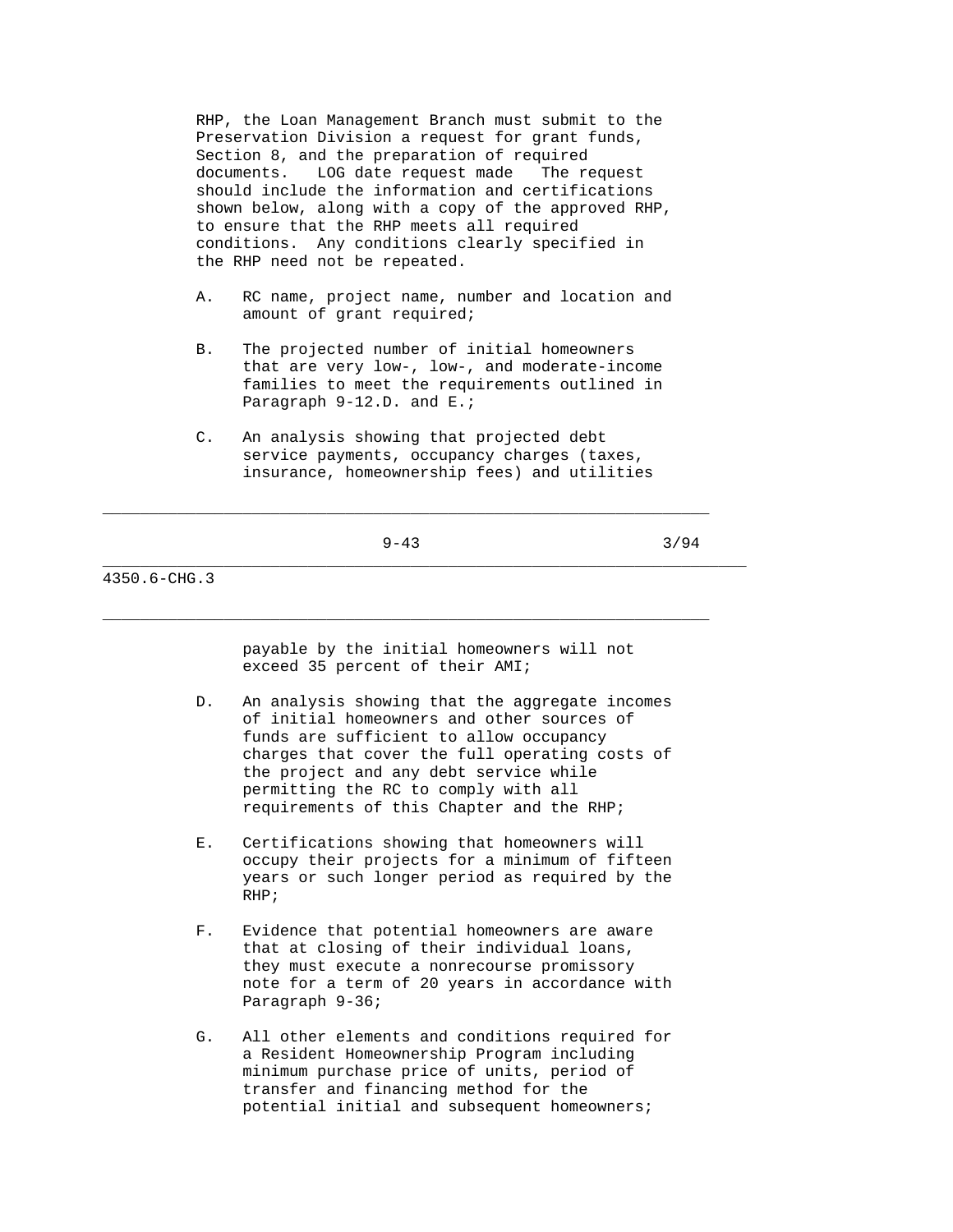RHP, the Loan Management Branch must submit to the Preservation Division a request for grant funds, Section 8, and the preparation of required documents. LOG date request made The request should include the information and certifications shown below, along with a copy of the approved RHP, to ensure that the RHP meets all required conditions. Any conditions clearly specified in the RHP need not be repeated.

A. RC name, project name, number and location and amount of grant required;

B. The projected number of initial homeowners that are very low-, low-, and moderate-income families to meet the requirements outlined in Paragraph 9-12.D. and E.;

C. An analysis showing that projected debt service payments, occupancy charges (taxes, insurance, homeownership fees) and utilities payable by the initial homeowners will not exceed 35 percent of their AMI;

D. An analysis showing that the aggregate incomes of initial homeowners and other sources of funds are sufficient to allow occupancy charges that cover the full operating costs of the project and any debt service while permitting the RC to comply with all requirements of this Chapter and the RHP;

E. Certifications showing that homeowners will occupy their projects for a minimum of fifteen years or such longer period as required by the RHP;

F. Evidence that potential homeowners are aware that at closing of their individual loans, they must execute a nonrecourse promissory note for a term of 20 years in accordance with Paragraph 9-36;

G. All other elements and conditions required for a Resident Homeownership Program including minimum purchase price of units, period of transfer and financing method for the potential initial and subsequent homeowners;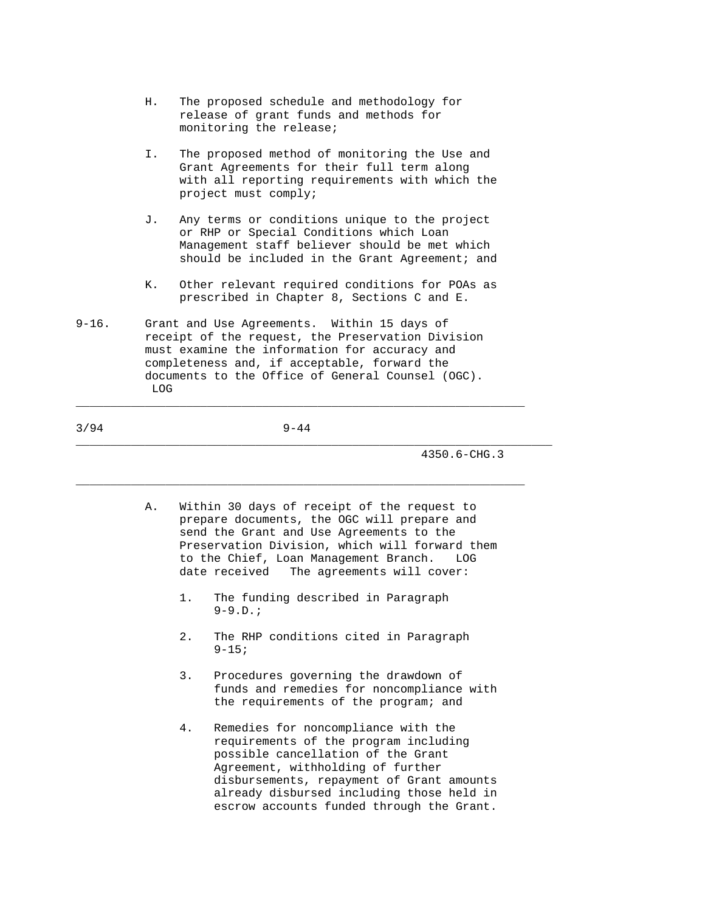H. The proposed schedule and methodology for release of grant funds and methods for monitoring the release;

I. The proposed method of monitoring the Use and Grant Agreements for their full term along with all reporting requirements with which the project must comply;

J. Any terms or conditions unique to the project or RHP or Special Conditions which Loan Management staff believer should be met which should be included in the Grant Agreement; and

K. Other relevant required conditions for POAs as prescribed in Chapter 8, Sections C and E.

9-16. Grant and Use Agreements. Within 15 days of receipt of the request, the Preservation Division must examine the information for accuracy and completeness and, if acceptable, forward the documents to the Office of General Counsel (OGC). LOG

A. Within 30 days of receipt of the request to prepare documents, the OGC will prepare and send the Grant and Use Agreements to the Preservation Division, which will forward them to the Chief, Loan Management Branch. LOG date received The agreements will cover:

1. The funding described in Paragraph 9-9.D.;

2. The RHP conditions cited in Paragraph 9-15;

3. Procedures governing the drawdown of funds and remedies for noncompliance with the requirements of the program; and

4. Remedies for noncompliance with the requirements of the program including possible cancellation of the Grant Agreement, withholding of further disbursements, repayment of Grant amounts already disbursed including those held in escrow accounts funded through the Grant.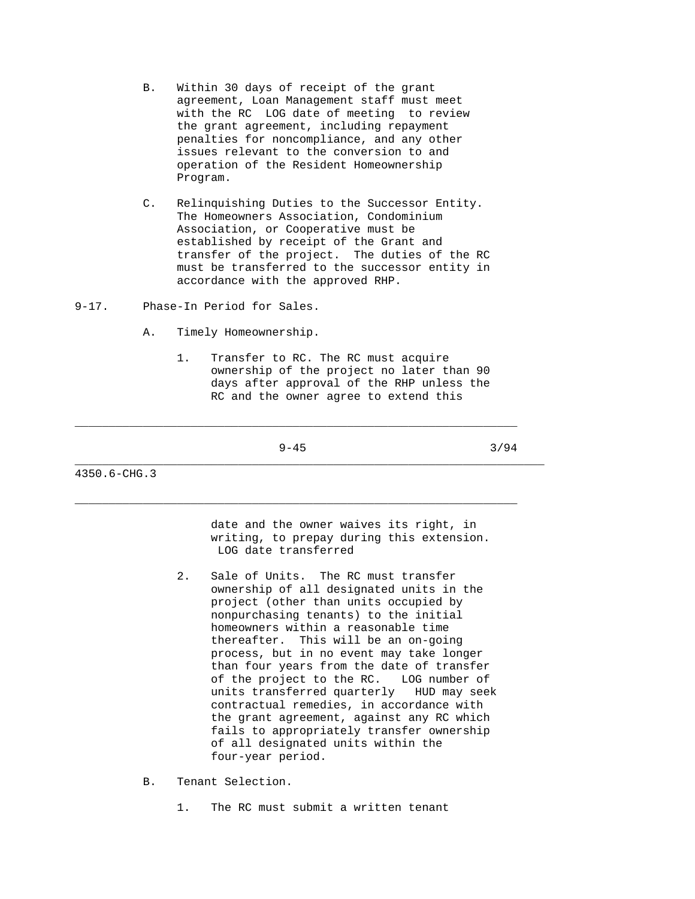B. Within 30 days of receipt of the grant agreement, Loan Management staff must meet with the RC LOG date of meeting to review the grant agreement, including repayment penalties for noncompliance, and any other issues relevant to the conversion to and operation of the Resident Homeownership Program.

C. Relinquishing Duties to the Successor Entity. The Homeowners Association, Condominium Association, or Cooperative must be established by receipt of the Grant and transfer of the project. The duties of the RC must be transferred to the successor entity in accordance with the approved RHP.

9-17. Phase-In Period for Sales.

A. Timely Homeownership.

1. Transfer to RC. The RC must acquire ownership of the project no later than 90 days after approval of the RHP unless the RC and the owner agree to extend this date and the owner waives its right, in writing, to prepay during this extension. LOG date transferred

2. Sale of Units. The RC must transfer ownership of all designated units in the project (other than units occupied by nonpurchasing tenants) to the initial homeowners within a reasonable time thereafter. This will be an on-going process, but in no event may take longer than four years from the date of transfer of the project to the RC. LOG number of units transferred quarterly HUD may seek contractual remedies, in accordance with the grant agreement, against any RC which fails to appropriately transfer ownership of all designated units within the four-year period.

B. Tenant Selection.

1. The RC must submit a written tenant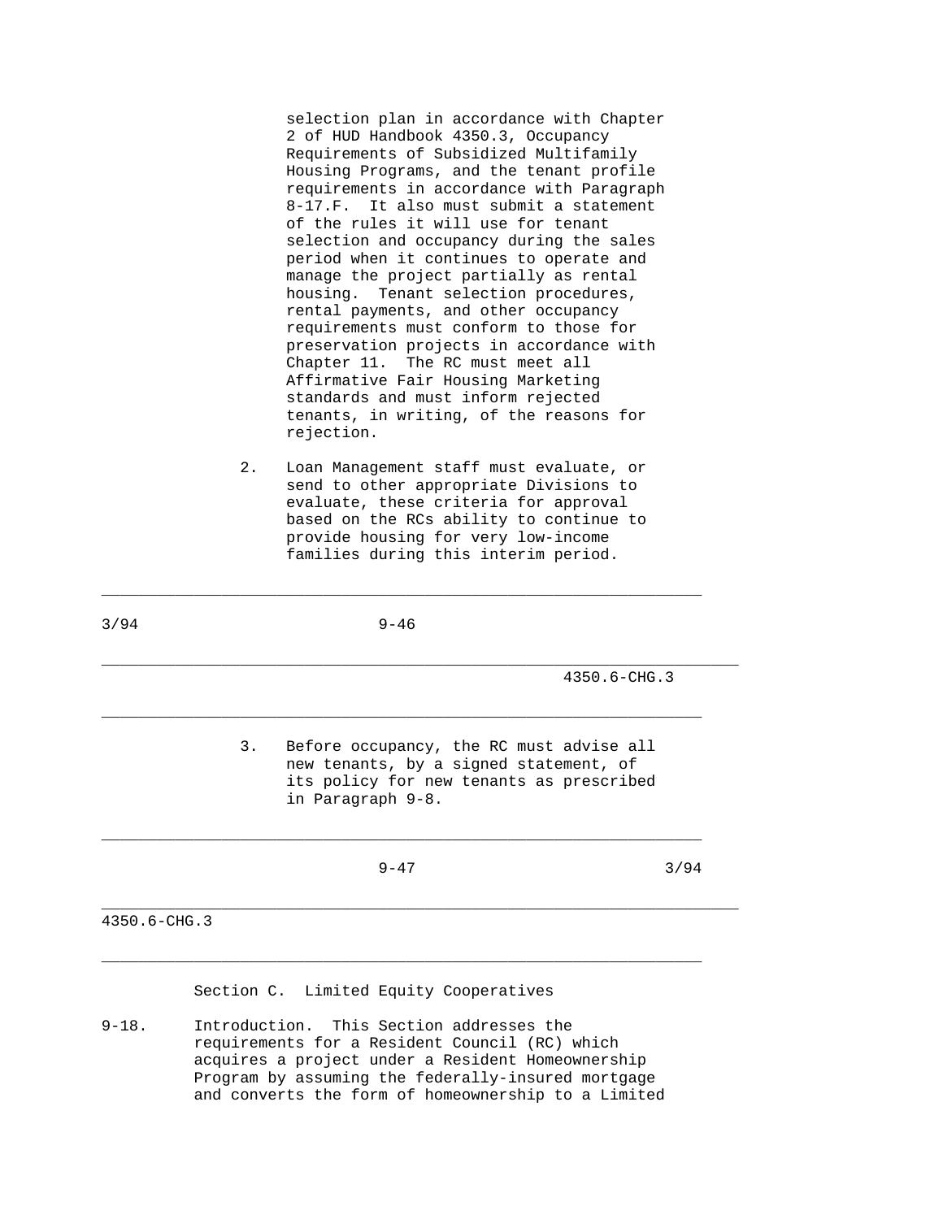selection plan in accordance with Chapter 2 of HUD Handbook 4350.3, Occupancy Requirements of Subsidized Multifamily Housing Programs, and the tenant profile requirements in accordance with Paragraph 8-17.F. It also must submit a statement of the rules it will use for tenant selection and occupancy during the sales period when it continues to operate and manage the project partially as rental housing. Tenant selection procedures, rental payments, and other occupancy requirements must conform to those for preservation projects in accordance with Chapter 11. The RC must meet all Affirmative Fair Housing Marketing standards and must inform rejected tenants, in writing, of the reasons for rejection.

2. Loan Management staff must evaluate, or send to other appropriate Divisions to evaluate, these criteria for approval based on the RCs ability to continue to provide housing for very low-income families during this interim period.

3. Before occupancy, the RC must advise all new tenants, by a signed statement, of its policy for new tenants as prescribed in Paragraph 9-8.

## Section C. Limited Equity Cooperatives

9-18. Introduction. This Section addresses the requirements for a Resident Council (RC) which acquires a project under a Resident Homeownership Program by assuming the federally-insured mortgage and converts the form of homeownership to a Limited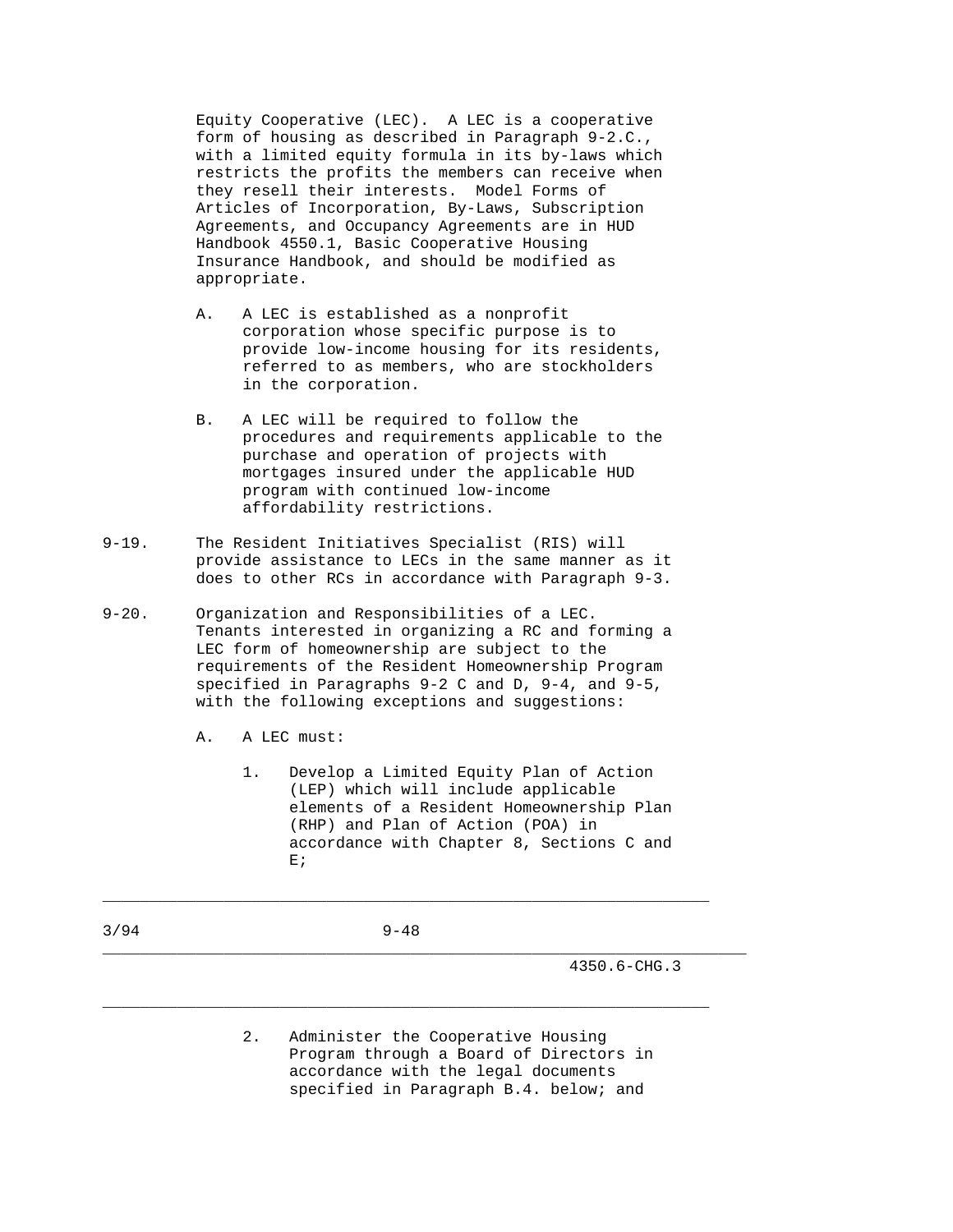Equity Cooperative (LEC). A LEC is a cooperative form of housing as described in Paragraph 9-2.C., with a limited equity formula in its by-laws which restricts the profits the members can receive when they resell their interests. Model Forms of Articles of Incorporation, By-Laws, Subscription Agreements, and Occupancy Agreements are in HUD Handbook 4550.1, Basic Cooperative Housing Insurance Handbook, and should be modified as appropriate.

A. A LEC is established as a nonprofit corporation whose specific purpose is to provide low-income housing for its residents, referred to as members, who are stockholders in the corporation.

B. A LEC will be required to follow the procedures and requirements applicable to the purchase and operation of projects with mortgages insured under the applicable HUD program with continued low-income affordability restrictions.

9-19. The Resident Initiatives Specialist (RIS) will provide assistance to LECs in the same manner as it does to other RCs in accordance with Paragraph 9-3.

9-20. Organization and Responsibilities of a LEC. Tenants interested in organizing a RC and forming a LEC form of homeownership are subject to the requirements of the Resident Homeownership Program specified in Paragraphs 9-2 C and D, 9-4, and 9-5, with the following exceptions and suggestions:

A. A LEC must:

1. Develop a Limited Equity Plan of Action (LEP) which will include applicable elements of a Resident Homeownership Plan (RHP) and Plan of Action (POA) in accordance with Chapter 8, Sections C and E;

2. Administer the Cooperative Housing Program through a Board of Directors in accordance with the legal documents specified in Paragraph B.4. below; and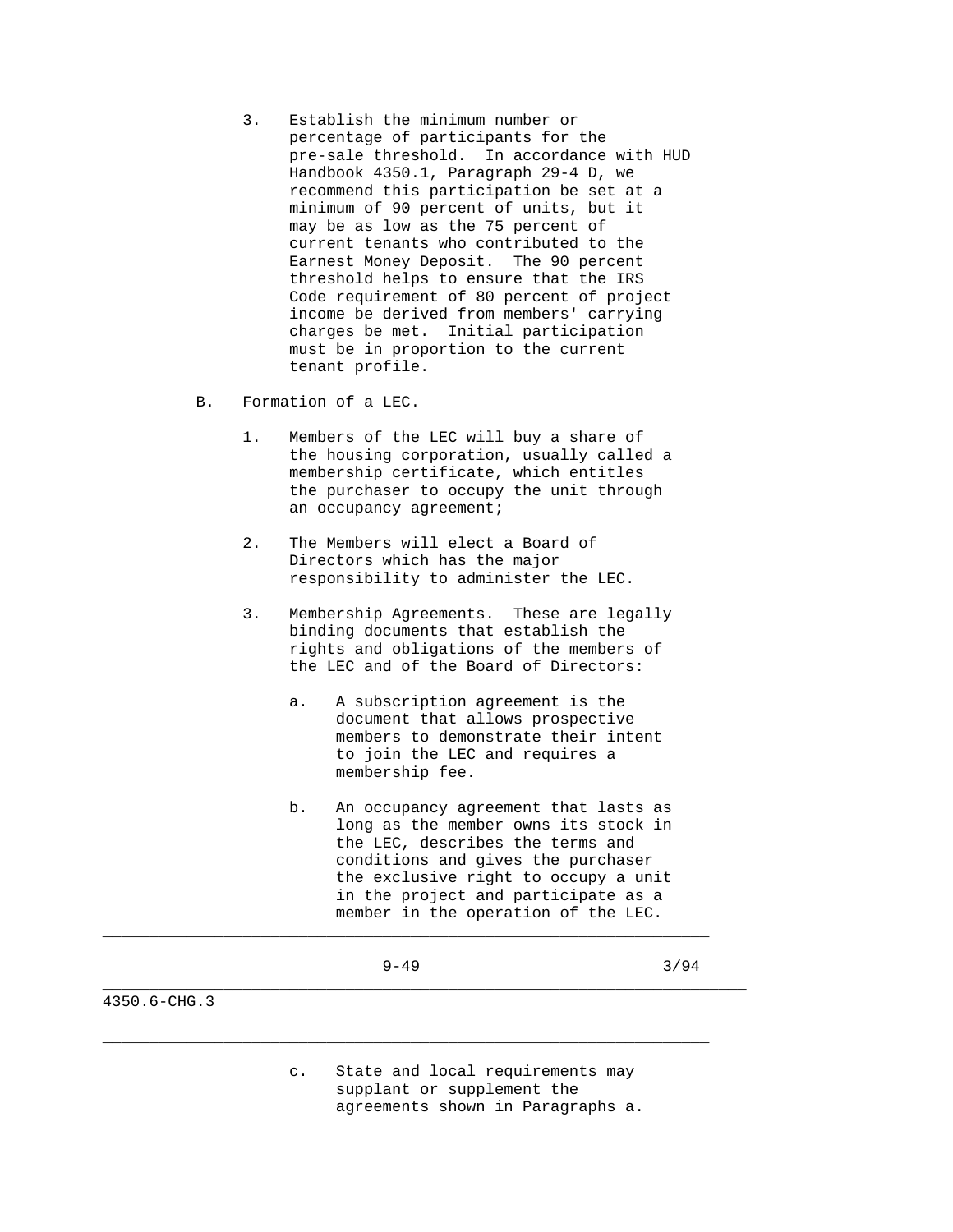3. Establish the minimum number or percentage of participants for the pre-sale threshold. In accordance with HUD Handbook 4350.1, Paragraph 29-4 D, we recommend this participation be set at a minimum of 90 percent of units, but it may be as low as the 75 percent of current tenants who contributed to the Earnest Money Deposit. The 90 percent threshold helps to ensure that the IRS Code requirement of 80 percent of project income be derived from members' carrying charges be met. Initial participation must be in proportion to the current tenant profile.

B. Formation of a LEC.

1. Members of the LEC will buy a share of the housing corporation, usually called a membership certificate, which entitles the purchaser to occupy the unit through an occupancy agreement;

2. The Members will elect a Board of Directors which has the major responsibility to administer the LEC.

3. Membership Agreements. These are legally binding documents that establish the rights and obligations of the members of the LEC and of the Board of Directors:

   a. A subscription agreement is the document that allows prospective members to demonstrate their intent to join the LEC and requires a membership fee.

   b. An occupancy agreement that lasts as long as the member owns its stock in the LEC, describes the terms and conditions and gives the purchaser the exclusive right to occupy a unit in the project and participate as a member in the operation of the LEC.

   c. State and local requirements may supplant or supplement the agreements shown in Paragraphs a.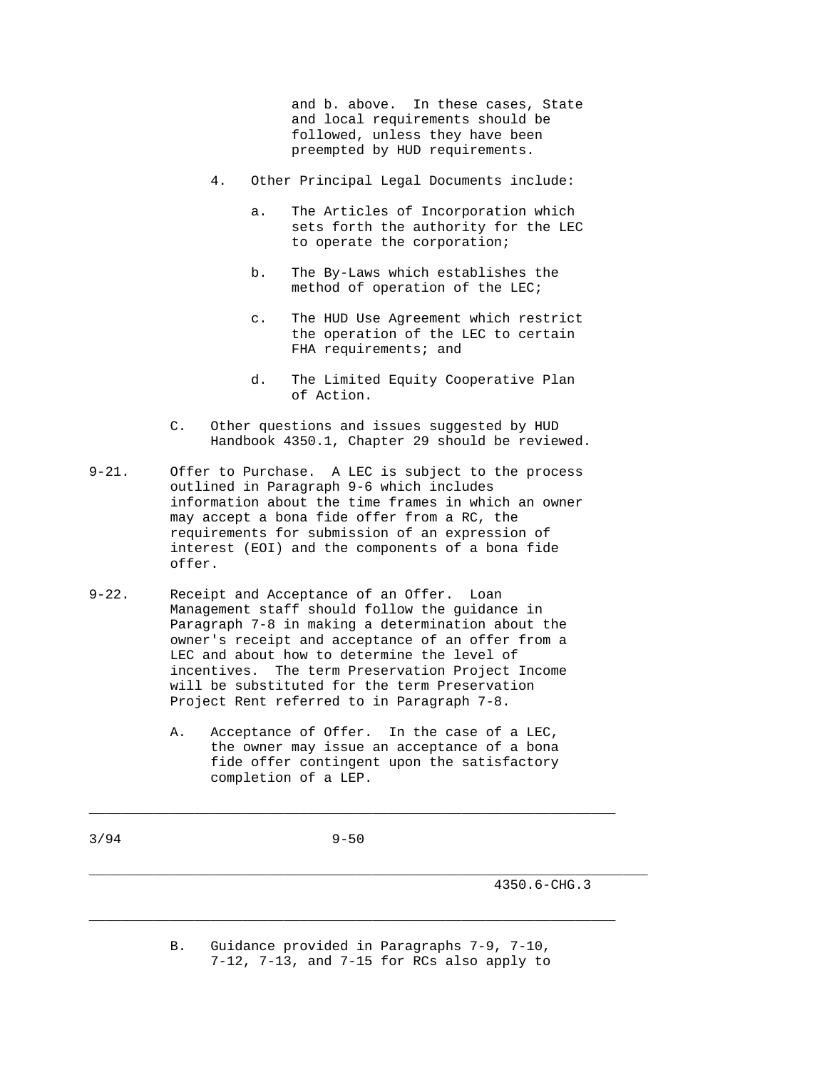and b. above. In these cases, State and local requirements should be followed, unless they have been preempted by HUD requirements.

4. Other Principal Legal Documents include:

   a. The Articles of Incorporation which sets forth the authority for the LEC to operate the corporation;

   b. The By-Laws which establishes the method of operation of the LEC;

   c. The HUD Use Agreement which restrict the operation of the LEC to certain FHA requirements; and

   d. The Limited Equity Cooperative Plan of Action.

C. Other questions and issues suggested by HUD Handbook 4350.1, Chapter 29 should be reviewed.

9-21. Offer to Purchase. A LEC is subject to the process outlined in Paragraph 9-6 which includes information about the time frames in which an owner may accept a bona fide offer from a RC, the requirements for submission of an expression of interest (EOI) and the components of a bona fide offer.

9-22. Receipt and Acceptance of an Offer. Loan Management staff should follow the guidance in Paragraph 7-8 in making a determination about the owner's receipt and acceptance of an offer from a LEC and about how to determine the level of incentives. The term Preservation Project Income will be substituted for the term Preservation Project Rent referred to in Paragraph 7-8.

A. Acceptance of Offer. In the case of a LEC, the owner may issue an acceptance of a bona fide offer contingent upon the satisfactory completion of a LEP.

B. Guidance provided in Paragraphs 7-9, 7-10, 7-12, 7-13, and 7-15 for RCs also apply to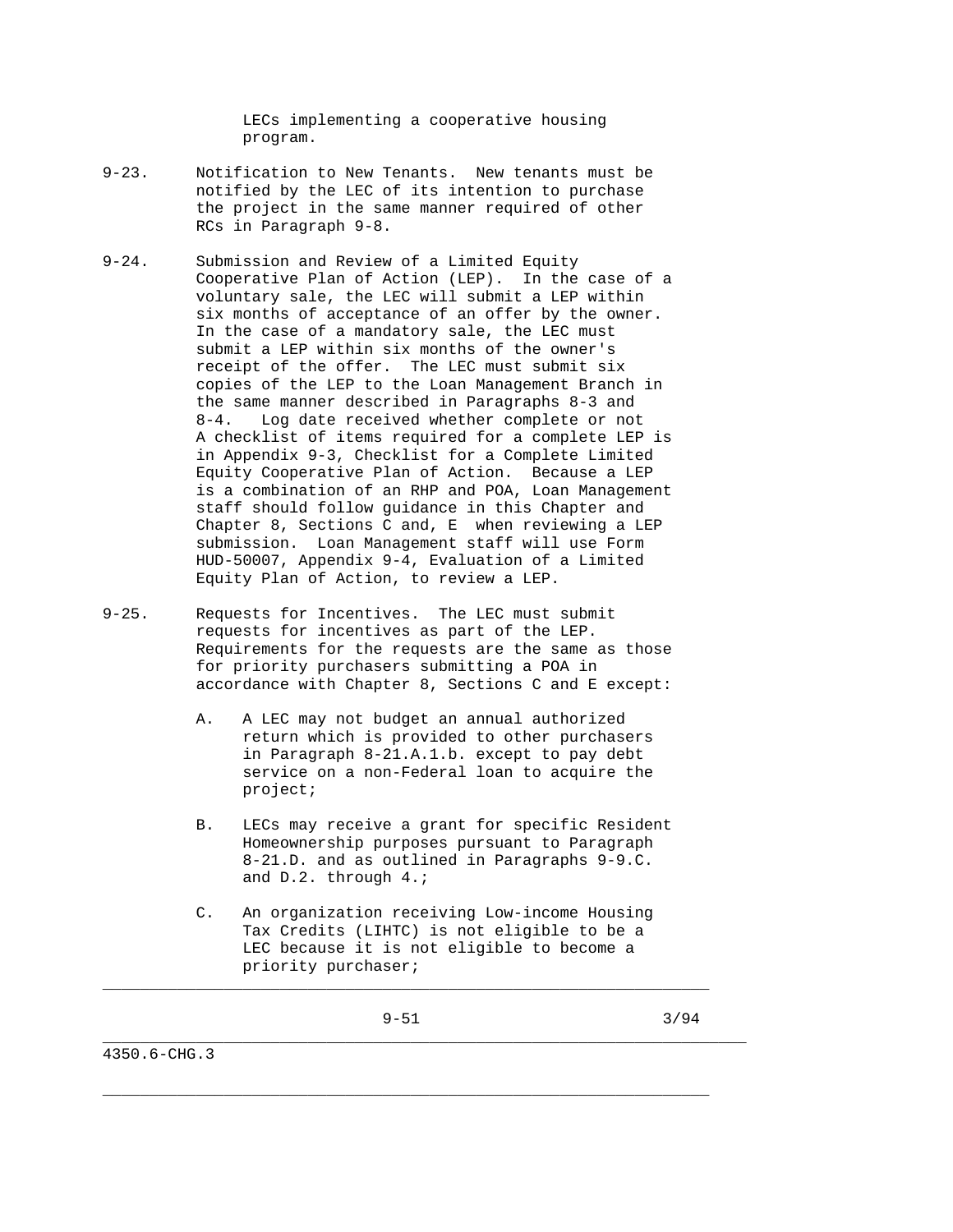LECs implementing a cooperative housing program.

9-23. Notification to New Tenants. New tenants must be notified by the LEC of its intention to purchase the project in the same manner required of other RCs in Paragraph 9-8.

9-24. Submission and Review of a Limited Equity Cooperative Plan of Action (LEP). In the case of a voluntary sale, the LEC will submit a LEP within six months of acceptance of an offer by the owner. In the case of a mandatory sale, the LEC must submit a LEP within six months of the owner's receipt of the offer. The LEC must submit six copies of the LEP to the Loan Management Branch in the same manner described in Paragraphs 8-3 and 8-4. Log date received whether complete or not A checklist of items required for a complete LEP is in Appendix 9-3, Checklist for a Complete Limited Equity Cooperative Plan of Action. Because a LEP is a combination of an RHP and POA, Loan Management staff should follow guidance in this Chapter and Chapter 8, Sections C and, E when reviewing a LEP submission. Loan Management staff will use Form HUD-50007, Appendix 9-4, Evaluation of a Limited Equity Plan of Action, to review a LEP.

9-25. Requests for Incentives. The LEC must submit requests for incentives as part of the LEP. Requirements for the requests are the same as those for priority purchasers submitting a POA in accordance with Chapter 8, Sections C and E except:

A. A LEC may not budget an annual authorized return which is provided to other purchasers in Paragraph 8-21.A.1.b. except to pay debt service on a non-Federal loan to acquire the project;

B. LECs may receive a grant for specific Resident Homeownership purposes pursuant to Paragraph 8-21.D. and as outlined in Paragraphs 9-9.C. and D.2. through 4.;

C. An organization receiving Low-income Housing Tax Credits (LIHTC) is not eligible to be a LEC because it is not eligible to become a priority purchaser;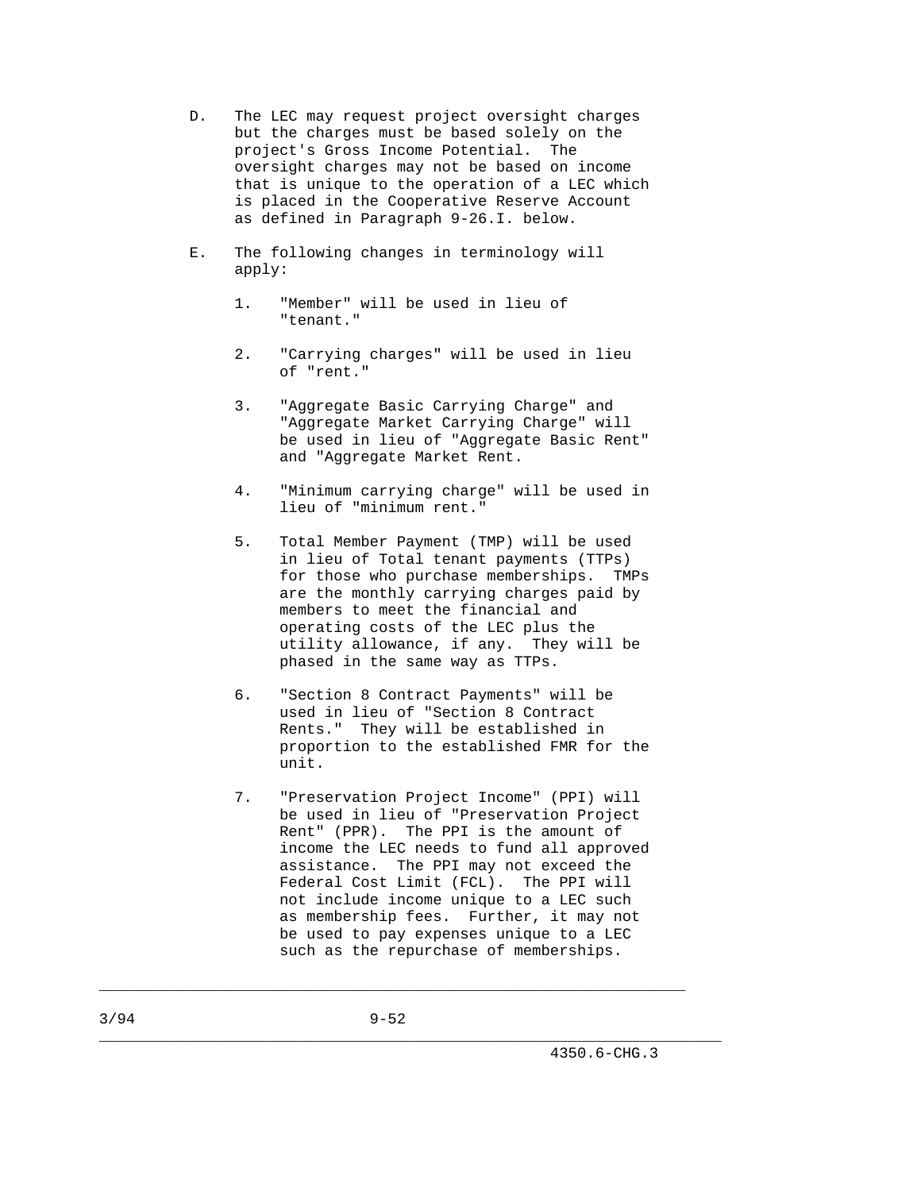D. The LEC may request project oversight charges but the charges must be based solely on the project's Gross Income Potential. The oversight charges may not be based on income that is unique to the operation of a LEC which is placed in the Cooperative Reserve Account as defined in Paragraph 9-26.I. below.

E. The following changes in terminology will apply:

   1. "Member" will be used in lieu of "tenant."

   2. "Carrying charges" will be used in lieu of "rent."

   3. "Aggregate Basic Carrying Charge" and "Aggregate Market Carrying Charge" will be used in lieu of "Aggregate Basic Rent" and "Aggregate Market Rent.

   4. "Minimum carrying charge" will be used in lieu of "minimum rent."

   5. Total Member Payment (TMP) will be used in lieu of Total tenant payments (TTPs) for those who purchase memberships. TMPs are the monthly carrying charges paid by members to meet the financial and operating costs of the LEC plus the utility allowance, if any. They will be phased in the same way as TTPs.

   6. "Section 8 Contract Payments" will be used in lieu of "Section 8 Contract Rents." They will be established in proportion to the established FMR for the unit.

   7. "Preservation Project Income" (PPI) will be used in lieu of "Preservation Project Rent" (PPR). The PPI is the amount of income the LEC needs to fund all approved assistance. The PPI may not exceed the Federal Cost Limit (FCL). The PPI will not include income unique to a LEC such as membership fees. Further, it may not be used to pay expenses unique to a LEC such as the repurchase of memberships.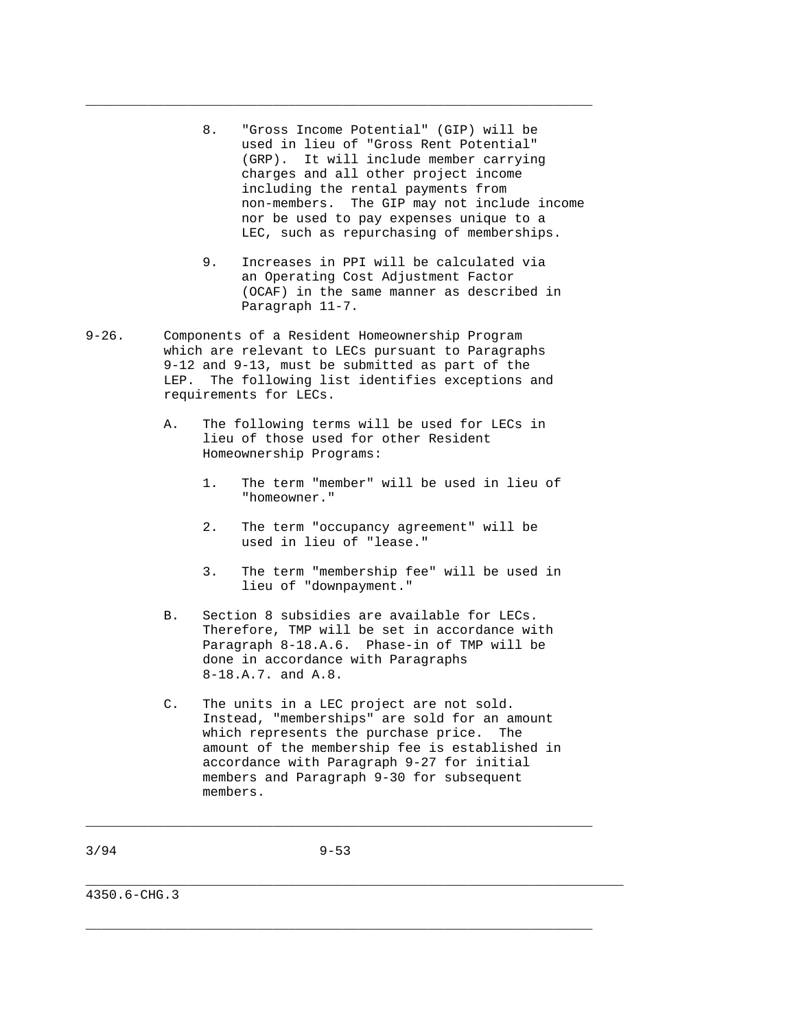8. "Gross Income Potential" (GIP) will be used in lieu of "Gross Rent Potential" (GRP). It will include member carrying charges and all other project income including the rental payments from non-members. The GIP may not include income nor be used to pay expenses unique to a LEC, such as repurchasing of memberships.

9. Increases in PPI will be calculated via an Operating Cost Adjustment Factor (OCAF) in the same manner as described in Paragraph 11-7.

9-26. Components of a Resident Homeownership Program which are relevant to LECs pursuant to Paragraphs 9-12 and 9-13, must be submitted as part of the LEP. The following list identifies exceptions and requirements for LECs.

A. The following terms will be used for LECs in lieu of those used for other Resident Homeownership Programs:

   1. The term "member" will be used in lieu of "homeowner."

   2. The term "occupancy agreement" will be used in lieu of "lease."

   3. The term "membership fee" will be used in lieu of "downpayment."

B. Section 8 subsidies are available for LECs. Therefore, TMP will be set in accordance with Paragraph 8-18.A.6. Phase-in of TMP will be done in accordance with Paragraphs 8-18.A.7. and A.8.

C. The units in a LEC project are not sold. Instead, "memberships" are sold for an amount which represents the purchase price. The amount of the membership fee is established in accordance with Paragraph 9-27 for initial members and Paragraph 9-30 for subsequent members.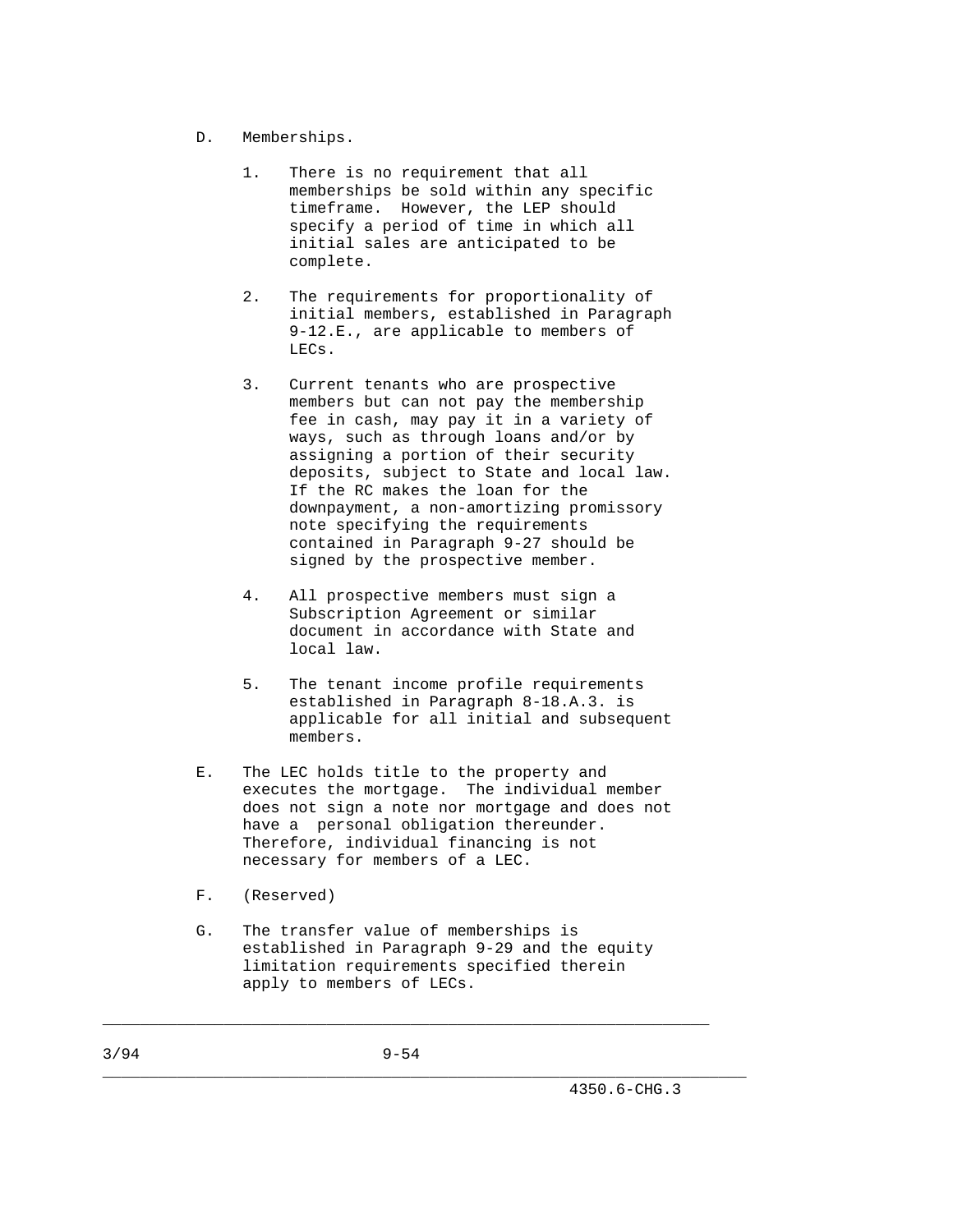D. Memberships.

1. There is no requirement that all memberships be sold within any specific timeframe. However, the LEP should specify a period of time in which all initial sales are anticipated to be complete.

2. The requirements for proportionality of initial members, established in Paragraph 9-12.E., are applicable to members of LECs.

3. Current tenants who are prospective members but can not pay the membership fee in cash, may pay it in a variety of ways, such as through loans and/or by assigning a portion of their security deposits, subject to State and local law. If the RC makes the loan for the downpayment, a non-amortizing promissory note specifying the requirements contained in Paragraph 9-27 should be signed by the prospective member.

4. All prospective members must sign a Subscription Agreement or similar document in accordance with State and local law.

5. The tenant income profile requirements established in Paragraph 8-18.A.3. is applicable for all initial and subsequent members.

E. The LEC holds title to the property and executes the mortgage. The individual member does not sign a note nor mortgage and does not have a personal obligation thereunder. Therefore, individual financing is not necessary for members of a LEC.

F. (Reserved)

G. The transfer value of memberships is established in Paragraph 9-29 and the equity limitation requirements specified therein apply to members of LECs.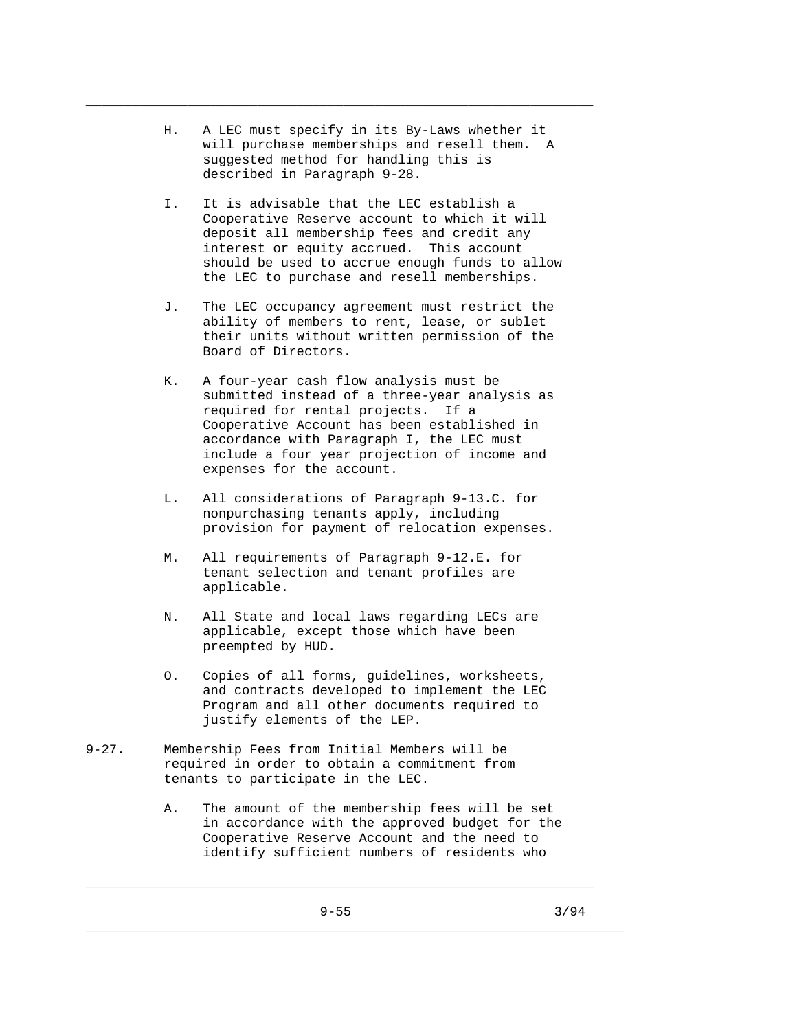H. A LEC must specify in its By-Laws whether it will purchase memberships and resell them. A suggested method for handling this is described in Paragraph 9-28.

I. It is advisable that the LEC establish a Cooperative Reserve account to which it will deposit all membership fees and credit any interest or equity accrued. This account should be used to accrue enough funds to allow the LEC to purchase and resell memberships.

J. The LEC occupancy agreement must restrict the ability of members to rent, lease, or sublet their units without written permission of the Board of Directors.

K. A four-year cash flow analysis must be submitted instead of a three-year analysis as required for rental projects. If a Cooperative Account has been established in accordance with Paragraph I, the LEC must include a four year projection of income and expenses for the account.

L. All considerations of Paragraph 9-13.C. for nonpurchasing tenants apply, including provision for payment of relocation expenses.

M. All requirements of Paragraph 9-12.E. for tenant selection and tenant profiles are applicable.

N. All State and local laws regarding LECs are applicable, except those which have been preempted by HUD.

O. Copies of all forms, guidelines, worksheets, and contracts developed to implement the LEC Program and all other documents required to justify elements of the LEP.

9-27. Membership Fees from Initial Members will be required in order to obtain a commitment from tenants to participate in the LEC.

A. The amount of the membership fees will be set in accordance with the approved budget for the Cooperative Reserve Account and the need to identify sufficient numbers of residents who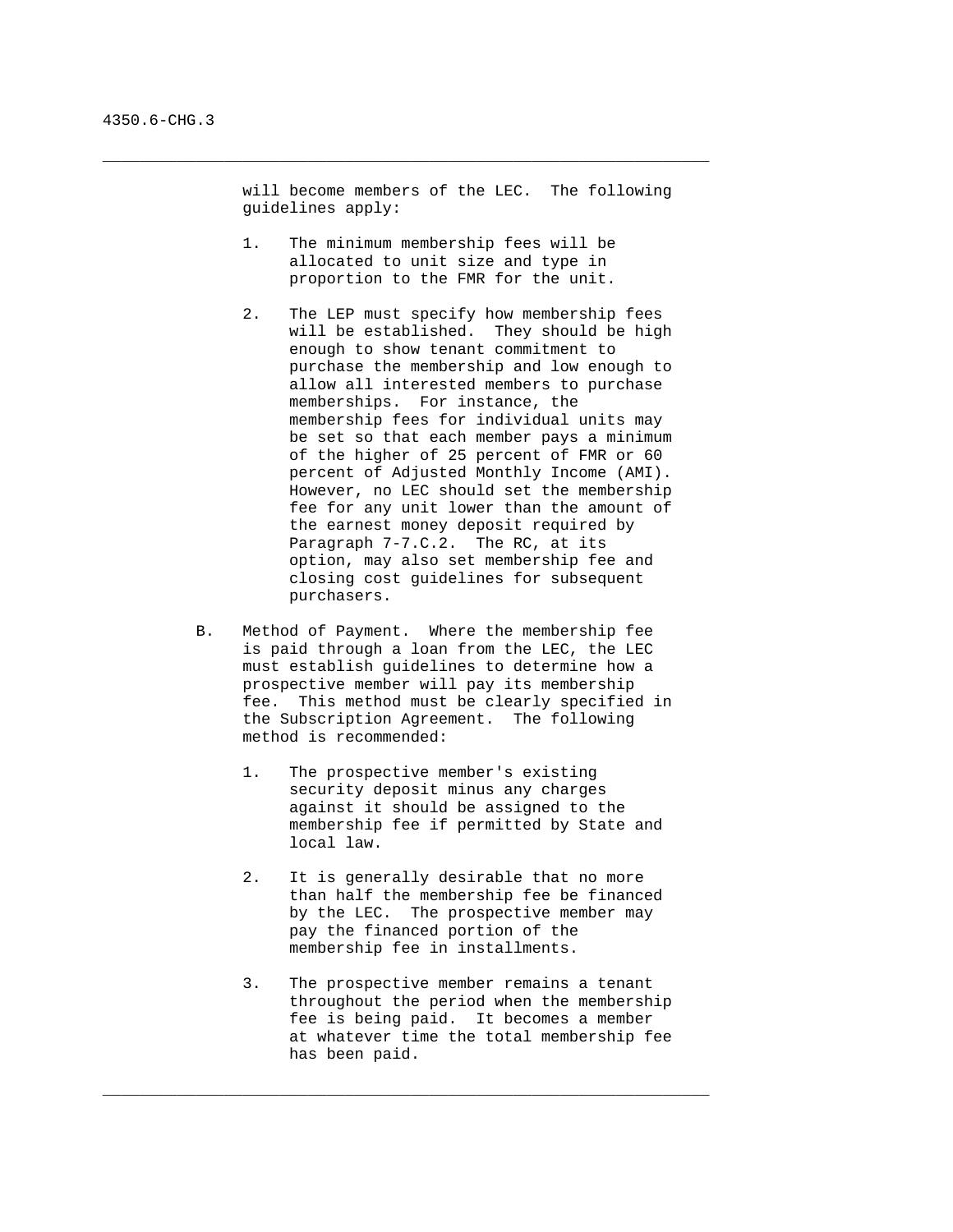will become members of the LEC. The following guidelines apply:

1. The minimum membership fees will be allocated to unit size and type in proportion to the FMR for the unit.

2. The LEP must specify how membership fees will be established. They should be high enough to show tenant commitment to purchase the membership and low enough to allow all interested members to purchase memberships. For instance, the membership fees for individual units may be set so that each member pays a minimum of the higher of 25 percent of FMR or 60 percent of Adjusted Monthly Income (AMI). However, no LEC should set the membership fee for any unit lower than the amount of the earnest money deposit required by Paragraph 7-7.C.2. The RC, at its option, may also set membership fee and closing cost guidelines for subsequent purchasers.

B. Method of Payment. Where the membership fee is paid through a loan from the LEC, the LEC must establish guidelines to determine how a prospective member will pay its membership fee. This method must be clearly specified in the Subscription Agreement. The following method is recommended:

1. The prospective member's existing security deposit minus any charges against it should be assigned to the membership fee if permitted by State and local law.

2. It is generally desirable that no more than half the membership fee be financed by the LEC. The prospective member may pay the financed portion of the membership fee in installments.

3. The prospective member remains a tenant throughout the period when the membership fee is being paid. It becomes a member at whatever time the total membership fee has been paid.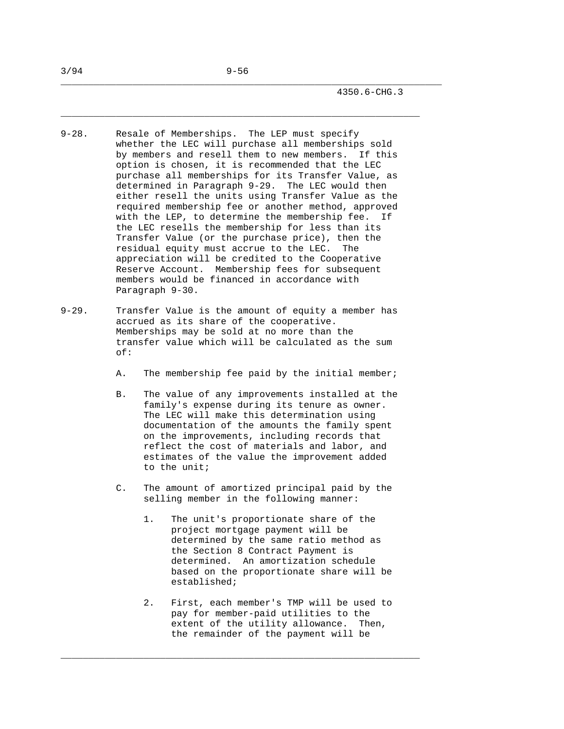9-28. Resale of Memberships. The LEP must specify whether the LEC will purchase all memberships sold by members and resell them to new members. If this option is chosen, it is recommended that the LEC purchase all memberships for its Transfer Value, as determined in Paragraph 9-29. The LEC would then either resell the units using Transfer Value as the required membership fee or another method, approved with the LEP, to determine the membership fee. If the LEC resells the membership for less than its Transfer Value (or the purchase price), then the residual equity must accrue to the LEC. The appreciation will be credited to the Cooperative Reserve Account. Membership fees for subsequent members would be financed in accordance with Paragraph 9-30.

9-29. Transfer Value is the amount of equity a member has accrued as its share of the cooperative. Memberships may be sold at no more than the transfer value which will be calculated as the sum of:

A. The membership fee paid by the initial member;

B. The value of any improvements installed at the family's expense during its tenure as owner. The LEC will make this determination using documentation of the amounts the family spent on the improvements, including records that reflect the cost of materials and labor, and estimates of the value the improvement added to the unit;

C. The amount of amortized principal paid by the selling member in the following manner:

1. The unit's proportionate share of the project mortgage payment will be determined by the same ratio method as the Section 8 Contract Payment is determined. An amortization schedule based on the proportionate share will be established;

2. First, each member's TMP will be used to pay for member-paid utilities to the extent of the utility allowance. Then, the remainder of the payment will be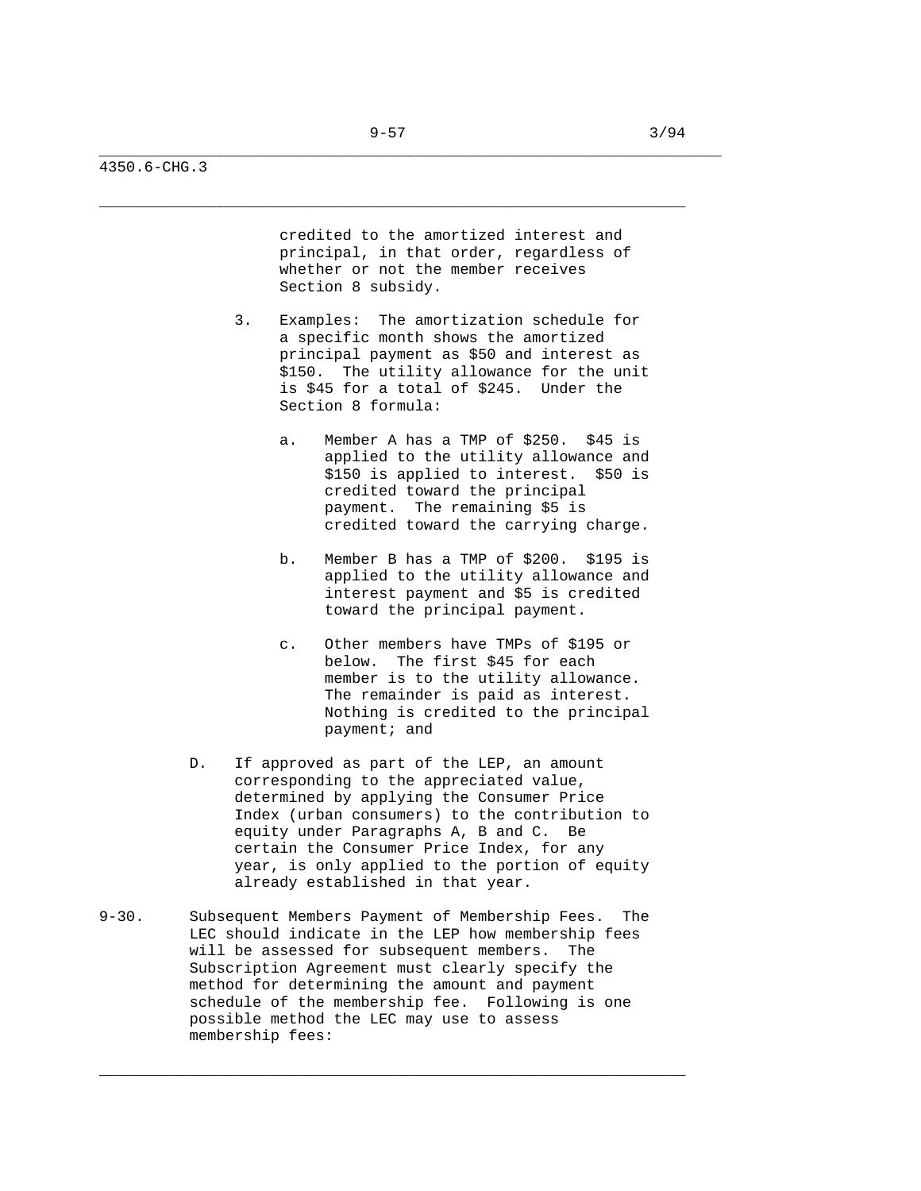credited to the amortized interest and principal, in that order, regardless of whether or not the member receives Section 8 subsidy.

3. Examples: The amortization schedule for a specific month shows the amortized principal payment as $50 and interest as $150. The utility allowance for the unit is $45 for a total of $245. Under the Section 8 formula:

   a. Member A has a TMP of $250. $45 is applied to the utility allowance and $150 is applied to interest. $50 is credited toward the principal payment. The remaining $5 is credited toward the carrying charge.

   b. Member B has a TMP of $200. $195 is applied to the utility allowance and interest payment and $5 is credited toward the principal payment.

   c. Other members have TMPs of $195 or below. The first $45 for each member is to the utility allowance. The remainder is paid as interest. Nothing is credited to the principal payment; and

D. If approved as part of the LEP, an amount corresponding to the appreciated value, determined by applying the Consumer Price Index (urban consumers) to the contribution to equity under Paragraphs A, B and C. Be certain the Consumer Price Index, for any year, is only applied to the portion of equity already established in that year.

9-30. Subsequent Members Payment of Membership Fees. The LEC should indicate in the LEP how membership fees will be assessed for subsequent members. The Subscription Agreement must clearly specify the method for determining the amount and payment schedule of the membership fee. Following is one possible method the LEC may use to assess membership fees: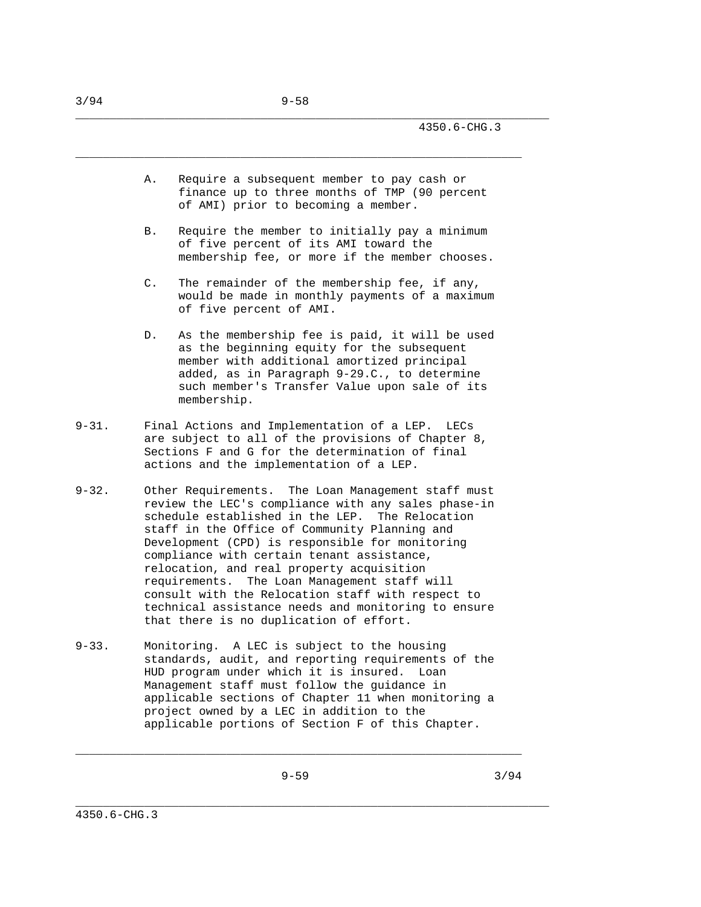A. Require a subsequent member to pay cash or finance up to three months of TMP (90 percent of AMI) prior to becoming a member.

B. Require the member to initially pay a minimum of five percent of its AMI toward the membership fee, or more if the member chooses.

C. The remainder of the membership fee, if any, would be made in monthly payments of a maximum of five percent of AMI.

D. As the membership fee is paid, it will be used as the beginning equity for the subsequent member with additional amortized principal added, as in Paragraph 9-29.C., to determine such member's Transfer Value upon sale of its membership.

9-31. Final Actions and Implementation of a LEP. LECs are subject to all of the provisions of Chapter 8, Sections F and G for the determination of final actions and the implementation of a LEP.

9-32. Other Requirements. The Loan Management staff must review the LEC's compliance with any sales phase-in schedule established in the LEP. The Relocation staff in the Office of Community Planning and Development (CPD) is responsible for monitoring compliance with certain tenant assistance, relocation, and real property acquisition requirements. The Loan Management staff will consult with the Relocation staff with respect to technical assistance needs and monitoring to ensure that there is no duplication of effort.

9-33. Monitoring. A LEC is subject to the housing standards, audit, and reporting requirements of the HUD program under which it is insured. Loan Management staff must follow the guidance in applicable sections of Chapter 11 when monitoring a project owned by a LEC in addition to the applicable portions of Section F of this Chapter.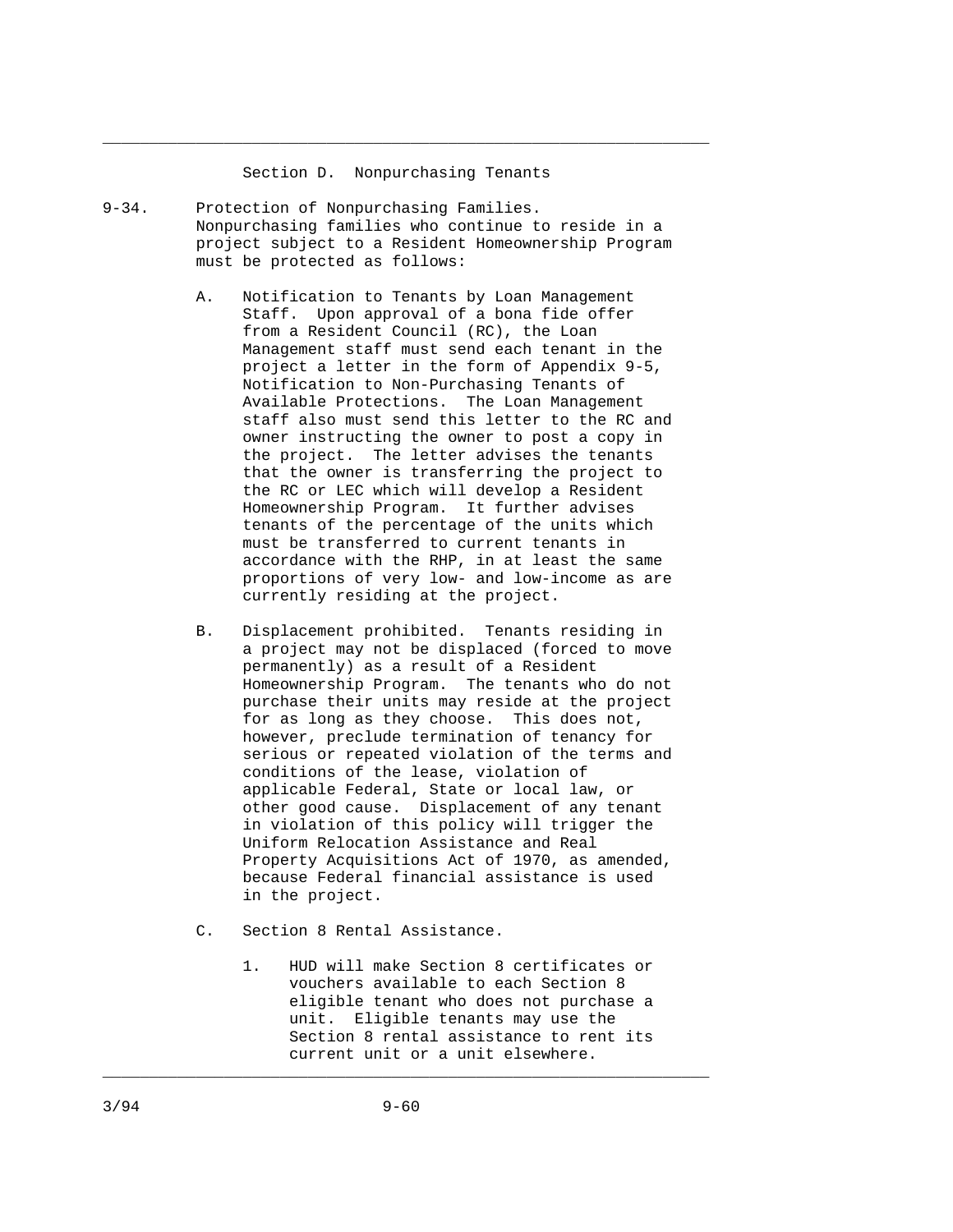## Section D. Nonpurchasing Tenants

**9-34. Protection of Nonpurchasing Families.** Nonpurchasing families who continue to reside in a project subject to a Resident Homeownership Program must be protected as follows:

A. Notification to Tenants by Loan Management Staff. Upon approval of a bona fide offer from a Resident Council (RC), the Loan Management staff must send each tenant in the project a letter in the form of Appendix 9-5, Notification to Non-Purchasing Tenants of Available Protections. The Loan Management staff also must send this letter to the RC and owner instructing the owner to post a copy in the project. The letter advises the tenants that the owner is transferring the project to the RC or LEC which will develop a Resident Homeownership Program. It further advises tenants of the percentage of the units which must be transferred to current tenants in accordance with the RHP, in at least the same proportions of very low- and low-income as are currently residing at the project.

B. Displacement prohibited. Tenants residing in a project may not be displaced (forced to move permanently) as a result of a Resident Homeownership Program. The tenants who do not purchase their units may reside at the project for as long as they choose. This does not, however, preclude termination of tenancy for serious or repeated violation of the terms and conditions of the lease, violation of applicable Federal, State or local law, or other good cause. Displacement of any tenant in violation of this policy will trigger the Uniform Relocation Assistance and Real Property Acquisitions Act of 1970, as amended, because Federal financial assistance is used in the project.

C. Section 8 Rental Assistance.

1. HUD will make Section 8 certificates or vouchers available to each Section 8 eligible tenant who does not purchase a unit. Eligible tenants may use the Section 8 rental assistance to rent its current unit or a unit elsewhere.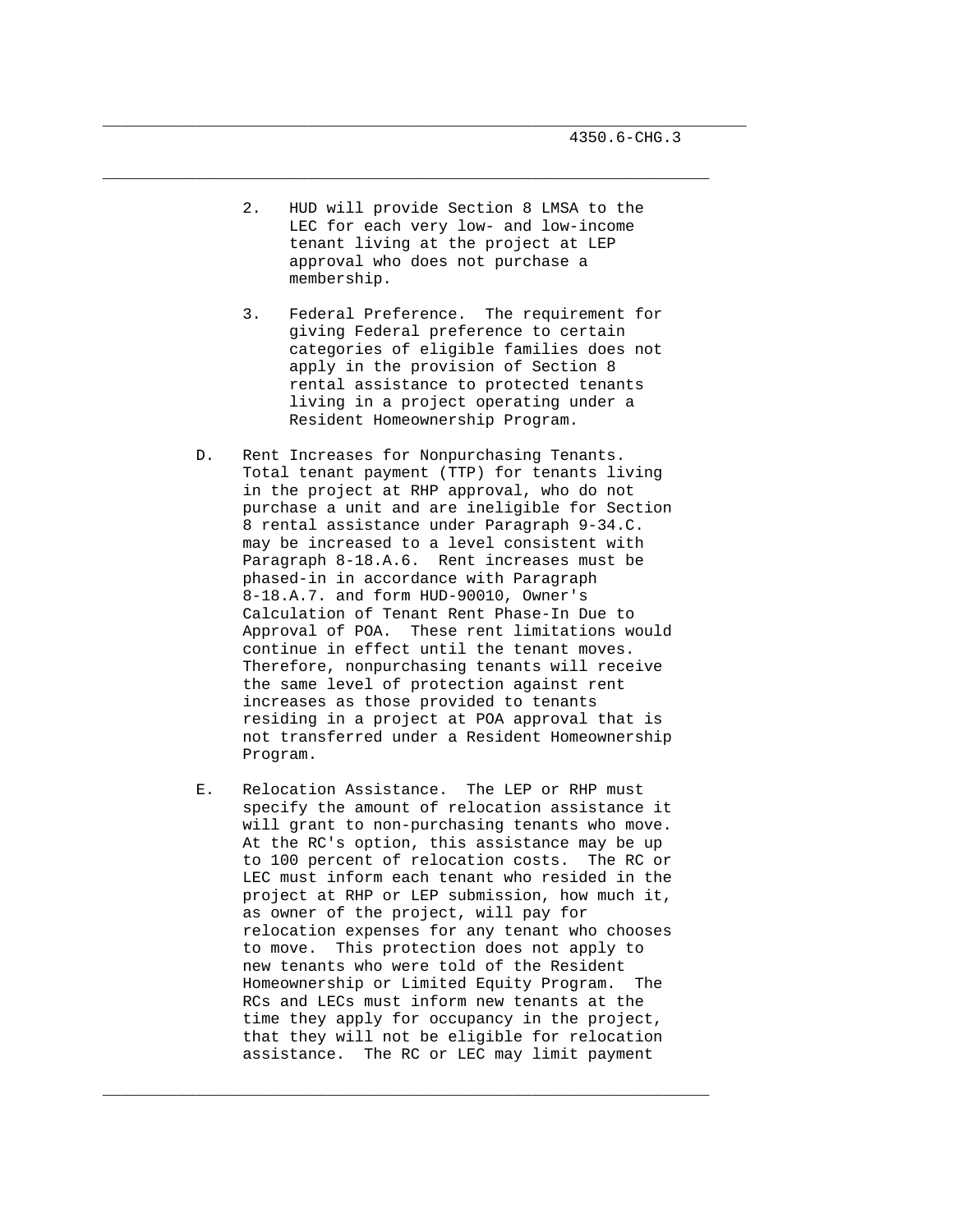2. HUD will provide Section 8 LMSA to the LEC for each very low- and low-income tenant living at the project at LEP approval who does not purchase a membership.

3. Federal Preference. The requirement for giving Federal preference to certain categories of eligible families does not apply in the provision of Section 8 rental assistance to protected tenants living in a project operating under a Resident Homeownership Program.

D. Rent Increases for Nonpurchasing Tenants. Total tenant payment (TTP) for tenants living in the project at RHP approval, who do not purchase a unit and are ineligible for Section 8 rental assistance under Paragraph 9-34.C. may be increased to a level consistent with Paragraph 8-18.A.6. Rent increases must be phased-in in accordance with Paragraph 8-18.A.7. and form HUD-90010, Owner's Calculation of Tenant Rent Phase-In Due to Approval of POA. These rent limitations would continue in effect until the tenant moves. Therefore, nonpurchasing tenants will receive the same level of protection against rent increases as those provided to tenants residing in a project at POA approval that is not transferred under a Resident Homeownership Program.

E. Relocation Assistance. The LEP or RHP must specify the amount of relocation assistance it will grant to non-purchasing tenants who move. At the RC's option, this assistance may be up to 100 percent of relocation costs. The RC or LEC must inform each tenant who resided in the project at RHP or LEP submission, how much it, as owner of the project, will pay for relocation expenses for any tenant who chooses to move. This protection does not apply to new tenants who were told of the Resident Homeownership or Limited Equity Program. The RCs and LECs must inform new tenants at the time they apply for occupancy in the project, that they will not be eligible for relocation assistance. The RC or LEC may limit payment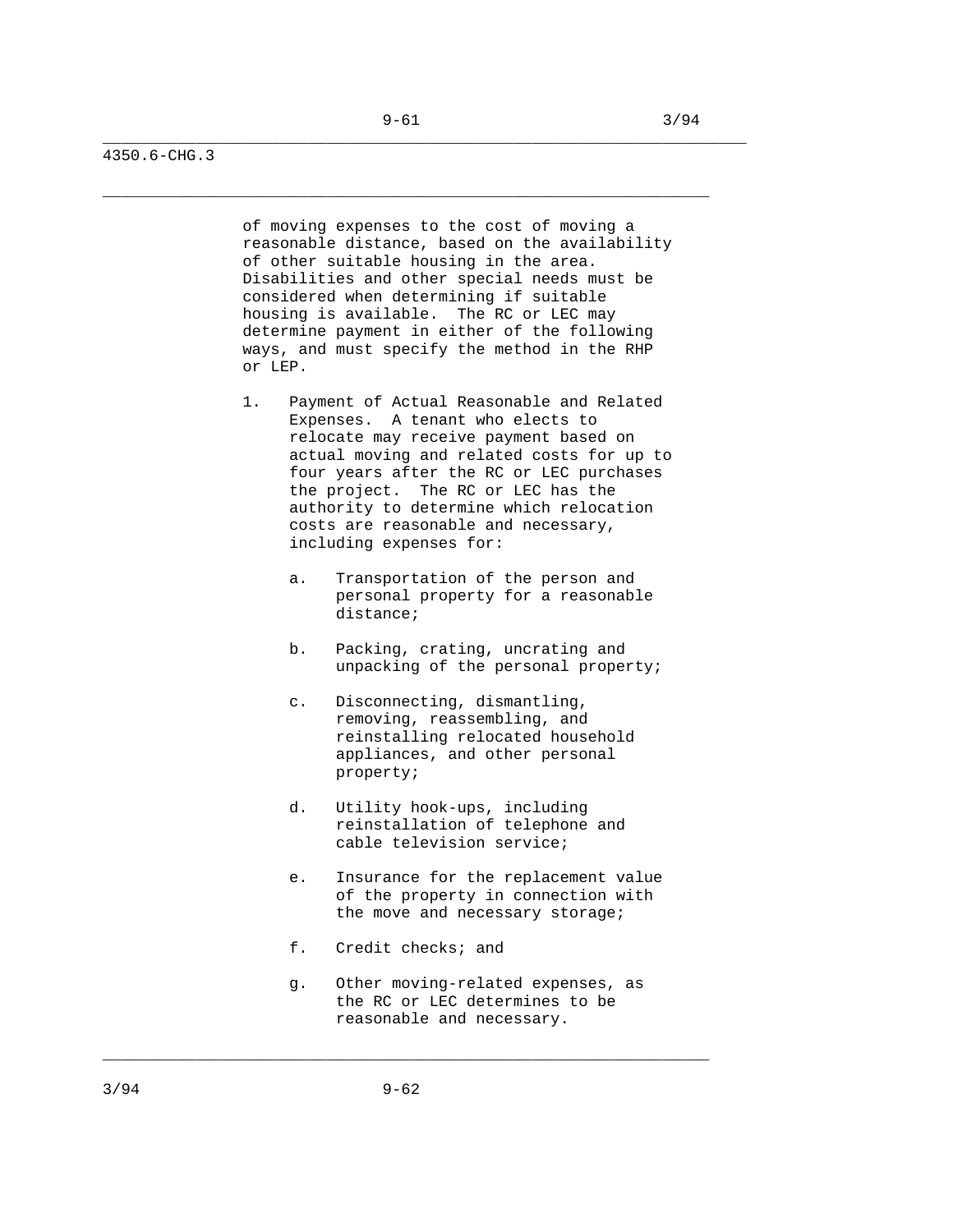of moving expenses to the cost of moving a reasonable distance, based on the availability of other suitable housing in the area. Disabilities and other special needs must be considered when determining if suitable housing is available. The RC or LEC may determine payment in either of the following ways, and must specify the method in the RHP or LEP.

1. Payment of Actual Reasonable and Related Expenses. A tenant who elects to relocate may receive payment based on actual moving and related costs for up to four years after the RC or LEC purchases the project. The RC or LEC has the authority to determine which relocation costs are reasonable and necessary, including expenses for:

    a. Transportation of the person and personal property for a reasonable distance;

    b. Packing, crating, uncrating and unpacking of the personal property;

    c. Disconnecting, dismantling, removing, reassembling, and reinstalling relocated household appliances, and other personal property;

    d. Utility hook-ups, including reinstallation of telephone and cable television service;

    e. Insurance for the replacement value of the property in connection with the move and necessary storage;

    f. Credit checks; and

    g. Other moving-related expenses, as the RC or LEC determines to be reasonable and necessary.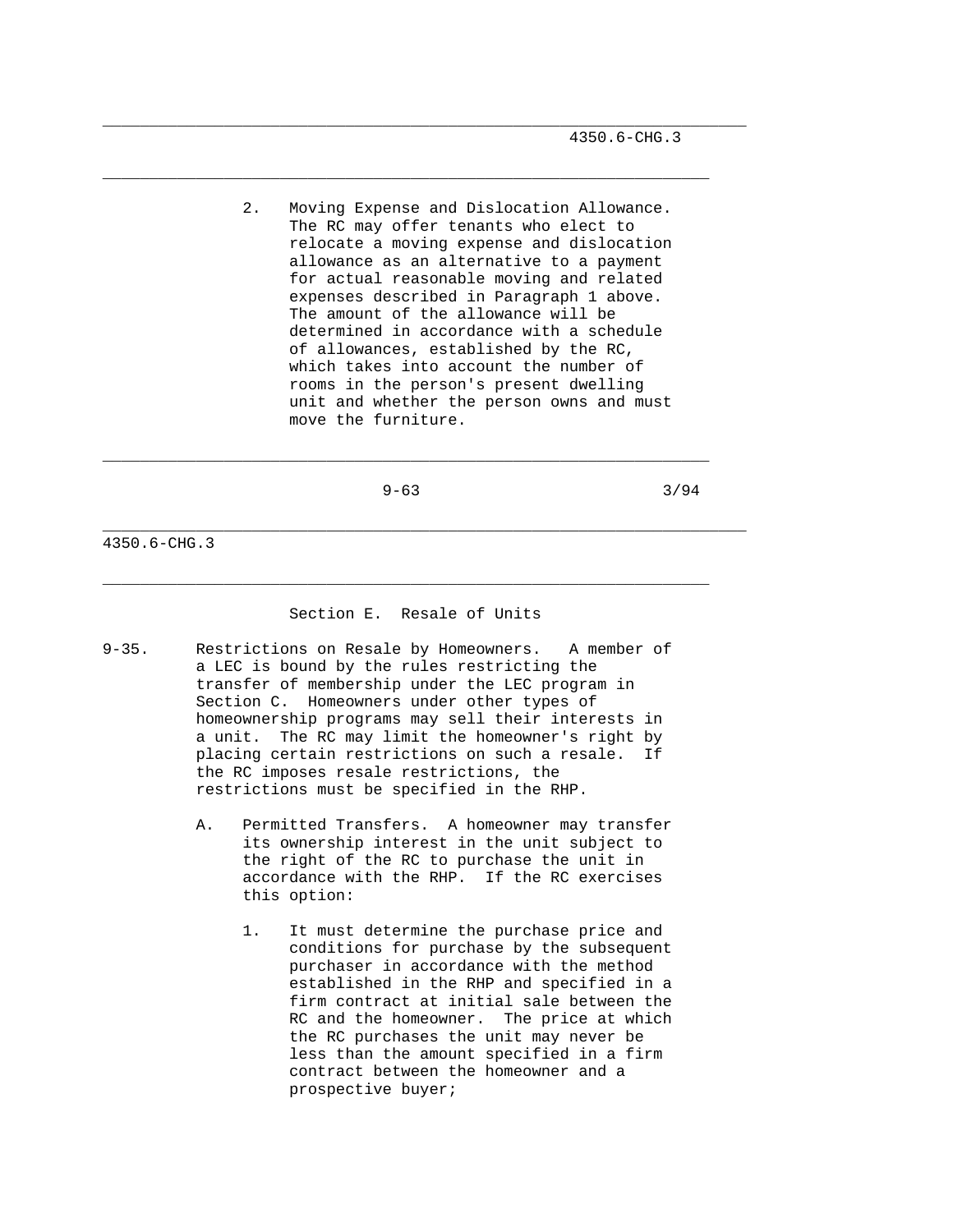2. Moving Expense and Dislocation Allowance. The RC may offer tenants who elect to relocate a moving expense and dislocation allowance as an alternative to a payment for actual reasonable moving and related expenses described in Paragraph 1 above. The amount of the allowance will be determined in accordance with a schedule of allowances, established by the RC, which takes into account the number of rooms in the person's present dwelling unit and whether the person owns and must move the furniture.

## Section E. Resale of Units

9-35. Restrictions on Resale by Homeowners. A member of a LEC is bound by the rules restricting the transfer of membership under the LEC program in Section C. Homeowners under other types of homeownership programs may sell their interests in a unit. The RC may limit the homeowner's right by placing certain restrictions on such a resale. If the RC imposes resale restrictions, the restrictions must be specified in the RHP.

A. Permitted Transfers. A homeowner may transfer its ownership interest in the unit subject to the right of the RC to purchase the unit in accordance with the RHP. If the RC exercises this option:

1. It must determine the purchase price and conditions for purchase by the subsequent purchaser in accordance with the method established in the RHP and specified in a firm contract at initial sale between the RC and the homeowner. The price at which the RC purchases the unit may never be less than the amount specified in a firm contract between the homeowner and a prospective buyer;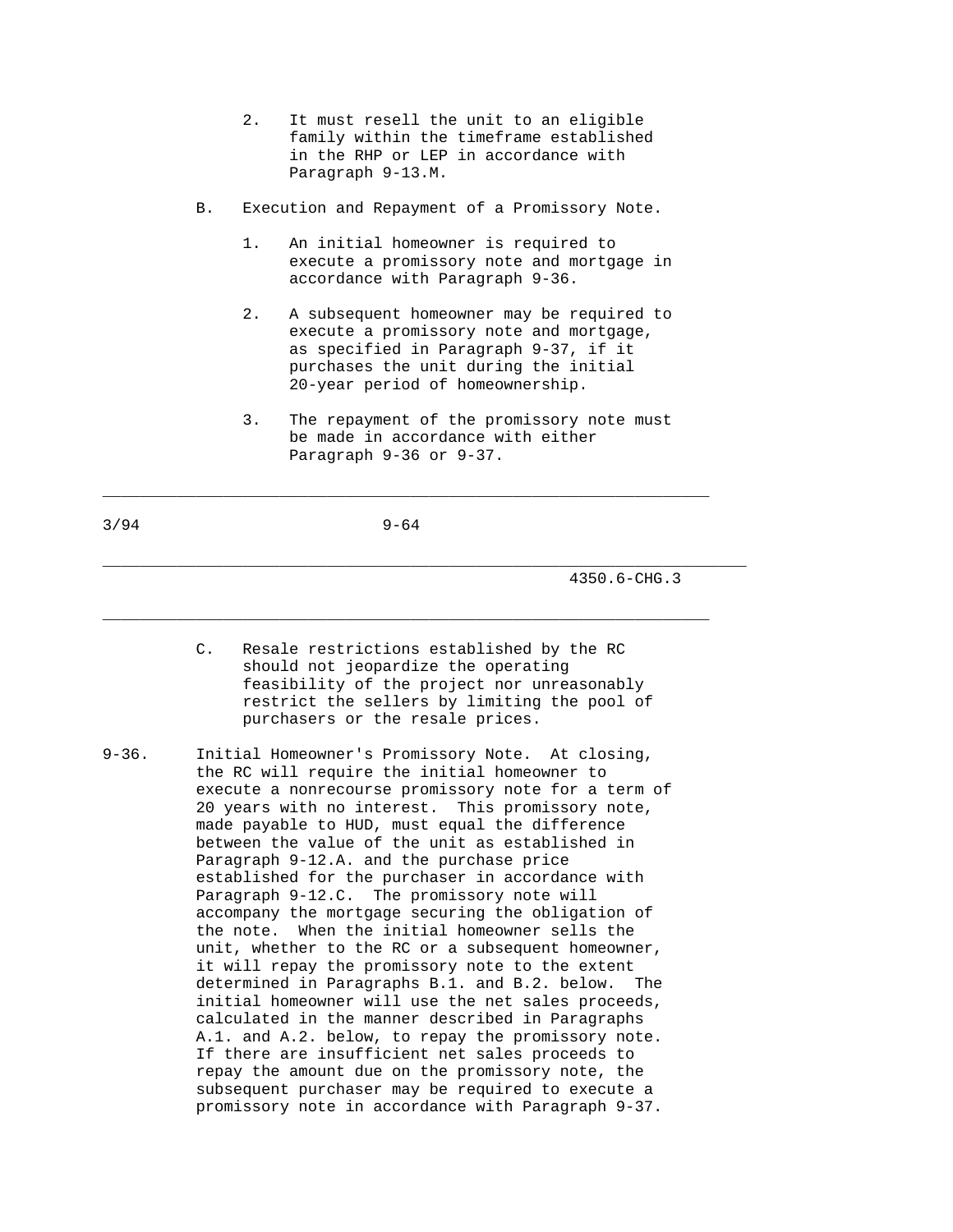2. It must resell the unit to an eligible family within the timeframe established in the RHP or LEP in accordance with Paragraph 9-13.M.

B. Execution and Repayment of a Promissory Note.

1. An initial homeowner is required to execute a promissory note and mortgage in accordance with Paragraph 9-36.

2. A subsequent homeowner may be required to execute a promissory note and mortgage, as specified in Paragraph 9-37, if it purchases the unit during the initial 20-year period of homeownership.

3. The repayment of the promissory note must be made in accordance with either Paragraph 9-36 or 9-37.

C. Resale restrictions established by the RC should not jeopardize the operating feasibility of the project nor unreasonably restrict the sellers by limiting the pool of purchasers or the resale prices.

9-36. Initial Homeowner's Promissory Note. At closing, the RC will require the initial homeowner to execute a nonrecourse promissory note for a term of 20 years with no interest. This promissory note, made payable to HUD, must equal the difference between the value of the unit as established in Paragraph 9-12.A. and the purchase price established for the purchaser in accordance with Paragraph 9-12.C. The promissory note will accompany the mortgage securing the obligation of the note. When the initial homeowner sells the unit, whether to the RC or a subsequent homeowner, it will repay the promissory note to the extent determined in Paragraphs B.1. and B.2. below. The initial homeowner will use the net sales proceeds, calculated in the manner described in Paragraphs A.1. and A.2. below, to repay the promissory note. If there are insufficient net sales proceeds to repay the amount due on the promissory note, the subsequent purchaser may be required to execute a promissory note in accordance with Paragraph 9-37.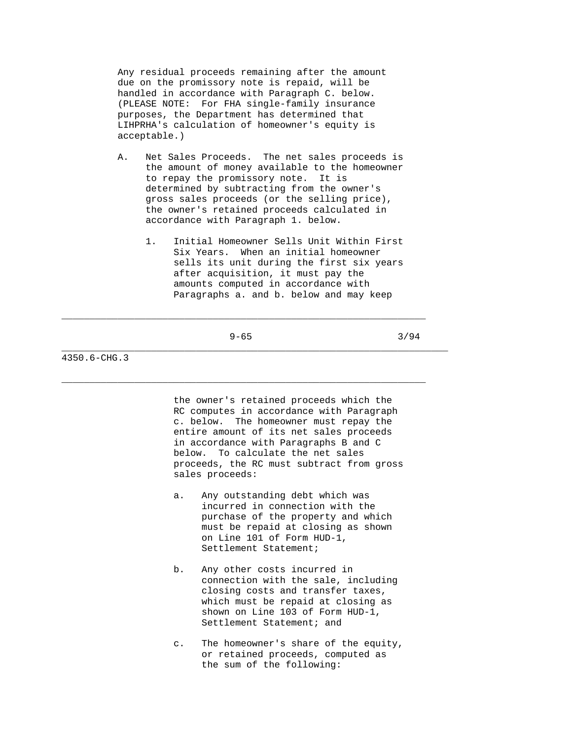Any residual proceeds remaining after the amount due on the promissory note is repaid, will be handled in accordance with Paragraph C. below. (PLEASE NOTE: For FHA single-family insurance purposes, the Department has determined that LIHPRHA's calculation of homeowner's equity is acceptable.)

A. Net Sales Proceeds. The net sales proceeds is the amount of money available to the homeowner to repay the promissory note. It is determined by subtracting from the owner's gross sales proceeds (or the selling price), the owner's retained proceeds calculated in accordance with Paragraph 1. below.

   1. Initial Homeowner Sells Unit Within First Six Years. When an initial homeowner sells its unit during the first six years after acquisition, it must pay the amounts computed in accordance with Paragraphs a. and b. below and may keep the owner's retained proceeds which the RC computes in accordance with Paragraph c. below. The homeowner must repay the entire amount of its net sales proceeds in accordance with Paragraphs B and C below. To calculate the net sales proceeds, the RC must subtract from gross sales proceeds:

      a. Any outstanding debt which was incurred in connection with the purchase of the property and which must be repaid at closing as shown on Line 101 of Form HUD-1, Settlement Statement;

      b. Any other costs incurred in connection with the sale, including closing costs and transfer taxes, which must be repaid at closing as shown on Line 103 of Form HUD-1, Settlement Statement; and

      c. The homeowner's share of the equity, or retained proceeds, computed as the sum of the following: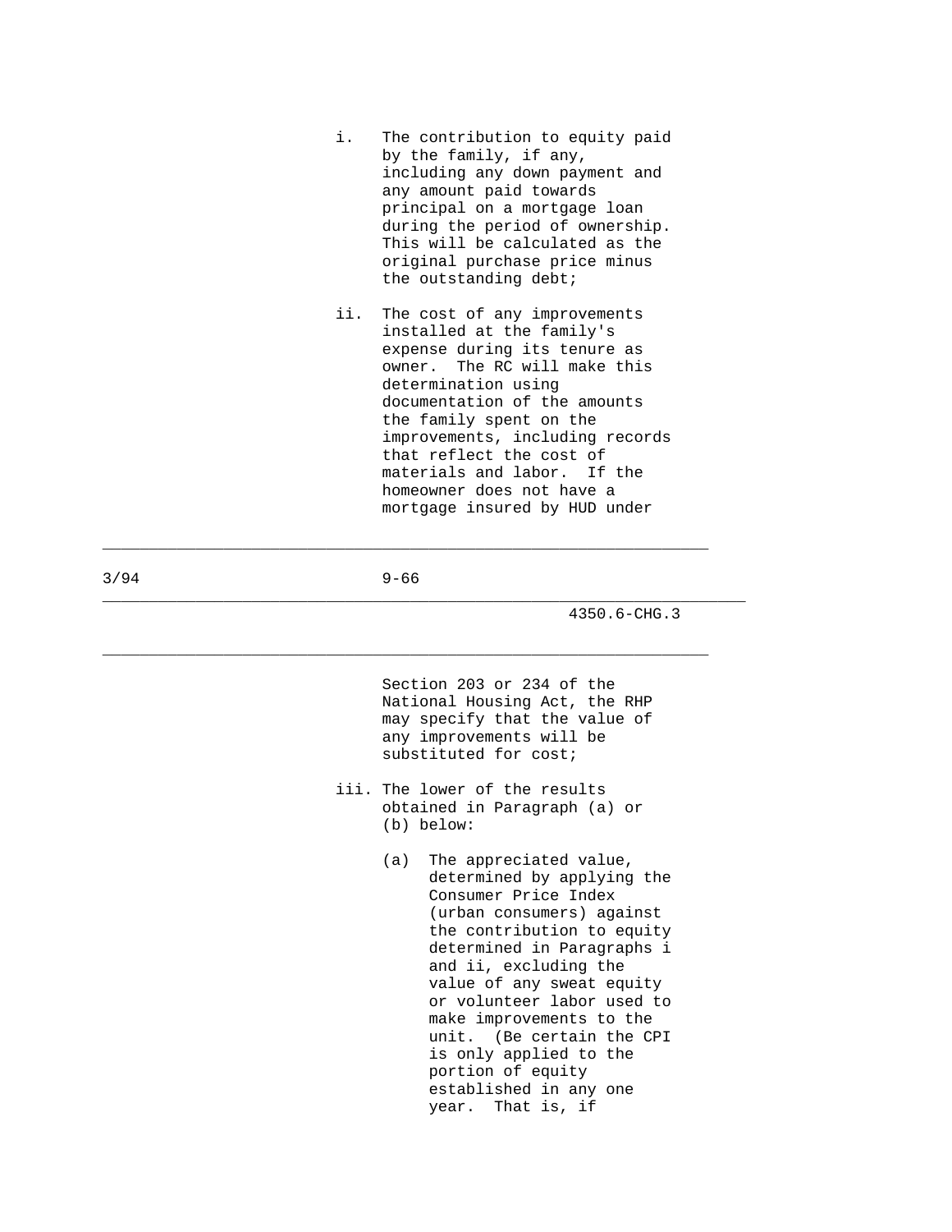i. The contribution to equity paid by the family, if any, including any down payment and any amount paid towards principal on a mortgage loan during the period of ownership. This will be calculated as the original purchase price minus the outstanding debt;

ii. The cost of any improvements installed at the family's expense during its tenure as owner. The RC will make this determination using documentation of the amounts the family spent on the improvements, including records that reflect the cost of materials and labor. If the homeowner does not have a mortgage insured by HUD under Section 203 or 234 of the National Housing Act, the RHP may specify that the value of any improvements will be substituted for cost;

iii. The lower of the results obtained in Paragraph (a) or (b) below:

   (a) The appreciated value, determined by applying the Consumer Price Index (urban consumers) against the contribution to equity determined in Paragraphs i and ii, excluding the value of any sweat equity or volunteer labor used to make improvements to the unit. (Be certain the CPI is only applied to the portion of equity established in any one year. That is, if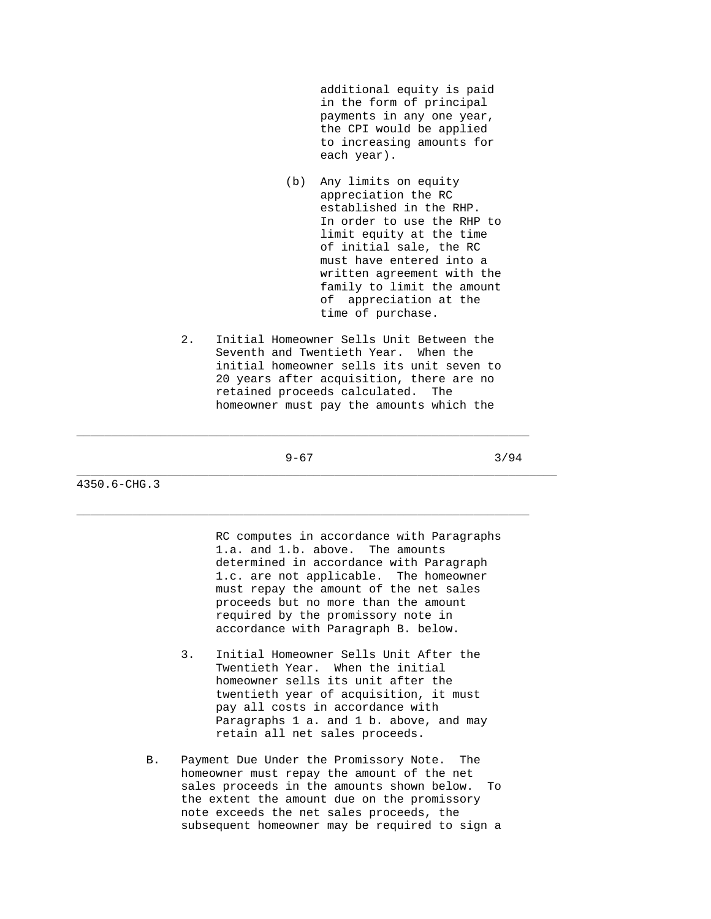additional equity is paid in the form of principal payments in any one year, the CPI would be applied to increasing amounts for each year).

(b) Any limits on equity appreciation the RC established in the RHP. In order to use the RHP to limit equity at the time of initial sale, the RC must have entered into a written agreement with the family to limit the amount of appreciation at the time of purchase.

2. Initial Homeowner Sells Unit Between the Seventh and Twentieth Year. When the initial homeowner sells its unit seven to 20 years after acquisition, there are no retained proceeds calculated. The homeowner must pay the amounts which the RC computes in accordance with Paragraphs 1.a. and 1.b. above. The amounts determined in accordance with Paragraph 1.c. are not applicable. The homeowner must repay the amount of the net sales proceeds but no more than the amount required by the promissory note in accordance with Paragraph B. below.

3. Initial Homeowner Sells Unit After the Twentieth Year. When the initial homeowner sells its unit after the twentieth year of acquisition, it must pay all costs in accordance with Paragraphs 1 a. and 1 b. above, and may retain all net sales proceeds.

B. Payment Due Under the Promissory Note. The homeowner must repay the amount of the net sales proceeds in the amounts shown below. To the extent the amount due on the promissory note exceeds the net sales proceeds, the subsequent homeowner may be required to sign a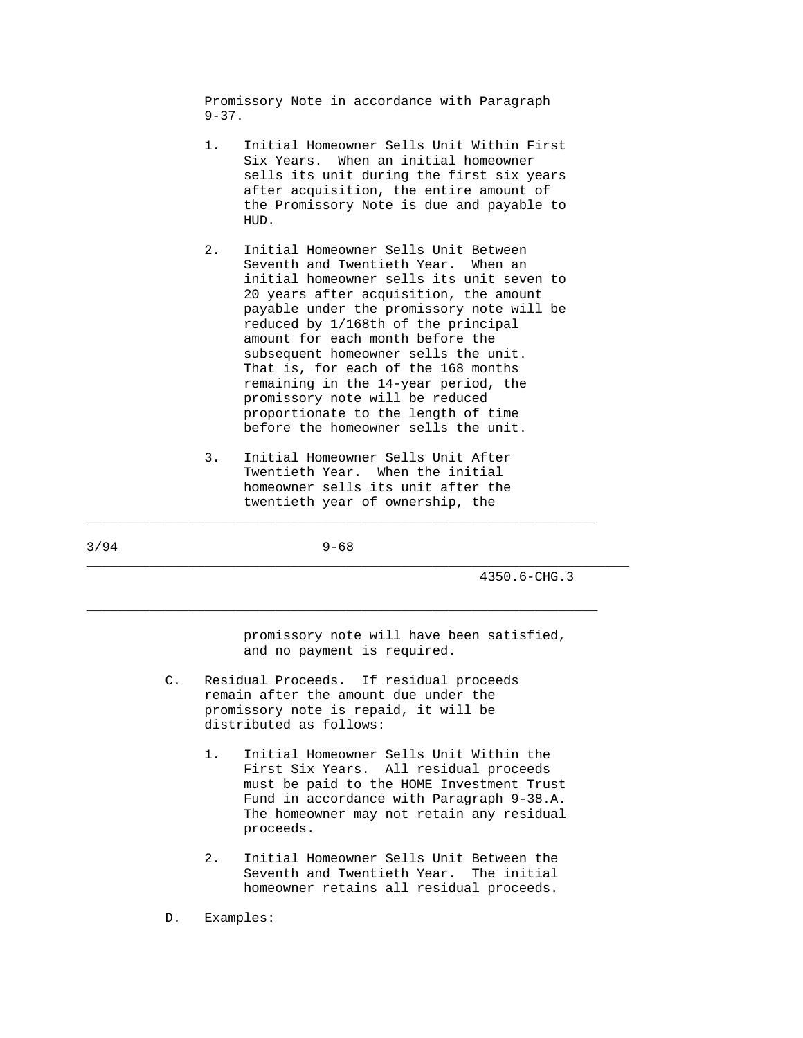Promissory Note in accordance with Paragraph 9-37.

1. Initial Homeowner Sells Unit Within First Six Years. When an initial homeowner sells its unit during the first six years after acquisition, the entire amount of the Promissory Note is due and payable to HUD.

2. Initial Homeowner Sells Unit Between Seventh and Twentieth Year. When an initial homeowner sells its unit seven to 20 years after acquisition, the amount payable under the promissory note will be reduced by 1/168th of the principal amount for each month before the subsequent homeowner sells the unit. That is, for each of the 168 months remaining in the 14-year period, the promissory note will be reduced proportionate to the length of time before the homeowner sells the unit.

3. Initial Homeowner Sells Unit After Twentieth Year. When the initial homeowner sells its unit after the twentieth year of ownership, the promissory note will have been satisfied, and no payment is required.

C. Residual Proceeds. If residual proceeds remain after the amount due under the promissory note is repaid, it will be distributed as follows:

1. Initial Homeowner Sells Unit Within the First Six Years. All residual proceeds must be paid to the HOME Investment Trust Fund in accordance with Paragraph 9-38.A. The homeowner may not retain any residual proceeds.

2. Initial Homeowner Sells Unit Between the Seventh and Twentieth Year. The initial homeowner retains all residual proceeds.

D. Examples: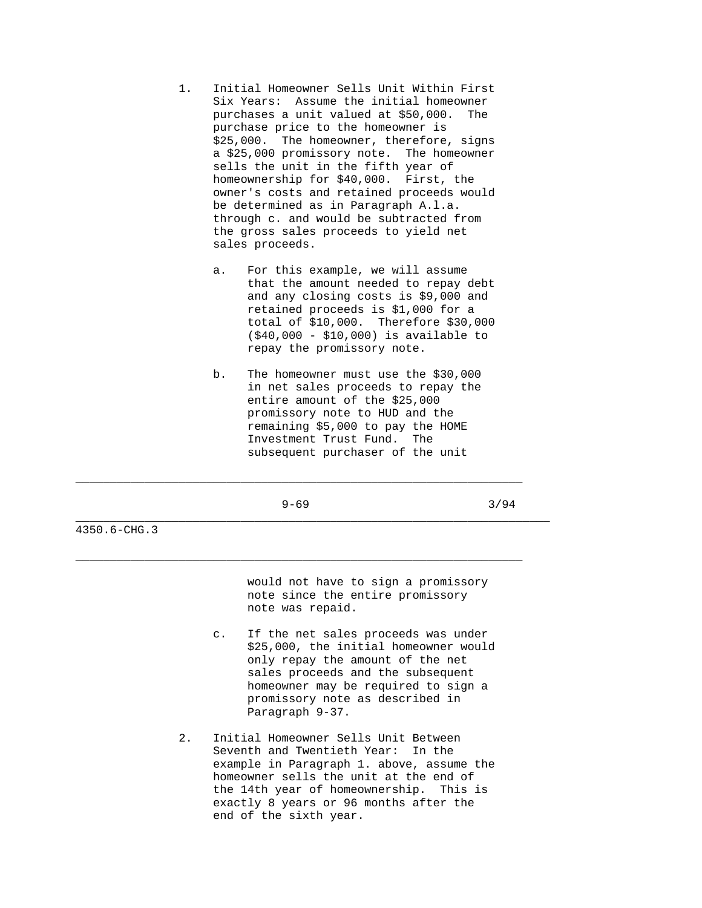1. Initial Homeowner Sells Unit Within First Six Years: Assume the initial homeowner purchases a unit valued at $50,000. The purchase price to the homeowner is $25,000. The homeowner, therefore, signs a $25,000 promissory note. The homeowner sells the unit in the fifth year of homeownership for $40,000. First, the owner's costs and retained proceeds would be determined as in Paragraph A.l.a. through c. and would be subtracted from the gross sales proceeds to yield net sales proceeds.

   a. For this example, we will assume that the amount needed to repay debt and any closing costs is $9,000 and retained proceeds is $1,000 for a total of $10,000. Therefore $30,000 ($40,000 - $10,000) is available to repay the promissory note.

   b. The homeowner must use the $30,000 in net sales proceeds to repay the entire amount of the $25,000 promissory note to HUD and the remaining $5,000 to pay the HOME Investment Trust Fund. The subsequent purchaser of the unit would not have to sign a promissory note since the entire promissory note was repaid.

   c. If the net sales proceeds was under $25,000, the initial homeowner would only repay the amount of the net sales proceeds and the subsequent homeowner may be required to sign a promissory note as described in Paragraph 9-37.

2. Initial Homeowner Sells Unit Between Seventh and Twentieth Year: In the example in Paragraph 1. above, assume the homeowner sells the unit at the end of the 14th year of homeownership. This is exactly 8 years or 96 months after the end of the sixth year.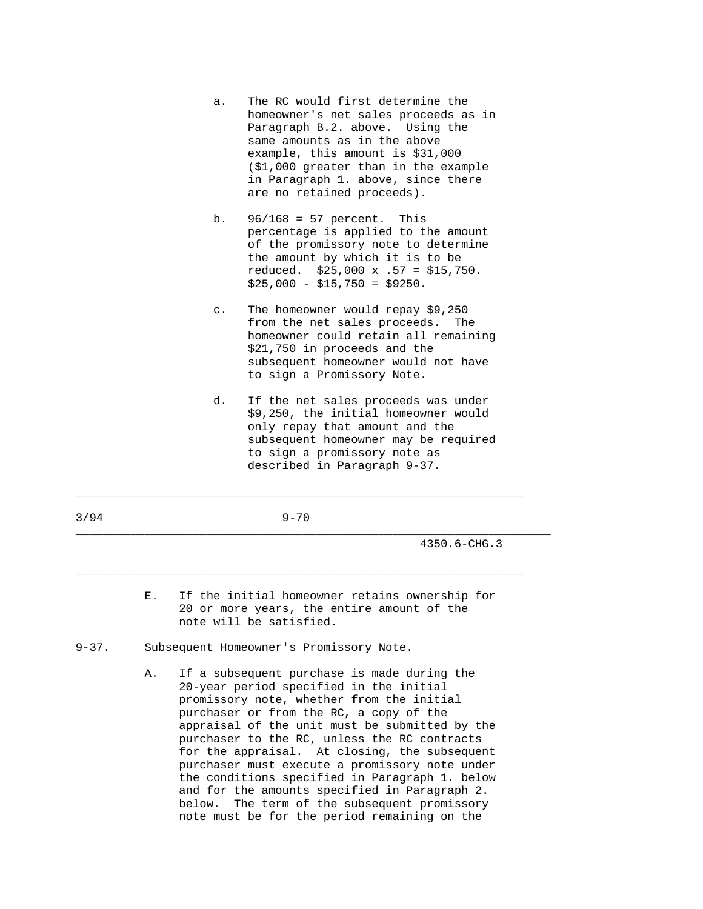a. The RC would first determine the homeowner's net sales proceeds as in Paragraph B.2. above. Using the same amounts as in the above example, this amount is $31,000 ($1,000 greater than in the example in Paragraph 1. above, since there are no retained proceeds).

b. 96/168 = 57 percent. This percentage is applied to the amount of the promissory note to determine the amount by which it is to be reduced. $25,000 x .57 = $15,750. $25,000 - $15,750 = $9250.

c. The homeowner would repay $9,250 from the net sales proceeds. The homeowner could retain all remaining $21,750 in proceeds and the subsequent homeowner would not have to sign a Promissory Note.

d. If the net sales proceeds was under $9,250, the initial homeowner would only repay that amount and the subsequent homeowner may be required to sign a promissory note as described in Paragraph 9-37.

E. If the initial homeowner retains ownership for 20 or more years, the entire amount of the note will be satisfied.

9-37. Subsequent Homeowner's Promissory Note.

A. If a subsequent purchase is made during the 20-year period specified in the initial promissory note, whether from the initial purchaser or from the RC, a copy of the appraisal of the unit must be submitted by the purchaser to the RC, unless the RC contracts for the appraisal. At closing, the subsequent purchaser must execute a promissory note under the conditions specified in Paragraph 1. below and for the amounts specified in Paragraph 2. below. The term of the subsequent promissory note must be for the period remaining on the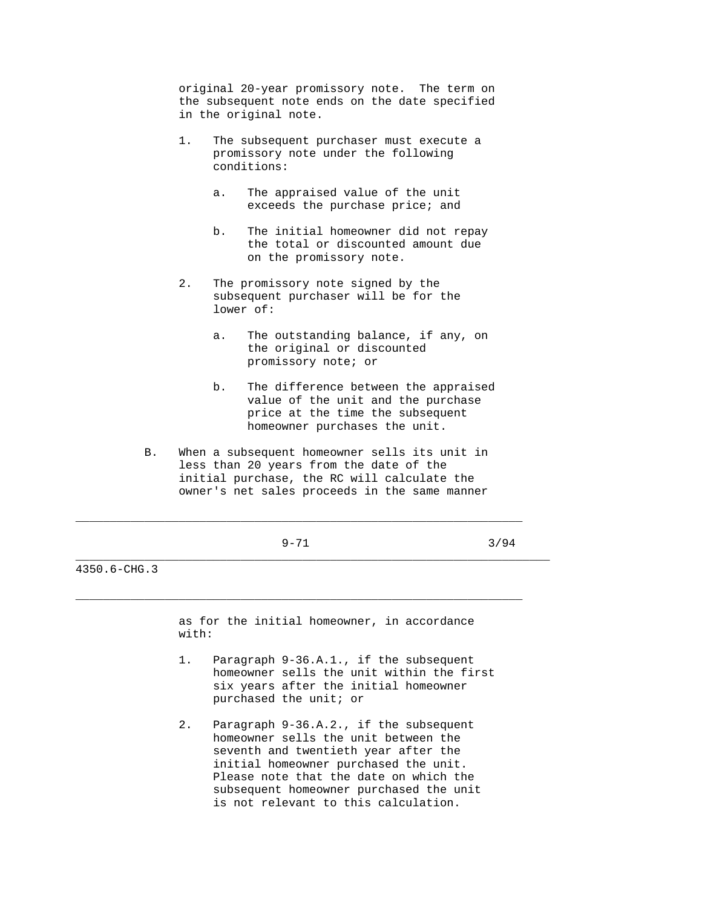original 20-year promissory note. The term on the subsequent note ends on the date specified in the original note.

1. The subsequent purchaser must execute a promissory note under the following conditions:

    a. The appraised value of the unit exceeds the purchase price; and

    b. The initial homeowner did not repay the total or discounted amount due on the promissory note.

2. The promissory note signed by the subsequent purchaser will be for the lower of:

    a. The outstanding balance, if any, on the original or discounted promissory note; or

    b. The difference between the appraised value of the unit and the purchase price at the time the subsequent homeowner purchases the unit.

B. When a subsequent homeowner sells its unit in less than 20 years from the date of the initial purchase, the RC will calculate the owner's net sales proceeds in the same manner as for the initial homeowner, in accordance with:

1. Paragraph 9-36.A.1., if the subsequent homeowner sells the unit within the first six years after the initial homeowner purchased the unit; or

2. Paragraph 9-36.A.2., if the subsequent homeowner sells the unit between the seventh and twentieth year after the initial homeowner purchased the unit. Please note that the date on which the subsequent homeowner purchased the unit is not relevant to this calculation.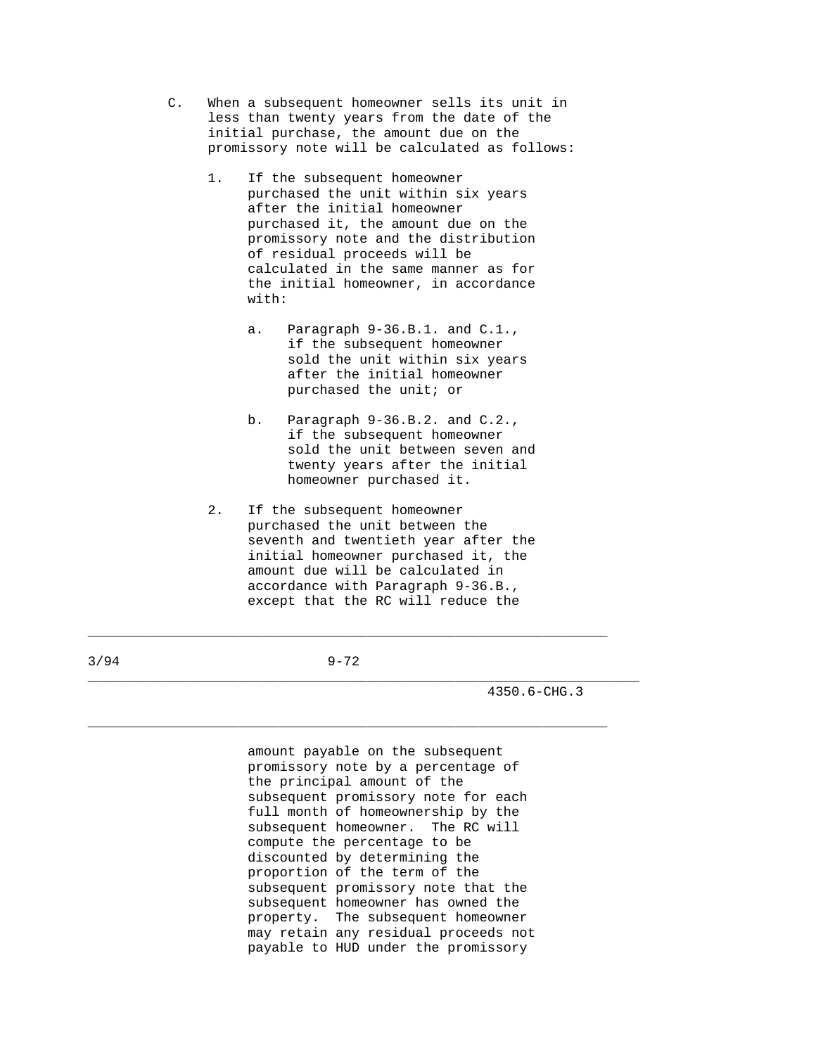C. When a subsequent homeowner sells its unit in less than twenty years from the date of the initial purchase, the amount due on the promissory note will be calculated as follows:

1. If the subsequent homeowner purchased the unit within six years after the initial homeowner purchased it, the amount due on the promissory note and the distribution of residual proceeds will be calculated in the same manner as for the initial homeowner, in accordance with:

   a. Paragraph 9-36.B.1. and C.1., if the subsequent homeowner sold the unit within six years after the initial homeowner purchased the unit; or

   b. Paragraph 9-36.B.2. and C.2., if the subsequent homeowner sold the unit between seven and twenty years after the initial homeowner purchased it.

2. If the subsequent homeowner purchased the unit between the seventh and twentieth year after the initial homeowner purchased it, the amount due will be calculated in accordance with Paragraph 9-36.B., except that the RC will reduce the amount payable on the subsequent promissory note by a percentage of the principal amount of the subsequent promissory note for each full month of homeownership by the subsequent homeowner. The RC will compute the percentage to be discounted by determining the proportion of the term of the subsequent promissory note that the subsequent homeowner has owned the property. The subsequent homeowner may retain any residual proceeds not payable to HUD under the promissory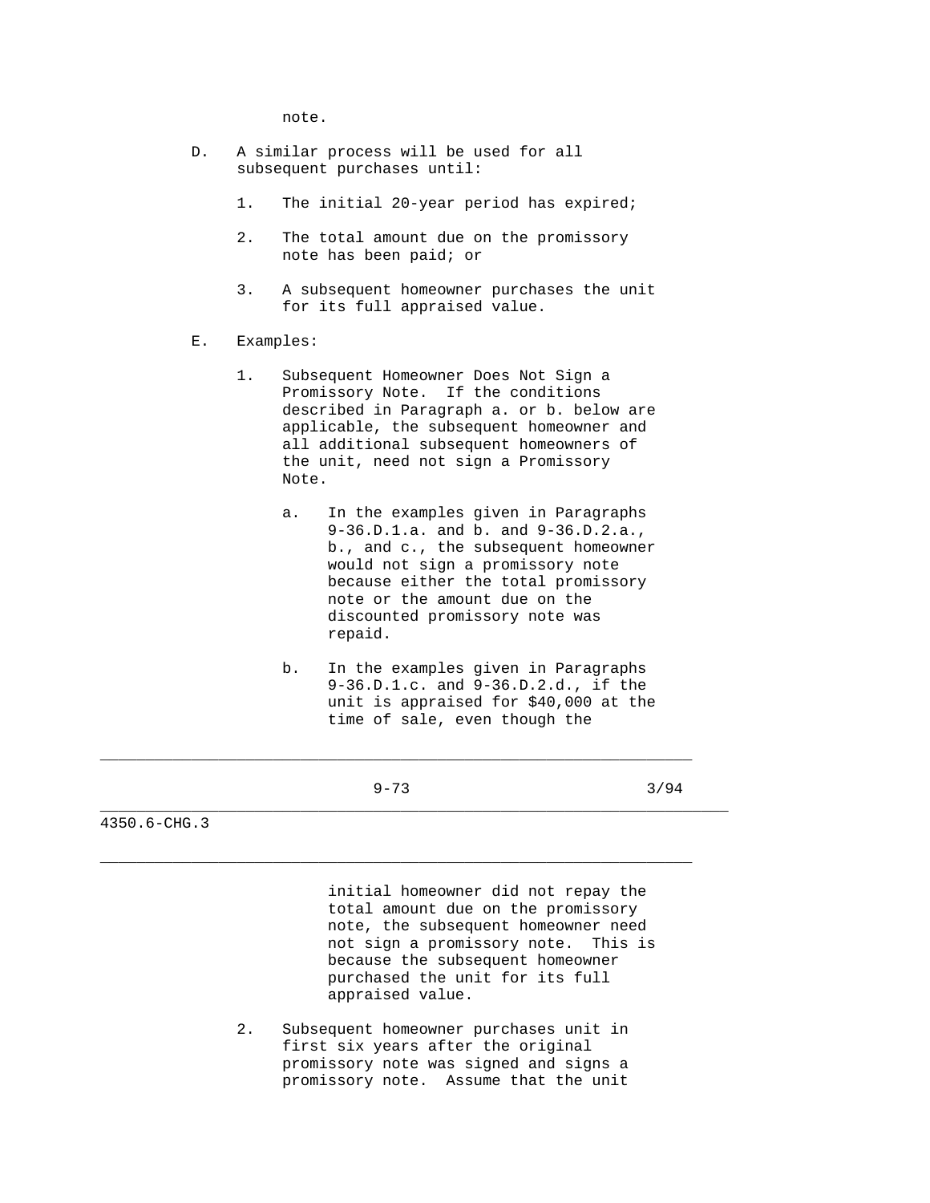note.

D. A similar process will be used for all subsequent purchases until:

   1. The initial 20-year period has expired;

   2. The total amount due on the promissory note has been paid; or

   3. A subsequent homeowner purchases the unit for its full appraised value.

E. Examples:

   1. Subsequent Homeowner Does Not Sign a Promissory Note. If the conditions described in Paragraph a. or b. below are applicable, the subsequent homeowner and all additional subsequent homeowners of the unit, need not sign a Promissory Note.

      a. In the examples given in Paragraphs 9-36.D.1.a. and b. and 9-36.D.2.a., b., and c., the subsequent homeowner would not sign a promissory note because either the total promissory note or the amount due on the discounted promissory note was repaid.

      b. In the examples given in Paragraphs 9-36.D.1.c. and 9-36.D.2.d., if the unit is appraised for $40,000 at the time of sale, even though the initial homeowner did not repay the total amount due on the promissory note, the subsequent homeowner need not sign a promissory note. This is because the subsequent homeowner purchased the unit for its full appraised value.

   2. Subsequent homeowner purchases unit in first six years after the original promissory note was signed and signs a promissory note. Assume that the unit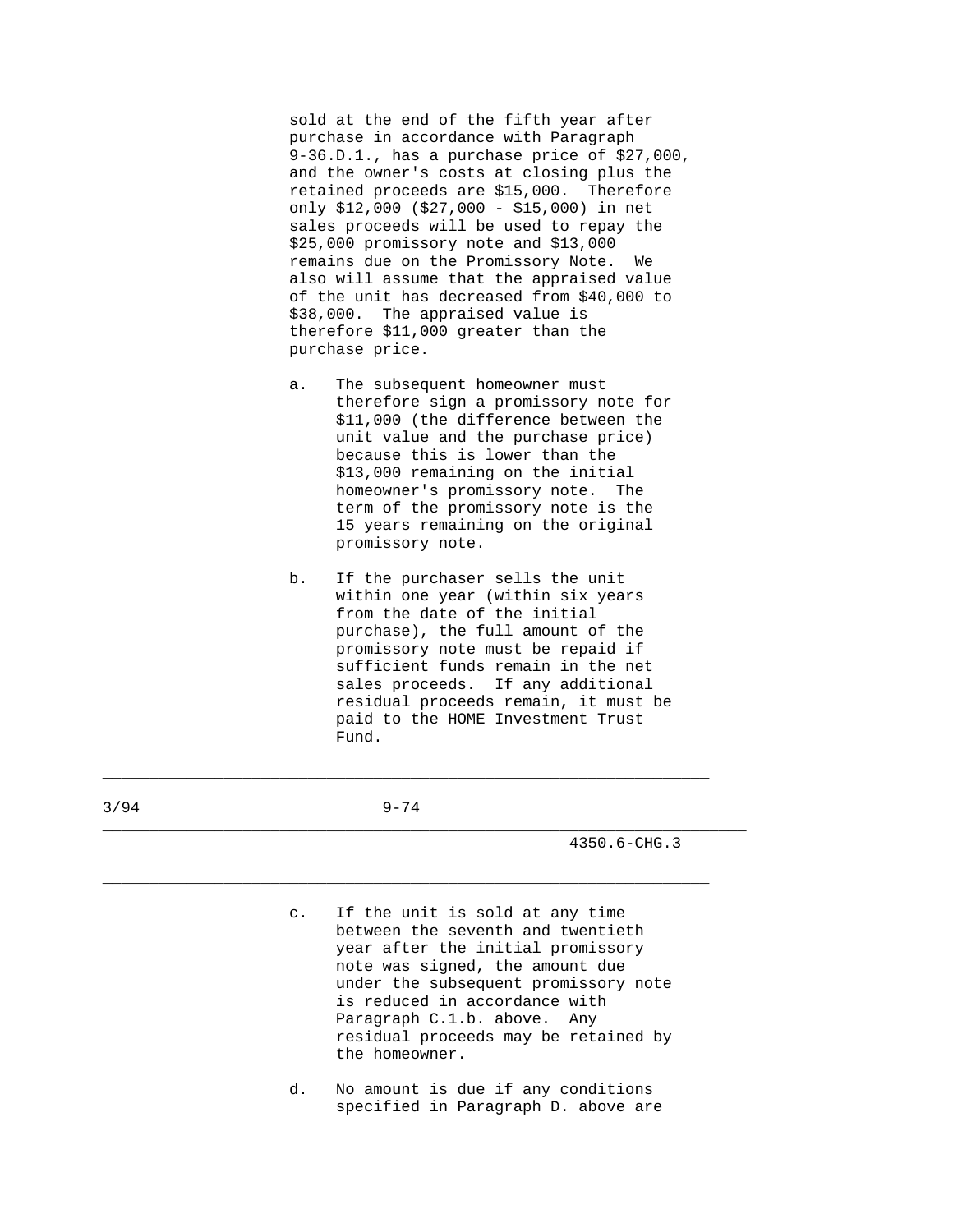sold at the end of the fifth year after purchase in accordance with Paragraph 9-36.D.1., has a purchase price of $27,000, and the owner's costs at closing plus the retained proceeds are $15,000. Therefore only $12,000 ($27,000 - $15,000) in net sales proceeds will be used to repay the $25,000 promissory note and $13,000 remains due on the Promissory Note. We also will assume that the appraised value of the unit has decreased from $40,000 to $38,000. The appraised value is therefore $11,000 greater than the purchase price.

a. The subsequent homeowner must therefore sign a promissory note for $11,000 (the difference between the unit value and the purchase price) because this is lower than the $13,000 remaining on the initial homeowner's promissory note. The term of the promissory note is the 15 years remaining on the original promissory note.

b. If the purchaser sells the unit within one year (within six years from the date of the initial purchase), the full amount of the promissory note must be repaid if sufficient funds remain in the net sales proceeds. If any additional residual proceeds remain, it must be paid to the HOME Investment Trust Fund.

c. If the unit is sold at any time between the seventh and twentieth year after the initial promissory note was signed, the amount due under the subsequent promissory note is reduced in accordance with Paragraph C.1.b. above. Any residual proceeds may be retained by the homeowner.

d. No amount is due if any conditions specified in Paragraph D. above are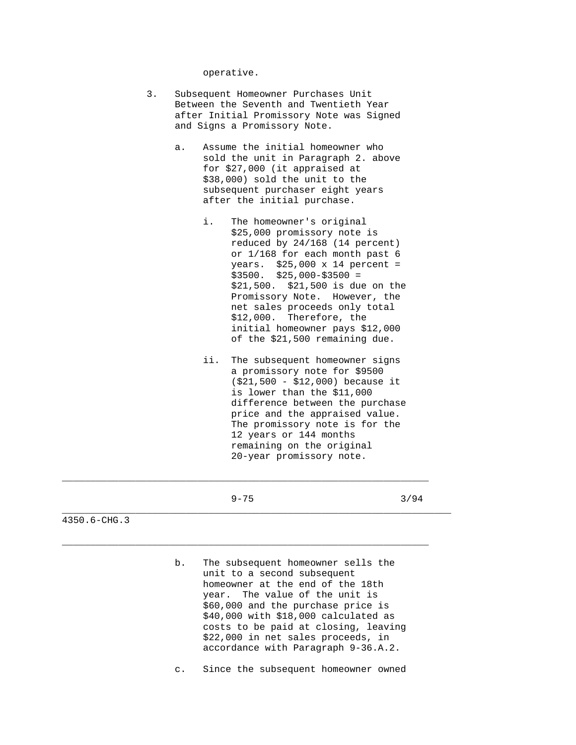operative.

3. Subsequent Homeowner Purchases Unit Between the Seventh and Twentieth Year after Initial Promissory Note was Signed and Signs a Promissory Note.

   a. Assume the initial homeowner who sold the unit in Paragraph 2. above for $27,000 (it appraised at $38,000) sold the unit to the subsequent purchaser eight years after the initial purchase.

      i. The homeowner's original $25,000 promissory note is reduced by 24/168 (14 percent) or 1/168 for each month past 6 years. $25,000 x 14 percent = $3500. $25,000-$3500 = $21,500. $21,500 is due on the Promissory Note. However, the net sales proceeds only total $12,000. Therefore, the initial homeowner pays $12,000 of the $21,500 remaining due.

      ii. The subsequent homeowner signs a promissory note for $9500 ($21,500 - $12,000) because it is lower than the $11,000 difference between the purchase price and the appraised value. The promissory note is for the 12 years or 144 months remaining on the original 20-year promissory note.

   b. The subsequent homeowner sells the unit to a second subsequent homeowner at the end of the 18th year. The value of the unit is $60,000 and the purchase price is $40,000 with $18,000 calculated as costs to be paid at closing, leaving $22,000 in net sales proceeds, in accordance with Paragraph 9-36.A.2.

   c. Since the subsequent homeowner owned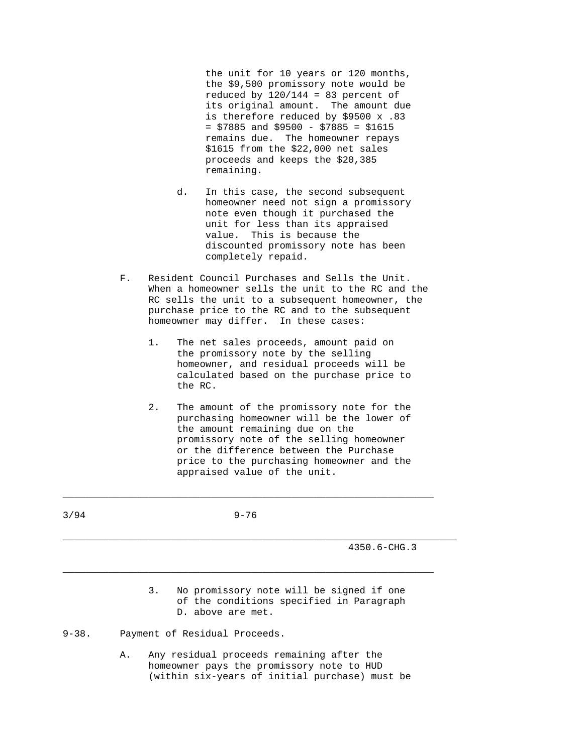the unit for 10 years or 120 months, the $9,500 promissory note would be reduced by 120/144 = 83 percent of its original amount. The amount due is therefore reduced by $9500 x .83 = $7885 and $9500 - $7885 = $1615 remains due. The homeowner repays $1615 from the $22,000 net sales proceeds and keeps the $20,385 remaining.

d. In this case, the second subsequent homeowner need not sign a promissory note even though it purchased the unit for less than its appraised value. This is because the discounted promissory note has been completely repaid.

F. Resident Council Purchases and Sells the Unit. When a homeowner sells the unit to the RC and the RC sells the unit to a subsequent homeowner, the purchase price to the RC and to the subsequent homeowner may differ. In these cases:

1. The net sales proceeds, amount paid on the promissory note by the selling homeowner, and residual proceeds will be calculated based on the purchase price to the RC.

2. The amount of the promissory note for the purchasing homeowner will be the lower of the amount remaining due on the promissory note of the selling homeowner or the difference between the Purchase price to the purchasing homeowner and the appraised value of the unit.

3. No promissory note will be signed if one of the conditions specified in Paragraph D. above are met.

9-38. Payment of Residual Proceeds.

A. Any residual proceeds remaining after the homeowner pays the promissory note to HUD (within six-years of initial purchase) must be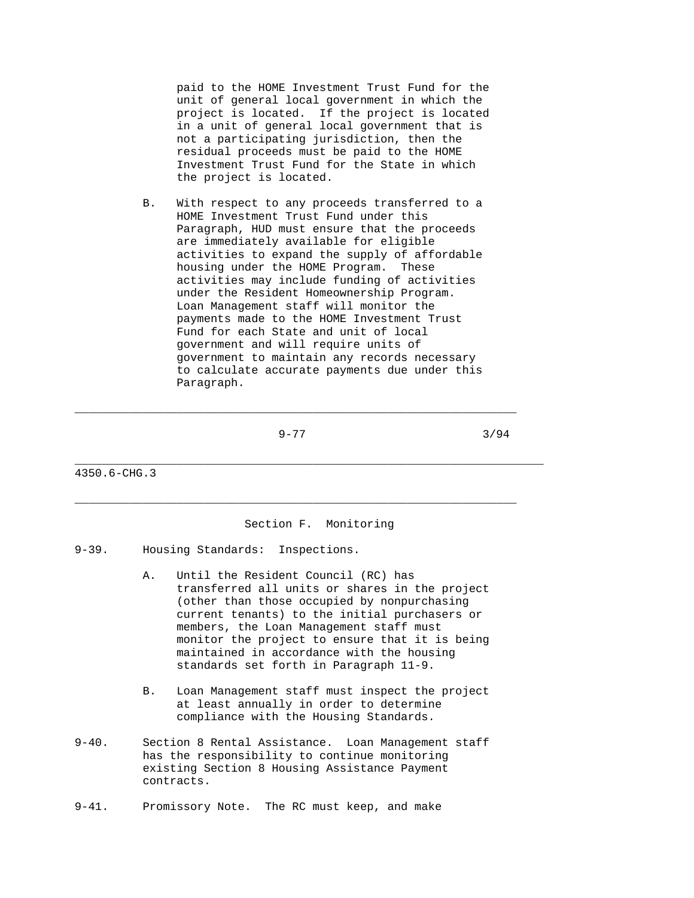paid to the HOME Investment Trust Fund for the unit of general local government in which the project is located. If the project is located in a unit of general local government that is not a participating jurisdiction, then the residual proceeds must be paid to the HOME Investment Trust Fund for the State in which the project is located.

B. With respect to any proceeds transferred to a HOME Investment Trust Fund under this Paragraph, HUD must ensure that the proceeds are immediately available for eligible activities to expand the supply of affordable housing under the HOME Program. These activities may include funding of activities under the Resident Homeownership Program. Loan Management staff will monitor the payments made to the HOME Investment Trust Fund for each State and unit of local government and will require units of government to maintain any records necessary to calculate accurate payments due under this Paragraph.

## Section F. Monitoring

9-39. Housing Standards: Inspections.

A. Until the Resident Council (RC) has transferred all units or shares in the project (other than those occupied by nonpurchasing current tenants) to the initial purchasers or members, the Loan Management staff must monitor the project to ensure that it is being maintained in accordance with the housing standards set forth in Paragraph 11-9.

B. Loan Management staff must inspect the project at least annually in order to determine compliance with the Housing Standards.

9-40. Section 8 Rental Assistance. Loan Management staff has the responsibility to continue monitoring existing Section 8 Housing Assistance Payment contracts.

9-41. Promissory Note. The RC must keep, and make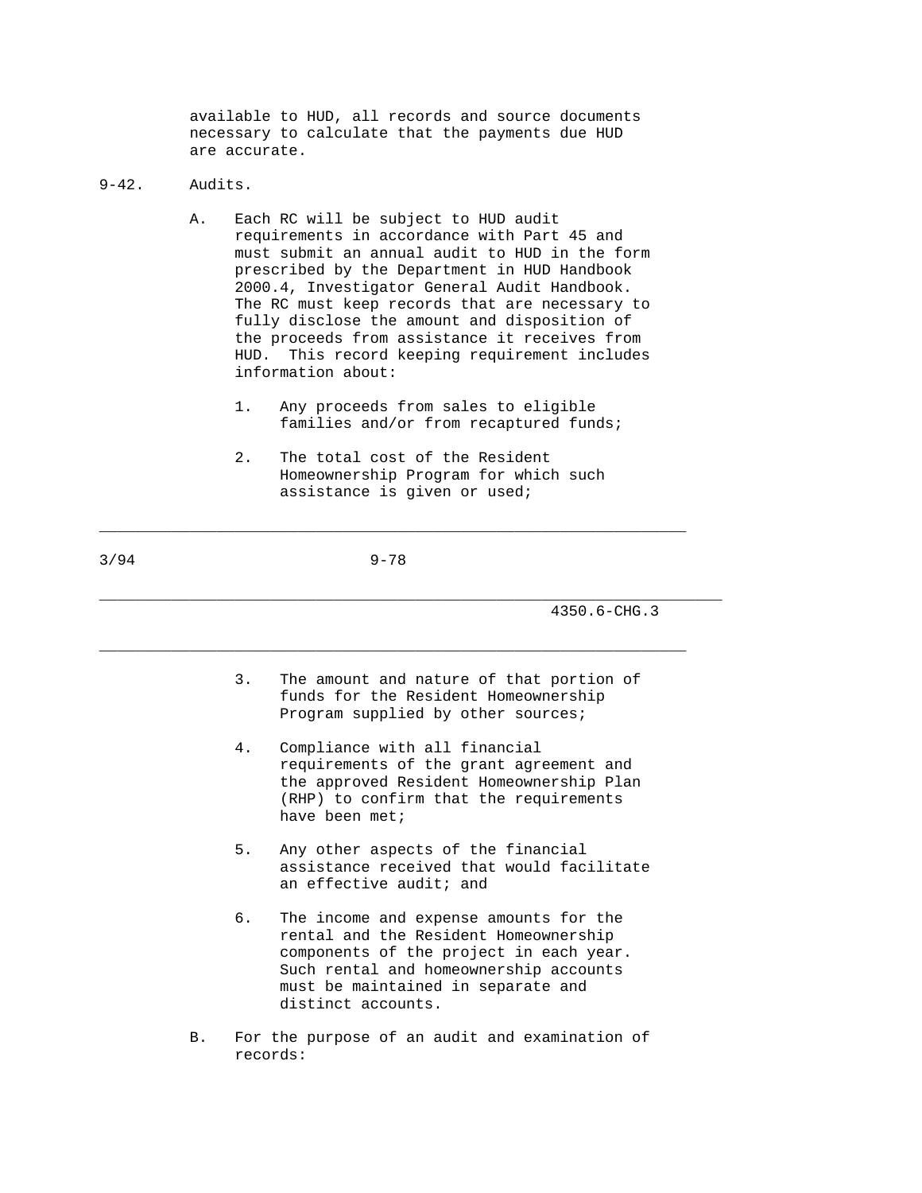available to HUD, all records and source documents necessary to calculate that the payments due HUD are accurate.

9-42. Audits.

A. Each RC will be subject to HUD audit requirements in accordance with Part 45 and must submit an annual audit to HUD in the form prescribed by the Department in HUD Handbook 2000.4, Investigator General Audit Handbook. The RC must keep records that are necessary to fully disclose the amount and disposition of the proceeds from assistance it receives from HUD. This record keeping requirement includes information about:

1. Any proceeds from sales to eligible families and/or from recaptured funds;

2. The total cost of the Resident Homeownership Program for which such assistance is given or used;

3. The amount and nature of that portion of funds for the Resident Homeownership Program supplied by other sources;

4. Compliance with all financial requirements of the grant agreement and the approved Resident Homeownership Plan (RHP) to confirm that the requirements have been met;

5. Any other aspects of the financial assistance received that would facilitate an effective audit; and

6. The income and expense amounts for the rental and the Resident Homeownership components of the project in each year. Such rental and homeownership accounts must be maintained in separate and distinct accounts.

B. For the purpose of an audit and examination of records: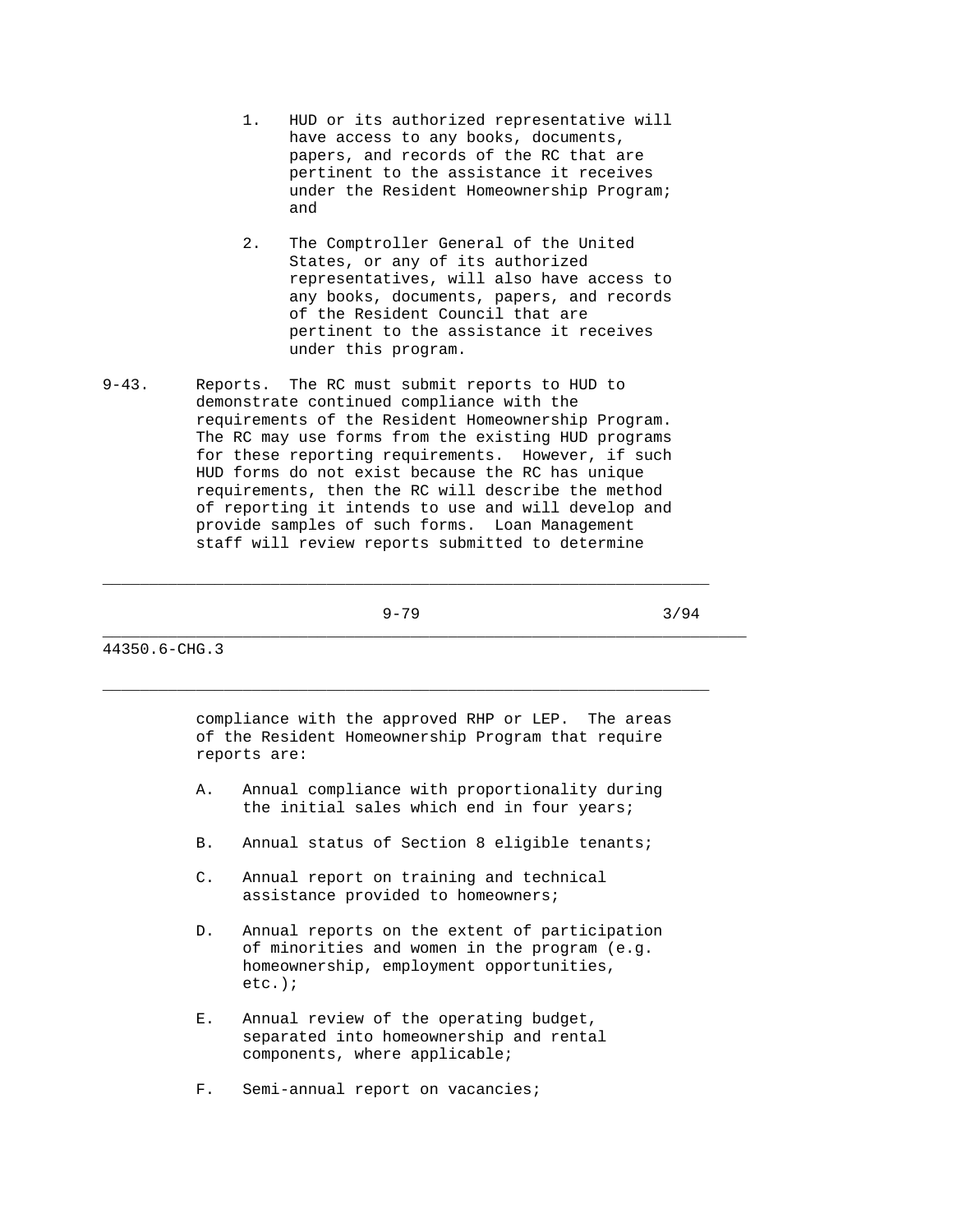1. HUD or its authorized representative will have access to any books, documents, papers, and records of the RC that are pertinent to the assistance it receives under the Resident Homeownership Program; and

2. The Comptroller General of the United States, or any of its authorized representatives, will also have access to any books, documents, papers, and records of the Resident Council that are pertinent to the assistance it receives under this program.

9-43. Reports. The RC must submit reports to HUD to demonstrate continued compliance with the requirements of the Resident Homeownership Program. The RC may use forms from the existing HUD programs for these reporting requirements. However, if such HUD forms do not exist because the RC has unique requirements, then the RC will describe the method of reporting it intends to use and will develop and provide samples of such forms. Loan Management staff will review reports submitted to determine compliance with the approved RHP or LEP. The areas of the Resident Homeownership Program that require reports are:

A. Annual compliance with proportionality during the initial sales which end in four years;

B. Annual status of Section 8 eligible tenants;

C. Annual report on training and technical assistance provided to homeowners;

D. Annual reports on the extent of participation of minorities and women in the program (e.g. homeownership, employment opportunities, etc.);

E. Annual review of the operating budget, separated into homeownership and rental components, where applicable;

F. Semi-annual report on vacancies;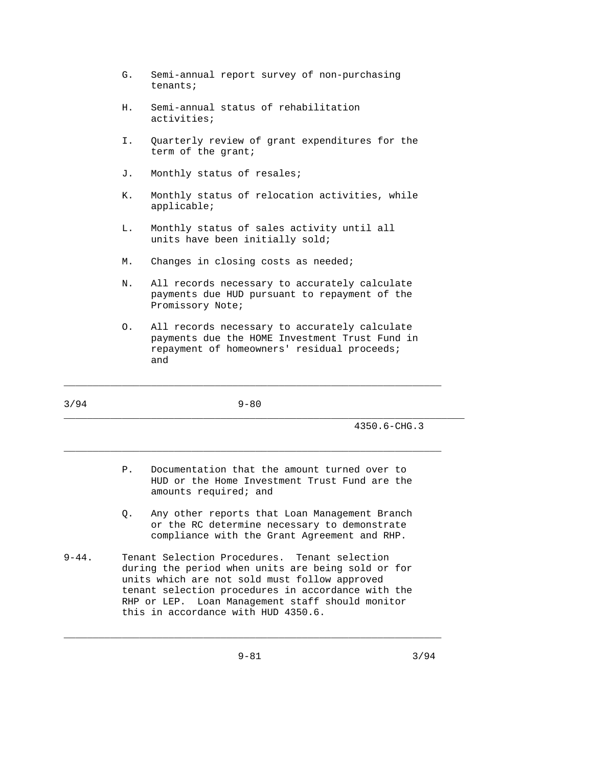G. Semi-annual report survey of non-purchasing tenants;

H. Semi-annual status of rehabilitation activities;

I. Quarterly review of grant expenditures for the term of the grant;

J. Monthly status of resales;

K. Monthly status of relocation activities, while applicable;

L. Monthly status of sales activity until all units have been initially sold;

M. Changes in closing costs as needed;

N. All records necessary to accurately calculate payments due HUD pursuant to repayment of the Promissory Note;

O. All records necessary to accurately calculate payments due the HOME Investment Trust Fund in repayment of homeowners' residual proceeds; and

P. Documentation that the amount turned over to HUD or the Home Investment Trust Fund are the amounts required; and

Q. Any other reports that Loan Management Branch or the RC determine necessary to demonstrate compliance with the Grant Agreement and RHP.

9-44. Tenant Selection Procedures. Tenant selection during the period when units are being sold or for units which are not sold must follow approved tenant selection procedures in accordance with the RHP or LEP. Loan Management staff should monitor this in accordance with HUD 4350.6.